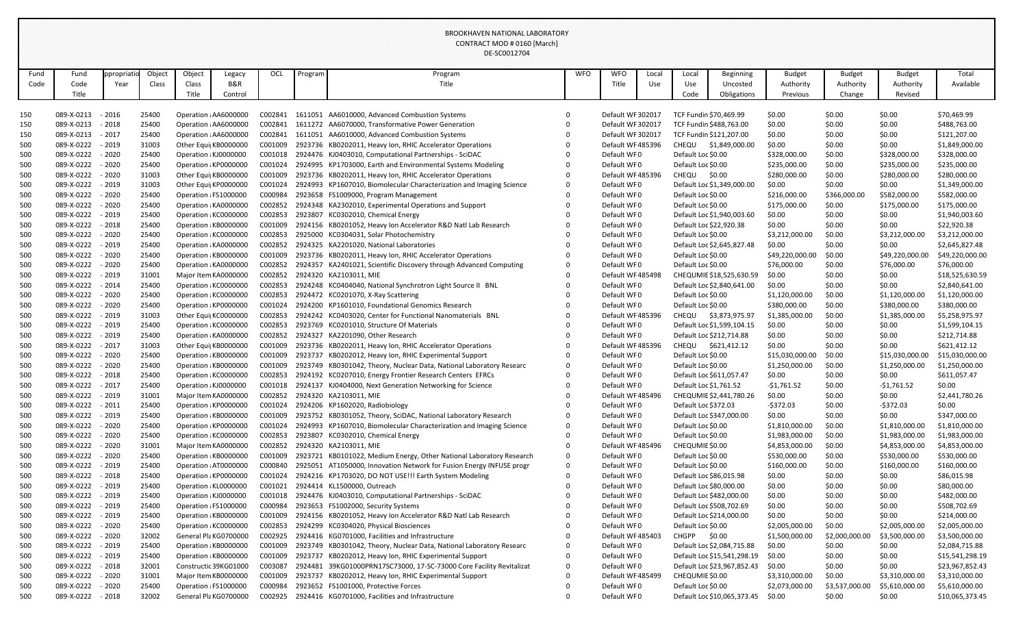BROOKHAVEN NATIONAL LABORATORY
CONTRACT MOD # 0160 [March]
DE-SC0012704

| Fund Code | Fund Code Title | ppropriatio Year | Object Class | Object Class Title | Legacy B&R Control | OCL | Program | Program Title | WFO | WFO Title | Local Use | Local Use Code | Beginning Uncosted Obligations | Budget Authority Previous | Budget Authority Change | Budget Authority Revised | Total Available |
|---|---|---|---|---|---|---|---|---|---|---|---|---|---|---|---|---|---|
| 150 | 089-X-0213 | - 2016 | 25400 | Operation ; | AA6000000 | C002841 | 1611051 | AA6010000, Advanced Combustion Systems | 0 | Default WF | 302017 | TCF Fundin | $70,469.99 | $0.00 | $0.00 | $0.00 | $70,469.99 |
| 150 | 089-X-0213 | - 2018 | 25400 | Operation ; | AA6000000 | C002841 | 1611272 | AA6070000, Transformative Power Generation | 0 | Default WF | 302017 | TCF Fundin | $488,763.00 | $0.00 | $0.00 | $0.00 | $488,763.00 |
| 150 | 089-X-0213 | - 2017 | 25400 | Operation ; | AA6000000 | C002841 | 1611051 | AA6010000, Advanced Combustion Systems | 0 | Default WF | 302017 | TCF Fundin | $121,207.00 | $0.00 | $0.00 | $0.00 | $121,207.00 |
| 500 | 089-X-0222 | - 2019 | 31003 | Other Equi | KB0000000 | C001009 | 2923736 | KB0202011, Heavy Ion, RHIC Accelerator Operations | 0 | Default WF | 485396 | CHEQU | $1,849,000.00 | $0.00 | $0.00 | $0.00 | $1,849,000.00 |
| 500 | 089-X-0222 | - 2020 | 25400 | Operation ; | KJ0000000 | C001018 | 2924476 | KJ0403010, Computational Partnerships - SciDAC | 0 | Default WF | 0 | Default Loc | $0.00 | $328,000.00 | $0.00 | $328,000.00 | $328,000.00 |
| 500 | 089-X-0222 | - 2020 | 25400 | Operation ; | KP0000000 | C001024 | 2924995 | KP1703000, Earth and Environmental Systems Modeling | 0 | Default WF | 0 | Default Loc | $0.00 | $235,000.00 | $0.00 | $235,000.00 | $235,000.00 |
| 500 | 089-X-0222 | - 2020 | 31003 | Other Equi | KB0000000 | C001009 | 2923736 | KB0202011, Heavy Ion, RHIC Accelerator Operations | 0 | Default WF | 485396 | CHEQU | $0.00 | $280,000.00 | $0.00 | $280,000.00 | $280,000.00 |
| 500 | 089-X-0222 | - 2019 | 31003 | Other Equi | KP0000000 | C001024 | 2924993 | KP1607010, Biomolecular Characterization and Imaging Science | 0 | Default WF | 0 | Default Loc | $1,349,000.00 | $0.00 | $0.00 | $0.00 | $1,349,000.00 |
| 500 | 089-X-0222 | - 2020 | 25400 | Operation ; | FS1000000 | C000984 | 2923658 | FS1009000, Program Management | 0 | Default WF | 0 | Default Loc | $0.00 | $216,000.00 | $366,000.00 | $582,000.00 | $582,000.00 |
| 500 | 089-X-0222 | - 2020 | 25400 | Operation ; | KA0000000 | C002852 | 2924348 | KA2302010, Experimental Operations and Support | 0 | Default WF | 0 | Default Loc | $0.00 | $175,000.00 | $0.00 | $175,000.00 | $175,000.00 |
| 500 | 089-X-0222 | - 2019 | 25400 | Operation ; | KC0000000 | C002853 | 2923807 | KC0302010, Chemical Energy | 0 | Default WF | 0 | Default Loc | $1,940,003.60 | $0.00 | $0.00 | $0.00 | $1,940,003.60 |
| 500 | 089-X-0222 | - 2018 | 25400 | Operation ; | KB0000000 | C001009 | 2924156 | KB0201052, Heavy Ion Accelerator R&D Natl Lab Research | 0 | Default WF | 0 | Default Loc | $22,920.38 | $0.00 | $0.00 | $0.00 | $22,920.38 |
| 500 | 089-X-0222 | - 2020 | 25400 | Operation ; | KC0000000 | C002853 | 2925000 | KC0304031, Solar Photochemistry | 0 | Default WF | 0 | Default Loc | $0.00 | $3,212,000.00 | $0.00 | $3,212,000.00 | $3,212,000.00 |
| 500 | 089-X-0222 | - 2019 | 25400 | Operation ; | KA0000000 | C002852 | 2924325 | KA2201020, National Laboratories | 0 | Default WF | 0 | Default Loc | $2,645,827.48 | $0.00 | $0.00 | $0.00 | $2,645,827.48 |
| 500 | 089-X-0222 | - 2020 | 25400 | Operation ; | KB0000000 | C001009 | 2923736 | KB0202011, Heavy Ion, RHIC Accelerator Operations | 0 | Default WF | 0 | Default Loc | $0.00 | $49,220,000.00 | $0.00 | $49,220,000.00 | $49,220,000.00 |
| 500 | 089-X-0222 | - 2020 | 25400 | Operation ; | KA0000000 | C002852 | 2924357 | KA2401021, Scientific Discovery through Advanced Computing | 0 | Default WF | 0 | Default Loc | $0.00 | $76,000.00 | $0.00 | $76,000.00 | $76,000.00 |
| 500 | 089-X-0222 | - 2019 | 31001 | Major Item | KA0000000 | C002852 | 2924320 | KA2103011, MIE | 0 | Default WF | 485498 | CHEQUMIE | $18,525,630.59 | $0.00 | $0.00 | $0.00 | $18,525,630.59 |
| 500 | 089-X-0222 | - 2014 | 25400 | Operation ; | KC0000000 | C002853 | 2924248 | KC0404040, National Synchrotron Light Source II BNL | 0 | Default WF | 0 | Default Loc | $2,840,641.00 | $0.00 | $0.00 | $0.00 | $2,840,641.00 |
| 500 | 089-X-0222 | - 2020 | 25400 | Operation ; | KC0000000 | C002853 | 2924472 | KC0201070, X-Ray Scattering | 0 | Default WF | 0 | Default Loc | $0.00 | $1,120,000.00 | $0.00 | $1,120,000.00 | $1,120,000.00 |
| 500 | 089-X-0222 | - 2020 | 25400 | Operation ; | KP0000000 | C001024 | 2924200 | KP1601010, Foundational Genomics Research | 0 | Default WF | 0 | Default Loc | $0.00 | $380,000.00 | $0.00 | $380,000.00 | $380,000.00 |
| 500 | 089-X-0222 | - 2019 | 31003 | Other Equi | KC0000000 | C002853 | 2924242 | KC0403020, Center for Functional Nanomaterials BNL | 0 | Default WF | 485396 | CHEQU | $3,873,975.97 | $1,385,000.00 | $0.00 | $1,385,000.00 | $5,258,975.97 |
| 500 | 089-X-0222 | - 2019 | 25400 | Operation ; | KC0000000 | C002853 | 2923769 | KC0201010, Structure Of Materials | 0 | Default WF | 0 | Default Loc | $1,599,104.15 | $0.00 | $0.00 | $0.00 | $1,599,104.15 |
| 500 | 089-X-0222 | - 2019 | 25400 | Operation ; | KA0000000 | C002852 | 2924327 | KA2201090, Other Research | 0 | Default WF | 0 | Default Loc | $212,714.88 | $0.00 | $0.00 | $0.00 | $212,714.88 |
| 500 | 089-X-0222 | - 2017 | 31003 | Other Equi | KB0000000 | C001009 | 2923736 | KB0202011, Heavy Ion, RHIC Accelerator Operations | 0 | Default WF | 485396 | CHEQU | $621,412.12 | $0.00 | $0.00 | $0.00 | $621,412.12 |
| 500 | 089-X-0222 | - 2020 | 25400 | Operation ; | KB0000000 | C001009 | 2923737 | KB0202012, Heavy Ion, RHIC Experimental Support | 0 | Default WF | 0 | Default Loc | $0.00 | $15,030,000.00 | $0.00 | $15,030,000.00 | $15,030,000.00 |
| 500 | 089-X-0222 | - 2020 | 25400 | Operation ; | KB0000000 | C001009 | 2923749 | KB0301042, Theory, Nuclear Data, National Laboratory Researc | 0 | Default WF | 0 | Default Loc | $0.00 | $1,250,000.00 | $0.00 | $1,250,000.00 | $1,250,000.00 |
| 500 | 089-X-0222 | - 2018 | 25400 | Operation ; | KC0000000 | C002853 | 2924192 | KC0207010, Energy Frontier Research Centers EFRCs | 0 | Default WF | 0 | Default Loc | $611,057.47 | $0.00 | $0.00 | $0.00 | $611,057.47 |
| 500 | 089-X-0222 | - 2017 | 25400 | Operation ; | KJ0000000 | C001018 | 2924137 | KJ0404000, Next Generation Networking for Science | 0 | Default WF | 0 | Default Loc | $1,761.52 | -$1,761.52 | $0.00 | -$1,761.52 | $0.00 |
| 500 | 089-X-0222 | - 2019 | 31001 | Major Item | KA0000000 | C002852 | 2924320 | KA2103011, MIE | 0 | Default WF | 485496 | CHEQUMIE | $2,441,780.26 | $0.00 | $0.00 | $0.00 | $2,441,780.26 |
| 500 | 089-X-0222 | - 2011 | 25400 | Operation ; | KP0000000 | C001024 | 2924206 | KP1602020, Radiobiology | 0 | Default WF | 0 | Default Loc | $372.03 | -$372.03 | $0.00 | -$372.03 | $0.00 |
| 500 | 089-X-0222 | - 2019 | 25400 | Operation ; | KB0000000 | C001009 | 2923752 | KB0301052, Theory, SciDAC, National Laboratory Research | 0 | Default WF | 0 | Default Loc | $347,000.00 | $0.00 | $0.00 | $0.00 | $347,000.00 |
| 500 | 089-X-0222 | - 2020 | 25400 | Operation ; | KP0000000 | C001024 | 2924993 | KP1607010, Biomolecular Characterization and Imaging Science | 0 | Default WF | 0 | Default Loc | $0.00 | $1,810,000.00 | $0.00 | $1,810,000.00 | $1,810,000.00 |
| 500 | 089-X-0222 | - 2020 | 25400 | Operation ; | KC0000000 | C002853 | 2923807 | KC0302010, Chemical Energy | 0 | Default WF | 0 | Default Loc | $0.00 | $1,983,000.00 | $0.00 | $1,983,000.00 | $1,983,000.00 |
| 500 | 089-X-0222 | - 2020 | 31001 | Major Item | KA0000000 | C002852 | 2924320 | KA2103011, MIE | 0 | Default WF | 485496 | CHEQUMIE | $0.00 | $4,853,000.00 | $0.00 | $4,853,000.00 | $4,853,000.00 |
| 500 | 089-X-0222 | - 2020 | 25400 | Operation ; | KB0000000 | C001009 | 2923721 | KB0101022, Medium Energy, Other National Laboratory Research | 0 | Default WF | 0 | Default Loc | $0.00 | $530,000.00 | $0.00 | $530,000.00 | $530,000.00 |
| 500 | 089-X-0222 | - 2020 | 25400 | Operation ; | AT0000000 | C000840 | 2925051 | AT1050000, Innovation Network for Fusion Energy INFUSE progr | 0 | Default WF | 0 | Default Loc | $0.00 | $160,000.00 | $0.00 | $160,000.00 | $160,000.00 |
| 500 | 089-X-0222 | - 2018 | 25400 | Operation ; | KP0000000 | C001024 | 2924216 | KP1703020, DO NOT USE!!! Earth System Modeling | 0 | Default WF | 0 | Default Loc | $86,015.98 | $0.00 | $0.00 | $0.00 | $86,015.98 |
| 500 | 089-X-0222 | - 2019 | 25400 | Operation ; | KL0000000 | C001021 | 2924414 | KL1500000, Outreach | 0 | Default WF | 0 | Default Loc | $80,000.00 | $0.00 | $0.00 | $0.00 | $80,000.00 |
| 500 | 089-X-0222 | - 2019 | 25400 | Operation ; | KJ0000000 | C001018 | 2924476 | KJ0403010, Computational Partnerships - SciDAC | 0 | Default WF | 0 | Default Loc | $482,000.00 | $0.00 | $0.00 | $0.00 | $482,000.00 |
| 500 | 089-X-0222 | - 2019 | 25400 | Operation ; | FS1000000 | C000984 | 2923653 | FS1002000, Security Systems | 0 | Default WF | 0 | Default Loc | $508,702.69 | $0.00 | $0.00 | $0.00 | $508,702.69 |
| 500 | 089-X-0222 | - 2019 | 25400 | Operation ; | KB0000000 | C001009 | 2924156 | KB0201052, Heavy Ion Accelerator R&D Natl Lab Research | 0 | Default WF | 0 | Default Loc | $214,000.00 | $0.00 | $0.00 | $0.00 | $214,000.00 |
| 500 | 089-X-0222 | - 2020 | 25400 | Operation ; | KC0000000 | C002853 | 2924299 | KC0304020, Physical Biosciences | 0 | Default WF | 0 | Default Loc | $0.00 | $2,005,000.00 | $0.00 | $2,005,000.00 | $2,005,000.00 |
| 500 | 089-X-0222 | - 2020 | 32002 | General Pla | KG0700000 | C002925 | 2924416 | KG0701000, Facilities and Infrastructure | 0 | Default WF | 485403 | CHGPP | $0.00 | $1,500,000.00 | $2,000,000.00 | $3,500,000.00 | $3,500,000.00 |
| 500 | 089-X-0222 | - 2019 | 25400 | Operation ; | KB0000000 | C001009 | 2923749 | KB0301042, Theory, Nuclear Data, National Laboratory Researc | 0 | Default WF | 0 | Default Loc | $2,084,715.88 | $0.00 | $0.00 | $0.00 | $2,084,715.88 |
| 500 | 089-X-0222 | - 2019 | 25400 | Operation ; | KB0000000 | C001009 | 2923737 | KB0202012, Heavy Ion, RHIC Experimental Support | 0 | Default WF | 0 | Default Loc | $15,541,298.19 | $0.00 | $0.00 | $0.00 | $15,541,298.19 |
| 500 | 089-X-0222 | - 2018 | 32001 | Constructio | 39KG01000 | C003087 | 2924481 | 39KG01000PRN17SC73000, 17-SC-73000 Core Facility Revitalizat | 0 | Default WF | 0 | Default Loc | $23,967,852.43 | $0.00 | $0.00 | $0.00 | $23,967,852.43 |
| 500 | 089-X-0222 | - 2020 | 31001 | Major Item | KB0000000 | C001009 | 2923737 | KB0202012, Heavy Ion, RHIC Experimental Support | 0 | Default WF | 485499 | CHEQUMIE | $0.00 | $3,310,000.00 | $0.00 | $3,310,000.00 | $3,310,000.00 |
| 500 | 089-X-0222 | - 2020 | 25400 | Operation ; | FS1000000 | C000984 | 2923652 | FS1001000, Protective Forces | 0 | Default WF | 0 | Default Loc | $0.00 | $2,073,000.00 | $3,537,000.00 | $5,610,000.00 | $5,610,000.00 |
| 500 | 089-X-0222 | - 2018 | 32002 | General Pla | KG0700000 | C002925 | 2924416 | KG0701000, Facilities and Infrastructure | 0 | Default WF | 0 | Default Loc | $10,065,373.45 | $0.00 | $0.00 | $0.00 | $10,065,373.45 |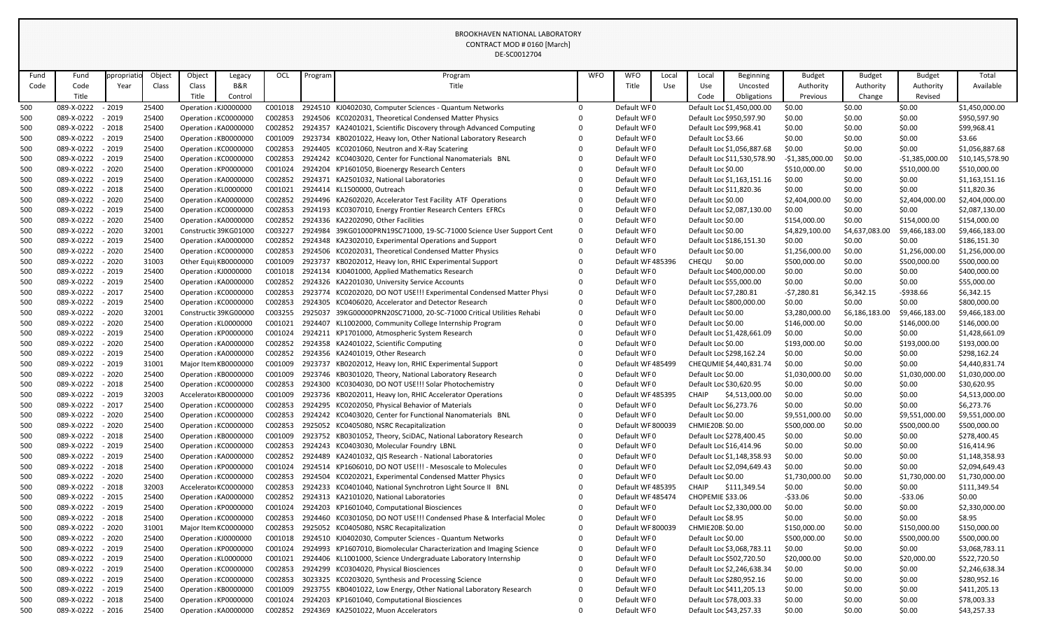BROOKHAVEN NATIONAL LABORATORY
CONTRACT MOD # 0160 [March]
DE-SC0012704

| Fund Code | Fund Code Title | Appropriation Year | Object Class | Object Class Title | Legacy B&R Control | OCL | Program | Program Title | WFO | WFO Title | Local Use | Local Use Code | Beginning Uncosted Obligations | Budget Authority Previous | Budget Authority Change | Budget Authority Revised | Total Available |
|---|---|---|---|---|---|---|---|---|---|---|---|---|---|---|---|---|---|
| 500 | 089-X-0222 | - 2019 | 25400 | Operation : | KJ0000000 | C001018 | 2924510 | KJ0402030, Computer Sciences - Quantum Networks | 0 | Default WF | 0 | Default Loc | $1,450,000.00 | $0.00 | $0.00 | $0.00 | $1,450,000.00 |
| 500 | 089-X-0222 | - 2019 | 25400 | Operation : | KC0000000 | C002853 | 2924506 | KC0202031, Theoretical Condensed Matter Physics | 0 | Default WF | 0 | Default Loc | $950,597.90 | $0.00 | $0.00 | $0.00 | $950,597.90 |
| 500 | 089-X-0222 | - 2018 | 25400 | Operation : | KA0000000 | C002852 | 2924357 | KA2401021, Scientific Discovery through Advanced Computing | 0 | Default WF | 0 | Default Loc | $99,968.41 | $0.00 | $0.00 | $0.00 | $99,968.41 |
| 500 | 089-X-0222 | - 2019 | 25400 | Operation : | KB0000000 | C001009 | 2923734 | KB0201022, Heavy Ion, Other National Laboratory Research | 0 | Default WF | 0 | Default Loc | $3.66 | $0.00 | $0.00 | $0.00 | $3.66 |
| 500 | 089-X-0222 | - 2019 | 25400 | Operation : | KC0000000 | C002853 | 2924405 | KC0201060, Neutron and X-Ray Scatering | 0 | Default WF | 0 | Default Loc | $1,056,887.68 | $0.00 | $0.00 | $0.00 | $1,056,887.68 |
| 500 | 089-X-0222 | - 2019 | 25400 | Operation : | KC0000000 | C002853 | 2924242 | KC0403020, Center for Functional Nanomaterials BNL | 0 | Default WF | 0 | Default Loc | $11,530,578.90 | -$1,385,000.00 | $0.00 | -$1,385,000.00 | $10,145,578.90 |
| 500 | 089-X-0222 | - 2020 | 25400 | Operation : | KP0000000 | C001024 | 2924204 | KP1601050, Bioenergy Research Centers | 0 | Default WF | 0 | Default Loc | $0.00 | $510,000.00 | $0.00 | $510,000.00 | $510,000.00 |
| 500 | 089-X-0222 | - 2019 | 25400 | Operation : | KA0000000 | C002852 | 2924371 | KA2501032, National Laboratories | 0 | Default WF | 0 | Default Loc | $1,163,151.16 | $0.00 | $0.00 | $0.00 | $1,163,151.16 |
| 500 | 089-X-0222 | - 2018 | 25400 | Operation : | KL0000000 | C001021 | 2924414 | KL1500000, Outreach | 0 | Default WF | 0 | Default Loc | $11,820.36 | $0.00 | $0.00 | $0.00 | $11,820.36 |
| 500 | 089-X-0222 | - 2020 | 25400 | Operation : | KA0000000 | C002852 | 2924496 | KA2602020, Accelerator Test Facility ATF Operations | 0 | Default WF | 0 | Default Loc | $0.00 | $2,404,000.00 | $0.00 | $2,404,000.00 | $2,404,000.00 |
| 500 | 089-X-0222 | - 2019 | 25400 | Operation : | KC0000000 | C002853 | 2924193 | KC0307010, Energy Frontier Research Centers EFRCs | 0 | Default WF | 0 | Default Loc | $2,087,130.00 | $0.00 | $0.00 | $0.00 | $2,087,130.00 |
| 500 | 089-X-0222 | - 2020 | 25400 | Operation : | KA0000000 | C002852 | 2924336 | KA2202090, Other Facilities | 0 | Default WF | 0 | Default Loc | $0.00 | $154,000.00 | $0.00 | $154,000.00 | $154,000.00 |
| 500 | 089-X-0222 | - 2020 | 32001 | Constructic | 39KG01000 | C003227 | 2924984 | 39KG01000PRN19SC71000, 19-SC-71000 Science User Support Cent | 0 | Default WF | 0 | Default Loc | $0.00 | $4,829,100.00 | $4,637,083.00 | $9,466,183.00 | $9,466,183.00 |
| 500 | 089-X-0222 | - 2019 | 25400 | Operation : | KA0000000 | C002852 | 2924348 | KA2302010, Experimental Operations and Support | 0 | Default WF | 0 | Default Loc | $186,151.30 | $0.00 | $0.00 | $0.00 | $186,151.30 |
| 500 | 089-X-0222 | - 2020 | 25400 | Operation : | KC0000000 | C002853 | 2924506 | KC0202031, Theoretical Condensed Matter Physics | 0 | Default WF | 0 | Default Loc | $0.00 | $1,256,000.00 | $0.00 | $1,256,000.00 | $1,256,000.00 |
| 500 | 089-X-0222 | - 2020 | 31003 | Other Equi | KB0000000 | C001009 | 2923737 | KB0202012, Heavy Ion, RHIC Experimental Support | 0 | Default WF | 485396 | CHEQU | $0.00 | $500,000.00 | $0.00 | $500,000.00 | $500,000.00 |
| 500 | 089-X-0222 | - 2019 | 25400 | Operation : | KJ0000000 | C001018 | 2924134 | KJ0401000, Applied Mathematics Research | 0 | Default WF | 0 | Default Loc | $400,000.00 | $0.00 | $0.00 | $0.00 | $400,000.00 |
| 500 | 089-X-0222 | - 2019 | 25400 | Operation : | KA0000000 | C002852 | 2924326 | KA2201030, University Service Accounts | 0 | Default WF | 0 | Default Loc | $55,000.00 | $0.00 | $0.00 | $0.00 | $55,000.00 |
| 500 | 089-X-0222 | - 2017 | 25400 | Operation : | KC0000000 | C002853 | 2923774 | KC0202020, DO NOT USE!!! Experimental Condensed Matter Physi | 0 | Default WF | 0 | Default Loc | $7,280.81 | -$7,280.81 | $6,342.15 | -$938.66 | $6,342.15 |
| 500 | 089-X-0222 | - 2019 | 25400 | Operation : | KC0000000 | C002853 | 2924305 | KC0406020, Accelerator and Detector Research | 0 | Default WF | 0 | Default Loc | $800,000.00 | $0.00 | $0.00 | $0.00 | $800,000.00 |
| 500 | 089-X-0222 | - 2020 | 32001 | Constructic | 39KG00000 | C003255 | 2925037 | 39KG00000PRN20SC71000, 20-SC-71000 Critical Utilities Rehabi | 0 | Default WF | 0 | Default Loc | $0.00 | $3,280,000.00 | $6,186,183.00 | $9,466,183.00 | $9,466,183.00 |
| 500 | 089-X-0222 | - 2020 | 25400 | Operation : | KL0000000 | C001021 | 2924407 | KL1002000, Community College Internship Program | 0 | Default WF | 0 | Default Loc | $0.00 | $146,000.00 | $0.00 | $146,000.00 | $146,000.00 |
| 500 | 089-X-0222 | - 2019 | 25400 | Operation : | KP0000000 | C001024 | 2924211 | KP1701000, Atmospheric System Research | 0 | Default WF | 0 | Default Loc | $1,428,661.09 | $0.00 | $0.00 | $0.00 | $1,428,661.09 |
| 500 | 089-X-0222 | - 2020 | 25400 | Operation : | KA0000000 | C002852 | 2924358 | KA2401022, Scientific Computing | 0 | Default WF | 0 | Default Loc | $0.00 | $193,000.00 | $0.00 | $193,000.00 | $193,000.00 |
| 500 | 089-X-0222 | - 2019 | 25400 | Operation : | KA0000000 | C002852 | 2924356 | KA2401019, Other Research | 0 | Default WF | 0 | Default Loc | $298,162.24 | $0.00 | $0.00 | $0.00 | $298,162.24 |
| 500 | 089-X-0222 | - 2019 | 31001 | Major Item | KB0000000 | C001009 | 2923737 | KB0202012, Heavy Ion, RHIC Experimental Support | 0 | Default WF | 485499 | CHEQUMIE | $4,440,831.74 | $0.00 | $0.00 | $0.00 | $4,440,831.74 |
| 500 | 089-X-0222 | - 2020 | 25400 | Operation : | KB0000000 | C001009 | 2923746 | KB0301020, Theory, National Laboratory Research | 0 | Default WF | 0 | Default Loc | $0.00 | $1,030,000.00 | $0.00 | $1,030,000.00 | $1,030,000.00 |
| 500 | 089-X-0222 | - 2018 | 25400 | Operation : | KC0000000 | C002853 | 2924300 | KC0304030, DO NOT USE!!! Solar Photochemistry | 0 | Default WF | 0 | Default Loc | $30,620.95 | $0.00 | $0.00 | $0.00 | $30,620.95 |
| 500 | 089-X-0222 | - 2019 | 32003 | Accelerato | KB0000000 | C001009 | 2923736 | KB0202011, Heavy Ion, RHIC Accelerator Operations | 0 | Default WF | 485395 | CHAIP | $4,513,000.00 | $0.00 | $0.00 | $0.00 | $4,513,000.00 |
| 500 | 089-X-0222 | - 2017 | 25400 | Operation : | KC0000000 | C002853 | 2924295 | KC0202050, Physical Behavior of Materials | 0 | Default WF | 0 | Default Loc | $6,273.76 | $0.00 | $0.00 | $0.00 | $6,273.76 |
| 500 | 089-X-0222 | - 2020 | 25400 | Operation : | KC0000000 | C002853 | 2924242 | KC0403020, Center for Functional Nanomaterials BNL | 0 | Default WF | 0 | Default Loc | $0.00 | $9,551,000.00 | $0.00 | $9,551,000.00 | $9,551,000.00 |
| 500 | 089-X-0222 | - 2020 | 25400 | Operation : | KC0000000 | C002853 | 2925052 | KC0405080, NSRC Recapitalization | 0 | Default WF | 800039 | CHMIE20B | $0.00 | $500,000.00 | $0.00 | $500,000.00 | $500,000.00 |
| 500 | 089-X-0222 | - 2018 | 25400 | Operation : | KB0000000 | C001009 | 2923752 | KB0301052, Theory, SciDAC, National Laboratory Research | 0 | Default WF | 0 | Default Loc | $278,400.45 | $0.00 | $0.00 | $0.00 | $278,400.45 |
| 500 | 089-X-0222 | - 2019 | 25400 | Operation : | KC0000000 | C002853 | 2924243 | KC0403030, Molecular Foundry LBNL | 0 | Default WF | 0 | Default Loc | $16,414.96 | $0.00 | $0.00 | $0.00 | $16,414.96 |
| 500 | 089-X-0222 | - 2019 | 25400 | Operation : | KA0000000 | C002852 | 2924489 | KA2401032, QIS Research - National Laboratories | 0 | Default WF | 0 | Default Loc | $1,148,358.93 | $0.00 | $0.00 | $0.00 | $1,148,358.93 |
| 500 | 089-X-0222 | - 2018 | 25400 | Operation : | KP0000000 | C001024 | 2924514 | KP1606010, DO NOT USE!!! - Mesoscale to Molecules | 0 | Default WF | 0 | Default Loc | $2,094,649.43 | $0.00 | $0.00 | $0.00 | $2,094,649.43 |
| 500 | 089-X-0222 | - 2020 | 25400 | Operation : | KC0000000 | C002853 | 2924504 | KC0202021, Experimental Condensed Matter Physics | 0 | Default WF | 0 | Default Loc | $0.00 | $1,730,000.00 | $0.00 | $1,730,000.00 | $1,730,000.00 |
| 500 | 089-X-0222 | - 2018 | 32003 | Accelerato | KC0000000 | C002853 | 2924233 | KC0401040, National Synchrotron Light Source II BNL | 0 | Default WF | 485395 | CHAIP | $111,349.54 | $0.00 | $0.00 | $0.00 | $111,349.54 |
| 500 | 089-X-0222 | - 2015 | 25400 | Operation : | KA0000000 | C002852 | 2924313 | KA2101020, National Laboratories | 0 | Default WF | 485474 | CHOPEMIE | $33.06 | -$33.06 | $0.00 | -$33.06 | $0.00 |
| 500 | 089-X-0222 | - 2019 | 25400 | Operation : | KP0000000 | C001024 | 2924203 | KP1601040, Computational Biosciences | 0 | Default WF | 0 | Default Loc | $2,330,000.00 | $0.00 | $0.00 | $0.00 | $2,330,000.00 |
| 500 | 089-X-0222 | - 2018 | 25400 | Operation : | KC0000000 | C002853 | 2924460 | KC0301050, DO NOT USE!!! Condensed Phase & Interfacial Molec | 0 | Default WF | 0 | Default Loc | $8.95 | $0.00 | $0.00 | $0.00 | $8.95 |
| 500 | 089-X-0222 | - 2020 | 31001 | Major Item | KC0000000 | C002853 | 2925052 | KC0405080, NSRC Recapitalization | 0 | Default WF | 800039 | CHMIE20B | $0.00 | $150,000.00 | $0.00 | $150,000.00 | $150,000.00 |
| 500 | 089-X-0222 | - 2020 | 25400 | Operation : | KJ0000000 | C001018 | 2924510 | KJ0402030, Computer Sciences - Quantum Networks | 0 | Default WF | 0 | Default Loc | $0.00 | $500,000.00 | $0.00 | $500,000.00 | $500,000.00 |
| 500 | 089-X-0222 | - 2019 | 25400 | Operation : | KP0000000 | C001024 | 2924993 | KP1607010, Biomolecular Characterization and Imaging Science | 0 | Default WF | 0 | Default Loc | $3,068,783.11 | $0.00 | $0.00 | $0.00 | $3,068,783.11 |
| 500 | 089-X-0222 | - 2020 | 25400 | Operation : | KL0000000 | C001021 | 2924406 | KL1001000, Science Undergraduate Laboratory Internship | 0 | Default WF | 0 | Default Loc | $502,720.50 | $20,000.00 | $0.00 | $20,000.00 | $522,720.50 |
| 500 | 089-X-0222 | - 2019 | 25400 | Operation : | KC0000000 | C002853 | 2924299 | KC0304020, Physical Biosciences | 0 | Default WF | 0 | Default Loc | $2,246,638.34 | $0.00 | $0.00 | $0.00 | $2,246,638.34 |
| 500 | 089-X-0222 | - 2019 | 25400 | Operation : | KC0000000 | C002853 | 3023325 | KC0203020, Synthesis and Processing Science | 0 | Default WF | 0 | Default Loc | $280,952.16 | $0.00 | $0.00 | $0.00 | $280,952.16 |
| 500 | 089-X-0222 | - 2019 | 25400 | Operation : | KB0000000 | C001009 | 2923755 | KB0401022, Low Energy, Other National Laboratory Research | 0 | Default WF | 0 | Default Loc | $411,205.13 | $0.00 | $0.00 | $0.00 | $411,205.13 |
| 500 | 089-X-0222 | - 2018 | 25400 | Operation : | KP0000000 | C001024 | 2924203 | KP1601040, Computational Biosciences | 0 | Default WF | 0 | Default Loc | $78,003.33 | $0.00 | $0.00 | $0.00 | $78,003.33 |
| 500 | 089-X-0222 | - 2016 | 25400 | Operation : | KA0000000 | C002852 | 2924369 | KA2501022, Muon Accelerators | 0 | Default WF | 0 | Default Loc | $43,257.33 | $0.00 | $0.00 | $0.00 | $43,257.33 |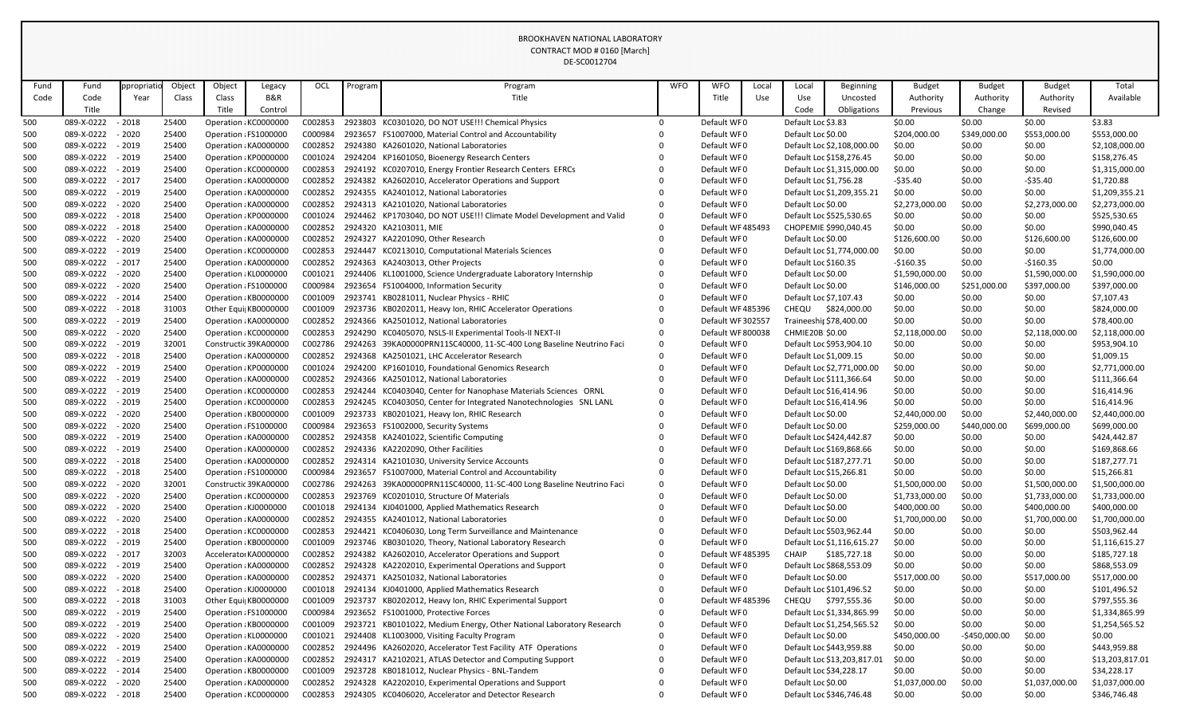BROOKHAVEN NATIONAL LABORATORY
CONTRACT MOD # 0160 [March]
DE-SC0012704

| Fund Code | Fund Code Title | ppropriatio Year | Object Class | Object Class Title | Legacy B&R Control | OCL | Program | Program Title | WFO | WFO Title | Local Use | Local Use Code | Beginning Uncosted Obligations | Budget Authority Previous | Budget Authority Change | Budget Authority Revised | Total Available |
|---|---|---|---|---|---|---|---|---|---|---|---|---|---|---|---|---|---|
| 500 | 089-X-0222 | - 2018 | 25400 | Operation : | KC0000000 | C002853 | 2923803 | KC0301020, DO NOT USE!!! Chemical Physics | 0 | Default WF0 | | Default Loc | $3.83 | $0.00 | $0.00 | $0.00 | $3.83 |
| 500 | 089-X-0222 | - 2020 | 25400 | Operation : | FS1000000 | C000984 | 2923657 | FS1007000, Material Control and Accountability | 0 | Default WF0 | | Default Loc | $0.00 | $204,000.00 | $349,000.00 | $553,000.00 | $553,000.00 |
| 500 | 089-X-0222 | - 2019 | 25400 | Operation : | KA0000000 | C002852 | 2924380 | KA2601020, National Laboratories | 0 | Default WF0 | | Default Loc | $2,108,000.00 | $0.00 | $0.00 | $0.00 | $2,108,000.00 |
| 500 | 089-X-0222 | - 2019 | 25400 | Operation : | KP0000000 | C001024 | 2924204 | KP1601050, Bioenergy Research Centers | 0 | Default WF0 | | Default Loc | $158,276.45 | $0.00 | $0.00 | $0.00 | $158,276.45 |
| 500 | 089-X-0222 | - 2019 | 25400 | Operation : | KC0000000 | C002853 | 2924192 | KC0207010, Energy Frontier Research Centers EFRCs | 0 | Default WF0 | | Default Loc | $1,315,000.00 | $0.00 | $0.00 | $0.00 | $1,315,000.00 |
| 500 | 089-X-0222 | - 2017 | 25400 | Operation : | KA0000000 | C002852 | 2924382 | KA2602010, Accelerator Operations and Support | 0 | Default WF0 | | Default Loc | $1,756.28 | -$35.40 | $0.00 | -$35.40 | $1,720.88 |
| 500 | 089-X-0222 | - 2019 | 25400 | Operation : | KA0000000 | C002852 | 2924355 | KA2401012, National Laboratories | 0 | Default WF0 | | Default Loc | $1,209,355.21 | $0.00 | $0.00 | $0.00 | $1,209,355.21 |
| 500 | 089-X-0222 | - 2020 | 25400 | Operation : | KA0000000 | C002852 | 2924313 | KA2101020, National Laboratories | 0 | Default WF0 | | Default Loc | $0.00 | $2,273,000.00 | $0.00 | $2,273,000.00 | $2,273,000.00 |
| 500 | 089-X-0222 | - 2018 | 25400 | Operation : | KP0000000 | C001024 | 2924462 | KP1703040, DO NOT USE!!! Climate Model Development and Valid | 0 | Default WF0 | | Default Loc | $525,530.65 | $0.00 | $0.00 | $0.00 | $525,530.65 |
| 500 | 089-X-0222 | - 2018 | 25400 | Operation : | KA0000000 | C002852 | 2924320 | KA2103011, MIE | 0 | Default WF | 485493 | CHOPEMIE | $990,040.45 | $0.00 | $0.00 | $0.00 | $990,040.45 |
| 500 | 089-X-0222 | - 2020 | 25400 | Operation : | KA0000000 | C002852 | 2924327 | KA2201090, Other Research | 0 | Default WF0 | | Default Loc | $0.00 | $126,600.00 | $0.00 | $126,600.00 | $126,600.00 |
| 500 | 089-X-0222 | - 2019 | 25400 | Operation : | KC0000000 | C002853 | 2924447 | KC0213010, Computational Materials Sciences | 0 | Default WF0 | | Default Loc | $1,774,000.00 | $0.00 | $0.00 | $0.00 | $1,774,000.00 |
| 500 | 089-X-0222 | - 2017 | 25400 | Operation : | KA0000000 | C002852 | 2924363 | KA2403013, Other Projects | 0 | Default WF0 | | Default Loc | $160.35 | -$160.35 | $0.00 | -$160.35 | $0.00 |
| 500 | 089-X-0222 | - 2020 | 25400 | Operation : | KL0000000 | C001021 | 2924406 | KL1001000, Science Undergraduate Laboratory Internship | 0 | Default WF0 | | Default Loc | $0.00 | $1,590,000.00 | $0.00 | $1,590,000.00 | $1,590,000.00 |
| 500 | 089-X-0222 | - 2020 | 25400 | Operation : | FS1000000 | C000984 | 2923654 | FS1004000, Information Security | 0 | Default WF0 | | Default Loc | $0.00 | $146,000.00 | $251,000.00 | $397,000.00 | $397,000.00 |
| 500 | 089-X-0222 | - 2014 | 25400 | Operation : | KB0000000 | C001009 | 2923741 | KB0281011, Nuclear Physics - RHIC | 0 | Default WF0 | | Default Loc | $7,107.43 | $0.00 | $0.00 | $0.00 | $7,107.43 |
| 500 | 089-X-0222 | - 2018 | 31003 | Other Equi | KB0000000 | C001009 | 2923736 | KB0202011, Heavy Ion, RHIC Accelerator Operations | 0 | Default WF | 485396 | CHEQU | $824,000.00 | $0.00 | $0.00 | $0.00 | $824,000.00 |
| 500 | 089-X-0222 | - 2019 | 25400 | Operation : | KA0000000 | C002852 | 2924366 | KA2501012, National Laboratories | 0 | Default WF | 302557 | Traineeshi | $78,400.00 | $0.00 | $0.00 | $0.00 | $78,400.00 |
| 500 | 089-X-0222 | - 2020 | 25400 | Operation : | KC0000000 | C002853 | 2924290 | KC0405070, NSLS-II Experimental Tools-II NEXT-II | 0 | Default WF | 800038 | CHMIE20B | $0.00 | $2,118,000.00 | $0.00 | $2,118,000.00 | $2,118,000.00 |
| 500 | 089-X-0222 | - 2019 | 32001 | Constructi | 39KA00000 | C002786 | 2924263 | 39KA00000PRN11SC40000, 11-SC-400 Long Baseline Neutrino Faci | 0 | Default WF0 | | Default Loc | $953,904.10 | $0.00 | $0.00 | $0.00 | $953,904.10 |
| 500 | 089-X-0222 | - 2018 | 25400 | Operation : | KA0000000 | C002852 | 2924368 | KA2501021, LHC Accelerator Research | 0 | Default WF0 | | Default Loc | $1,009.15 | $0.00 | $0.00 | $0.00 | $1,009.15 |
| 500 | 089-X-0222 | - 2019 | 25400 | Operation : | KP0000000 | C001024 | 2924200 | KP1601010, Foundational Genomics Research | 0 | Default WF0 | | Default Loc | $2,771,000.00 | $0.00 | $0.00 | $0.00 | $2,771,000.00 |
| 500 | 089-X-0222 | - 2019 | 25400 | Operation : | KA0000000 | C002852 | 2924366 | KA2501012, National Laboratories | 0 | Default WF0 | | Default Loc | $111,366.64 | $0.00 | $0.00 | $0.00 | $111,366.64 |
| 500 | 089-X-0222 | - 2019 | 25400 | Operation : | KC0000000 | C002853 | 2924244 | KC0403040, Center for Nanophase Materials Sciences ORNL | 0 | Default WF0 | | Default Loc | $16,414.96 | $0.00 | $0.00 | $0.00 | $16,414.96 |
| 500 | 089-X-0222 | - 2019 | 25400 | Operation : | KC0000000 | C002853 | 2924245 | KC0403050, Center for Integrated Nanotechnologies SNL LANL | 0 | Default WF0 | | Default Loc | $16,414.96 | $0.00 | $0.00 | $0.00 | $16,414.96 |
| 500 | 089-X-0222 | - 2020 | 25400 | Operation : | KB0000000 | C001009 | 2923733 | KB0201021, Heavy Ion, RHIC Research | 0 | Default WF0 | | Default Loc | $0.00 | $2,440,000.00 | $0.00 | $2,440,000.00 | $2,440,000.00 |
| 500 | 089-X-0222 | - 2020 | 25400 | Operation : | FS1000000 | C000984 | 2923653 | FS1002000, Security Systems | 0 | Default WF0 | | Default Loc | $0.00 | $259,000.00 | $440,000.00 | $699,000.00 | $699,000.00 |
| 500 | 089-X-0222 | - 2019 | 25400 | Operation : | KA0000000 | C002852 | 2924358 | KA2401022, Scientific Computing | 0 | Default WF0 | | Default Loc | $424,442.87 | $0.00 | $0.00 | $0.00 | $424,442.87 |
| 500 | 089-X-0222 | - 2019 | 25400 | Operation : | KA0000000 | C002852 | 2924336 | KA2202090, Other Facilities | 0 | Default WF0 | | Default Loc | $169,868.66 | $0.00 | $0.00 | $0.00 | $169,868.66 |
| 500 | 089-X-0222 | - 2018 | 25400 | Operation : | KA0000000 | C002852 | 2924314 | KA2101030, University Service Accounts | 0 | Default WF0 | | Default Loc | $187,277.71 | $0.00 | $0.00 | $0.00 | $187,277.71 |
| 500 | 089-X-0222 | - 2018 | 25400 | Operation : | FS1000000 | C000984 | 2923657 | FS1007000, Material Control and Accountability | 0 | Default WF0 | | Default Loc | $15,266.81 | $0.00 | $0.00 | $0.00 | $15,266.81 |
| 500 | 089-X-0222 | - 2020 | 32001 | Constructi | 39KA00000 | C002786 | 2924263 | 39KA00000PRN11SC40000, 11-SC-400 Long Baseline Neutrino Faci | 0 | Default WF0 | | Default Loc | $0.00 | $1,500,000.00 | $0.00 | $1,500,000.00 | $1,500,000.00 |
| 500 | 089-X-0222 | - 2020 | 25400 | Operation : | KC0000000 | C002853 | 2923769 | KC0201010, Structure Of Materials | 0 | Default WF0 | | Default Loc | $0.00 | $1,733,000.00 | $0.00 | $1,733,000.00 | $1,733,000.00 |
| 500 | 089-X-0222 | - 2020 | 25400 | Operation : | KJ0000000 | C001018 | 2924134 | KJ0401000, Applied Mathematics Research | 0 | Default WF0 | | Default Loc | $0.00 | $400,000.00 | $0.00 | $400,000.00 | $400,000.00 |
| 500 | 089-X-0222 | - 2020 | 25400 | Operation : | KA0000000 | C002852 | 2924355 | KA2401012, National Laboratories | 0 | Default WF0 | | Default Loc | $0.00 | $1,700,000.00 | $0.00 | $1,700,000.00 | $1,700,000.00 |
| 500 | 089-X-0222 | - 2018 | 25400 | Operation : | KC0000000 | C002853 | 2924421 | KC0406030, Long Term Surveillance and Maintenance | 0 | Default WF0 | | Default Loc | $503,962.44 | $0.00 | $0.00 | $0.00 | $503,962.44 |
| 500 | 089-X-0222 | - 2019 | 25400 | Operation : | KB0000000 | C001009 | 2923746 | KB0301020, Theory, National Laboratory Research | 0 | Default WF0 | | Default Loc | $1,116,615.27 | $0.00 | $0.00 | $0.00 | $1,116,615.27 |
| 500 | 089-X-0222 | - 2017 | 32003 | Accelerato | KA0000000 | C002852 | 2924382 | KA2602010, Accelerator Operations and Support | 0 | Default WF | 485395 | CHAIP | $185,727.18 | $0.00 | $0.00 | $0.00 | $185,727.18 |
| 500 | 089-X-0222 | - 2019 | 25400 | Operation : | KA0000000 | C002852 | 2924328 | KA2202010, Experimental Operations and Support | 0 | Default WF0 | | Default Loc | $868,553.09 | $0.00 | $0.00 | $0.00 | $868,553.09 |
| 500 | 089-X-0222 | - 2020 | 25400 | Operation : | KA0000000 | C002852 | 2924371 | KA2501032, National Laboratories | 0 | Default WF0 | | Default Loc | $0.00 | $517,000.00 | $0.00 | $517,000.00 | $517,000.00 |
| 500 | 089-X-0222 | - 2018 | 25400 | Operation : | KJ0000000 | C001018 | 2924134 | KJ0401000, Applied Mathematics Research | 0 | Default WF0 | | Default Loc | $101,496.52 | $0.00 | $0.00 | $0.00 | $101,496.52 |
| 500 | 089-X-0222 | - 2018 | 31003 | Other Equi | KB0000000 | C001009 | 2923737 | KB0202012, Heavy Ion, RHIC Experimental Support | 0 | Default WF | 485396 | CHEQU | $797,555.36 | $0.00 | $0.00 | $0.00 | $797,555.36 |
| 500 | 089-X-0222 | - 2019 | 25400 | Operation : | FS1000000 | C000984 | 2923652 | FS1001000, Protective Forces | 0 | Default WF0 | | Default Loc | $1,334,865.99 | $0.00 | $0.00 | $0.00 | $1,334,865.99 |
| 500 | 089-X-0222 | - 2019 | 25400 | Operation : | KB0000000 | C001009 | 2923721 | KB0101022, Medium Energy, Other National Laboratory Research | 0 | Default WF0 | | Default Loc | $1,254,565.52 | $0.00 | $0.00 | $0.00 | $1,254,565.52 |
| 500 | 089-X-0222 | - 2020 | 25400 | Operation : | KL0000000 | C001021 | 2924408 | KL1003000, Visiting Faculty Program | 0 | Default WF0 | | Default Loc | $0.00 | $450,000.00 | -$450,000.00 | $0.00 | $0.00 |
| 500 | 089-X-0222 | - 2019 | 25400 | Operation : | KA0000000 | C002852 | 2924496 | KA2602020, Accelerator Test Facility ATF Operations | 0 | Default WF0 | | Default Loc | $443,959.88 | $0.00 | $0.00 | $0.00 | $443,959.88 |
| 500 | 089-X-0222 | - 2019 | 25400 | Operation : | KA0000000 | C002852 | 2924317 | KA2102021, ATLAS Detector and Computing Support | 0 | Default WF0 | | Default Loc | $13,203,817.01 | $0.00 | $0.00 | $0.00 | $13,203,817.01 |
| 500 | 089-X-0222 | - 2014 | 25400 | Operation : | KB0000000 | C001009 | 2923728 | KB0181012, Nuclear Physics - BNL-Tandem | 0 | Default WF0 | | Default Loc | $34,228.17 | $0.00 | $0.00 | $0.00 | $34,228.17 |
| 500 | 089-X-0222 | - 2020 | 25400 | Operation : | KA0000000 | C002852 | 2924328 | KA2202010, Experimental Operations and Support | 0 | Default WF0 | | Default Loc | $0.00 | $1,037,000.00 | $0.00 | $1,037,000.00 | $1,037,000.00 |
| 500 | 089-X-0222 | - 2018 | 25400 | Operation : | KC0000000 | C002853 | 2924305 | KC0406020, Accelerator and Detector Research | 0 | Default WF0 | | Default Loc | $346,746.48 | $0.00 | $0.00 | $0.00 | $346,746.48 |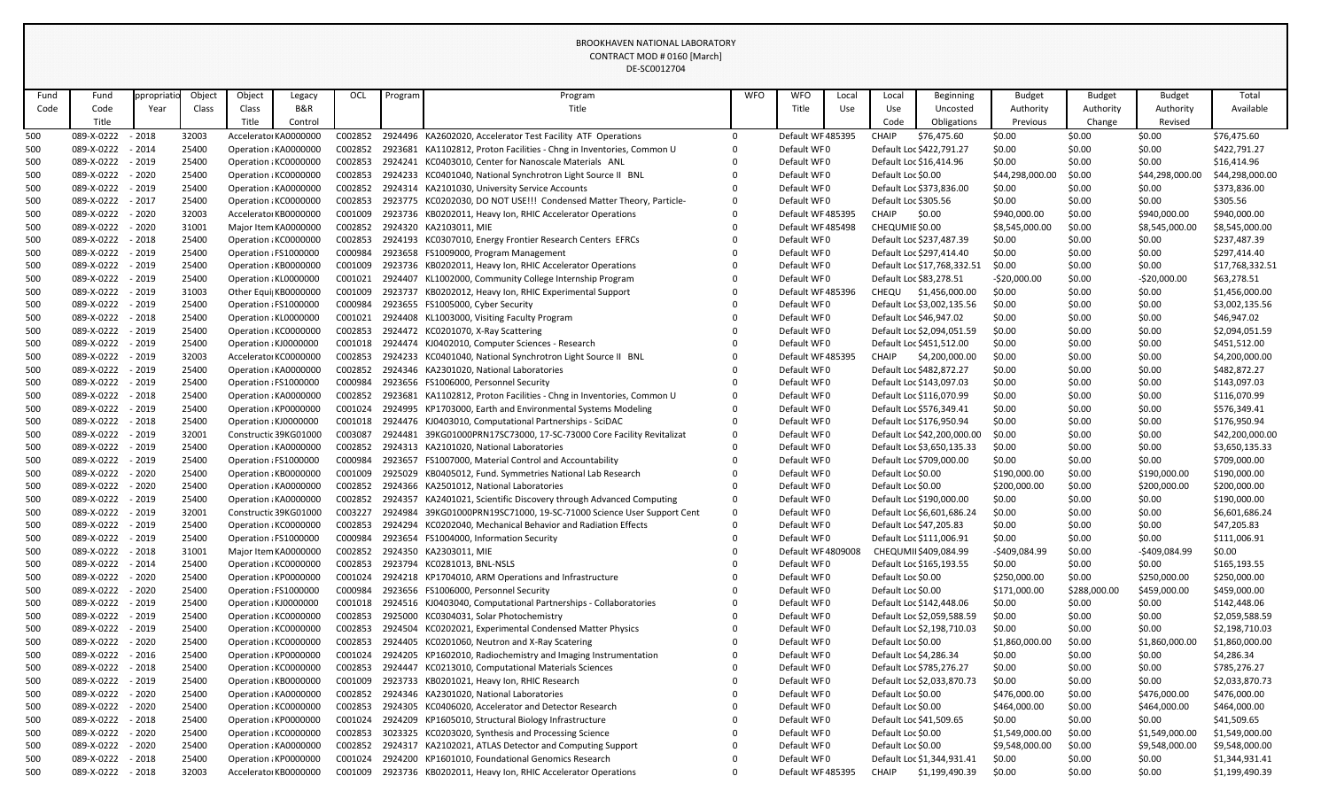BROOKHAVEN NATIONAL LABORATORY
CONTRACT MOD # 0160 [March]
DE-SC0012704

| Fund Code | Fund Code Title | Appropriation Year | Object Class | Object Class Title | Legacy B&R Control | OCL | Program | Program Title | WFO | WFO Title | Local Use | Local Use Code | Beginning Uncosted Obligations | Budget Authority Previous | Budget Authority Change | Budget Authority Revised | Total Available |
|---|---|---|---|---|---|---|---|---|---|---|---|---|---|---|---|---|---|
| 500 | 089-X-0222 | - 2018 | 32003 | Accelerator | KA0000000 | C002852 | 2924496 | KA2602020, Accelerator Test Facility ATF Operations | 0 | Default WF | 485395 | CHAIP | $76,475.60 | $0.00 | $0.00 | $0.00 | $76,475.60 |
| 500 | 089-X-0222 | - 2014 | 25400 | Operation | KA0000000 | C002852 | 2923681 | KA1102812, Proton Facilities - Chng in Inventories, Common U | 0 | Default WF | 0 | Default Loc | $422,791.27 | $0.00 | $0.00 | $0.00 | $422,791.27 |
| 500 | 089-X-0222 | - 2019 | 25400 | Operation | KC0000000 | C002853 | 2924241 | KC0403010, Center for Nanoscale Materials ANL | 0 | Default WF | 0 | Default Loc | $16,414.96 | $0.00 | $0.00 | $0.00 | $16,414.96 |
| 500 | 089-X-0222 | - 2020 | 25400 | Operation | KC0000000 | C002853 | 2924233 | KC0401040, National Synchrotron Light Source II BNL | 0 | Default WF | 0 | Default Loc | $0.00 | $44,298,000.00 | $0.00 | $44,298,000.00 | $44,298,000.00 |
| 500 | 089-X-0222 | - 2019 | 25400 | Operation | KA0000000 | C002852 | 2924314 | KA2101030, University Service Accounts | 0 | Default WF | 0 | Default Loc | $373,836.00 | $0.00 | $0.00 | $0.00 | $373,836.00 |
| 500 | 089-X-0222 | - 2017 | 25400 | Operation | KC0000000 | C002853 | 2923775 | KC0202030, DO NOT USE!!! Condensed Matter Theory, Particle- | 0 | Default WF | 0 | Default Loc | $305.56 | $0.00 | $0.00 | $0.00 | $305.56 |
| 500 | 089-X-0222 | - 2020 | 32003 | Accelerator | KB0000000 | C001009 | 2923736 | KB0202011, Heavy Ion, RHIC Accelerator Operations | 0 | Default WF | 485395 | CHAIP | $0.00 | $940,000.00 | $0.00 | $940,000.00 | $940,000.00 |
| 500 | 089-X-0222 | - 2020 | 31001 | Major Item | KA0000000 | C002852 | 2924320 | KA2103011, MIE | 0 | Default WF | 485498 | CHEQUMIE | $0.00 | $8,545,000.00 | $0.00 | $8,545,000.00 | $8,545,000.00 |
| 500 | 089-X-0222 | - 2018 | 25400 | Operation | KC0000000 | C002853 | 2924193 | KC0307010, Energy Frontier Research Centers EFRCs | 0 | Default WF | 0 | Default Loc | $237,487.39 | $0.00 | $0.00 | $0.00 | $237,487.39 |
| 500 | 089-X-0222 | - 2019 | 25400 | Operation | FS1000000 | C000984 | 2923658 | FS1009000, Program Management | 0 | Default WF | 0 | Default Loc | $297,414.40 | $0.00 | $0.00 | $0.00 | $297,414.40 |
| 500 | 089-X-0222 | - 2019 | 25400 | Operation | KB0000000 | C001009 | 2923736 | KB0202011, Heavy Ion, RHIC Accelerator Operations | 0 | Default WF | 0 | Default Loc | $17,768,332.51 | $0.00 | $0.00 | $0.00 | $17,768,332.51 |
| 500 | 089-X-0222 | - 2019 | 25400 | Operation | KL0000000 | C001021 | 2924407 | KL1002000, Community College Internship Program | 0 | Default WF | 0 | Default Loc | $83,278.51 | -$20,000.00 | $0.00 | -$20,000.00 | $63,278.51 |
| 500 | 089-X-0222 | - 2019 | 31003 | Other Equi | KB0000000 | C001009 | 2923737 | KB0202012, Heavy Ion, RHIC Experimental Support | 0 | Default WF | 485396 | CHEQU | $1,456,000.00 | $0.00 | $0.00 | $0.00 | $1,456,000.00 |
| 500 | 089-X-0222 | - 2019 | 25400 | Operation | FS1000000 | C000984 | 2923655 | FS1005000, Cyber Security | 0 | Default WF | 0 | Default Loc | $3,002,135.56 | $0.00 | $0.00 | $0.00 | $3,002,135.56 |
| 500 | 089-X-0222 | - 2018 | 25400 | Operation | KL0000000 | C001021 | 2924408 | KL1003000, Visiting Faculty Program | 0 | Default WF | 0 | Default Loc | $46,947.02 | $0.00 | $0.00 | $0.00 | $46,947.02 |
| 500 | 089-X-0222 | - 2019 | 25400 | Operation | KC0000000 | C002853 | 2924472 | KC0201070, X-Ray Scattering | 0 | Default WF | 0 | Default Loc | $2,094,051.59 | $0.00 | $0.00 | $0.00 | $2,094,051.59 |
| 500 | 089-X-0222 | - 2019 | 25400 | Operation | KJ0000000 | C001018 | 2924474 | KJ0402010, Computer Sciences - Research | 0 | Default WF | 0 | Default Loc | $451,512.00 | $0.00 | $0.00 | $0.00 | $451,512.00 |
| 500 | 089-X-0222 | - 2019 | 32003 | Accelerator | KC0000000 | C002853 | 2924233 | KC0401040, National Synchrotron Light Source II BNL | 0 | Default WF | 485395 | CHAIP | $4,200,000.00 | $0.00 | $0.00 | $0.00 | $4,200,000.00 |
| 500 | 089-X-0222 | - 2019 | 25400 | Operation | KA0000000 | C002852 | 2924346 | KA2301020, National Laboratories | 0 | Default WF | 0 | Default Loc | $482,872.27 | $0.00 | $0.00 | $0.00 | $482,872.27 |
| 500 | 089-X-0222 | - 2019 | 25400 | Operation | FS1000000 | C000984 | 2923656 | FS1006000, Personnel Security | 0 | Default WF | 0 | Default Loc | $143,097.03 | $0.00 | $0.00 | $0.00 | $143,097.03 |
| 500 | 089-X-0222 | - 2018 | 25400 | Operation | KA0000000 | C002852 | 2923681 | KA1102812, Proton Facilities - Chng in Inventories, Common U | 0 | Default WF | 0 | Default Loc | $116,070.99 | $0.00 | $0.00 | $0.00 | $116,070.99 |
| 500 | 089-X-0222 | - 2019 | 25400 | Operation | KP0000000 | C001024 | 2924995 | KP1703000, Earth and Environmental Systems Modeling | 0 | Default WF | 0 | Default Loc | $576,349.41 | $0.00 | $0.00 | $0.00 | $576,349.41 |
| 500 | 089-X-0222 | - 2018 | 25400 | Operation | KJ0000000 | C001018 | 2924476 | KJ0403010, Computational Partnerships - SciDAC | 0 | Default WF | 0 | Default Loc | $176,950.94 | $0.00 | $0.00 | $0.00 | $176,950.94 |
| 500 | 089-X-0222 | - 2019 | 32001 | Constructic | 39KG01000 | C003087 | 2924481 | 39KG01000PRN17SC73000, 17-SC-73000 Core Facility Revitalizat | 0 | Default WF | 0 | Default Loc | $42,200,000.00 | $0.00 | $0.00 | $0.00 | $42,200,000.00 |
| 500 | 089-X-0222 | - 2019 | 25400 | Operation | KA0000000 | C002852 | 2924313 | KA2101020, National Laboratories | 0 | Default WF | 0 | Default Loc | $3,650,135.33 | $0.00 | $0.00 | $0.00 | $3,650,135.33 |
| 500 | 089-X-0222 | - 2019 | 25400 | Operation | FS1000000 | C000984 | 2923657 | FS1007000, Material Control and Accountability | 0 | Default WF | 0 | Default Loc | $709,000.00 | $0.00 | $0.00 | $0.00 | $709,000.00 |
| 500 | 089-X-0222 | - 2020 | 25400 | Operation | KB0000000 | C001009 | 2925029 | KB0405012, Fund. Symmetries National Lab Research | 0 | Default WF | 0 | Default Loc | $0.00 | $190,000.00 | $0.00 | $190,000.00 | $190,000.00 |
| 500 | 089-X-0222 | - 2020 | 25400 | Operation | KA0000000 | C002852 | 2924366 | KA2501012, National Laboratories | 0 | Default WF | 0 | Default Loc | $0.00 | $200,000.00 | $0.00 | $200,000.00 | $200,000.00 |
| 500 | 089-X-0222 | - 2019 | 25400 | Operation | KA0000000 | C002852 | 2924357 | KA2401021, Scientific Discovery through Advanced Computing | 0 | Default WF | 0 | Default Loc | $190,000.00 | $0.00 | $0.00 | $0.00 | $190,000.00 |
| 500 | 089-X-0222 | - 2019 | 32001 | Constructic | 39KG01000 | C003227 | 2924984 | 39KG01000PRN19SC71000, 19-SC-71000 Science User Support Cent | 0 | Default WF | 0 | Default Loc | $6,601,686.24 | $0.00 | $0.00 | $0.00 | $6,601,686.24 |
| 500 | 089-X-0222 | - 2019 | 25400 | Operation | KC0000000 | C002853 | 2924294 | KC0202040, Mechanical Behavior and Radiation Effects | 0 | Default WF | 0 | Default Loc | $47,205.83 | $0.00 | $0.00 | $0.00 | $47,205.83 |
| 500 | 089-X-0222 | - 2019 | 25400 | Operation | FS1000000 | C000984 | 2923654 | FS1004000, Information Security | 0 | Default WF | 0 | Default Loc | $111,006.91 | $0.00 | $0.00 | $0.00 | $111,006.91 |
| 500 | 089-X-0222 | - 2018 | 31001 | Major Item | KA0000000 | C002852 | 2924350 | KA2303011, MIE | 0 | Default WF | 4809008 | CHEQUMII | $409,084.99 | -$409,084.99 | $0.00 | -$409,084.99 | $0.00 |
| 500 | 089-X-0222 | - 2014 | 25400 | Operation | KC0000000 | C002853 | 2923794 | KC0281013, BNL-NSLS | 0 | Default WF | 0 | Default Loc | $165,193.55 | $0.00 | $0.00 | $0.00 | $165,193.55 |
| 500 | 089-X-0222 | - 2020 | 25400 | Operation | KP0000000 | C001024 | 2924218 | KP1704010, ARM Operations and Infrastructure | 0 | Default WF | 0 | Default Loc | $0.00 | $250,000.00 | $0.00 | $250,000.00 | $250,000.00 |
| 500 | 089-X-0222 | - 2020 | 25400 | Operation | FS1000000 | C000984 | 2923656 | FS1006000, Personnel Security | 0 | Default WF | 0 | Default Loc | $0.00 | $171,000.00 | $288,000.00 | $459,000.00 | $459,000.00 |
| 500 | 089-X-0222 | - 2019 | 25400 | Operation | KJ0000000 | C001018 | 2924516 | KJ0403040, Computational Partnerships - Collaboratories | 0 | Default WF | 0 | Default Loc | $142,448.06 | $0.00 | $0.00 | $0.00 | $142,448.06 |
| 500 | 089-X-0222 | - 2019 | 25400 | Operation | KC0000000 | C002853 | 2925000 | KC0304031, Solar Photochemistry | 0 | Default WF | 0 | Default Loc | $2,059,588.59 | $0.00 | $0.00 | $0.00 | $2,059,588.59 |
| 500 | 089-X-0222 | - 2019 | 25400 | Operation | KC0000000 | C002853 | 2924504 | KC0202021, Experimental Condensed Matter Physics | 0 | Default WF | 0 | Default Loc | $2,198,710.03 | $0.00 | $0.00 | $0.00 | $2,198,710.03 |
| 500 | 089-X-0222 | - 2020 | 25400 | Operation | KC0000000 | C002853 | 2924405 | KC0201060, Neutron and X-Ray Scatering | 0 | Default WF | 0 | Default Loc | $0.00 | $1,860,000.00 | $0.00 | $1,860,000.00 | $1,860,000.00 |
| 500 | 089-X-0222 | - 2016 | 25400 | Operation | KP0000000 | C001024 | 2924205 | KP1602010, Radiochemistry and Imaging Instrumentation | 0 | Default WF | 0 | Default Loc | $4,286.34 | $0.00 | $0.00 | $0.00 | $4,286.34 |
| 500 | 089-X-0222 | - 2018 | 25400 | Operation | KC0000000 | C002853 | 2924447 | KC0213010, Computational Materials Sciences | 0 | Default WF | 0 | Default Loc | $785,276.27 | $0.00 | $0.00 | $0.00 | $785,276.27 |
| 500 | 089-X-0222 | - 2019 | 25400 | Operation | KB0000000 | C001009 | 2923733 | KB0201021, Heavy Ion, RHIC Research | 0 | Default WF | 0 | Default Loc | $2,033,870.73 | $0.00 | $0.00 | $0.00 | $2,033,870.73 |
| 500 | 089-X-0222 | - 2020 | 25400 | Operation | KA0000000 | C002852 | 2924346 | KA2301020, National Laboratories | 0 | Default WF | 0 | Default Loc | $0.00 | $476,000.00 | $0.00 | $476,000.00 | $476,000.00 |
| 500 | 089-X-0222 | - 2020 | 25400 | Operation | KC0000000 | C002853 | 2924305 | KC0406020, Accelerator and Detector Research | 0 | Default WF | 0 | Default Loc | $0.00 | $464,000.00 | $0.00 | $464,000.00 | $464,000.00 |
| 500 | 089-X-0222 | - 2018 | 25400 | Operation | KP0000000 | C001024 | 2924209 | KP1605010, Structural Biology Infrastructure | 0 | Default WF | 0 | Default Loc | $41,509.65 | $0.00 | $0.00 | $0.00 | $41,509.65 |
| 500 | 089-X-0222 | - 2020 | 25400 | Operation | KC0000000 | C002853 | 3023325 | KC0203020, Synthesis and Processing Science | 0 | Default WF | 0 | Default Loc | $0.00 | $1,549,000.00 | $0.00 | $1,549,000.00 | $1,549,000.00 |
| 500 | 089-X-0222 | - 2020 | 25400 | Operation | KA0000000 | C002852 | 2924317 | KA2102021, ATLAS Detector and Computing Support | 0 | Default WF | 0 | Default Loc | $0.00 | $9,548,000.00 | $0.00 | $9,548,000.00 | $9,548,000.00 |
| 500 | 089-X-0222 | - 2018 | 25400 | Operation | KP0000000 | C001024 | 2924200 | KP1601010, Foundational Genomics Research | 0 | Default WF | 0 | Default Loc | $1,344,931.41 | $0.00 | $0.00 | $0.00 | $1,344,931.41 |
| 500 | 089-X-0222 | - 2018 | 32003 | Accelerator | KB0000000 | C001009 | 2923736 | KB0202011, Heavy Ion, RHIC Accelerator Operations | 0 | Default WF | 485395 | CHAIP | $1,199,490.39 | $0.00 | $0.00 | $0.00 | $1,199,490.39 |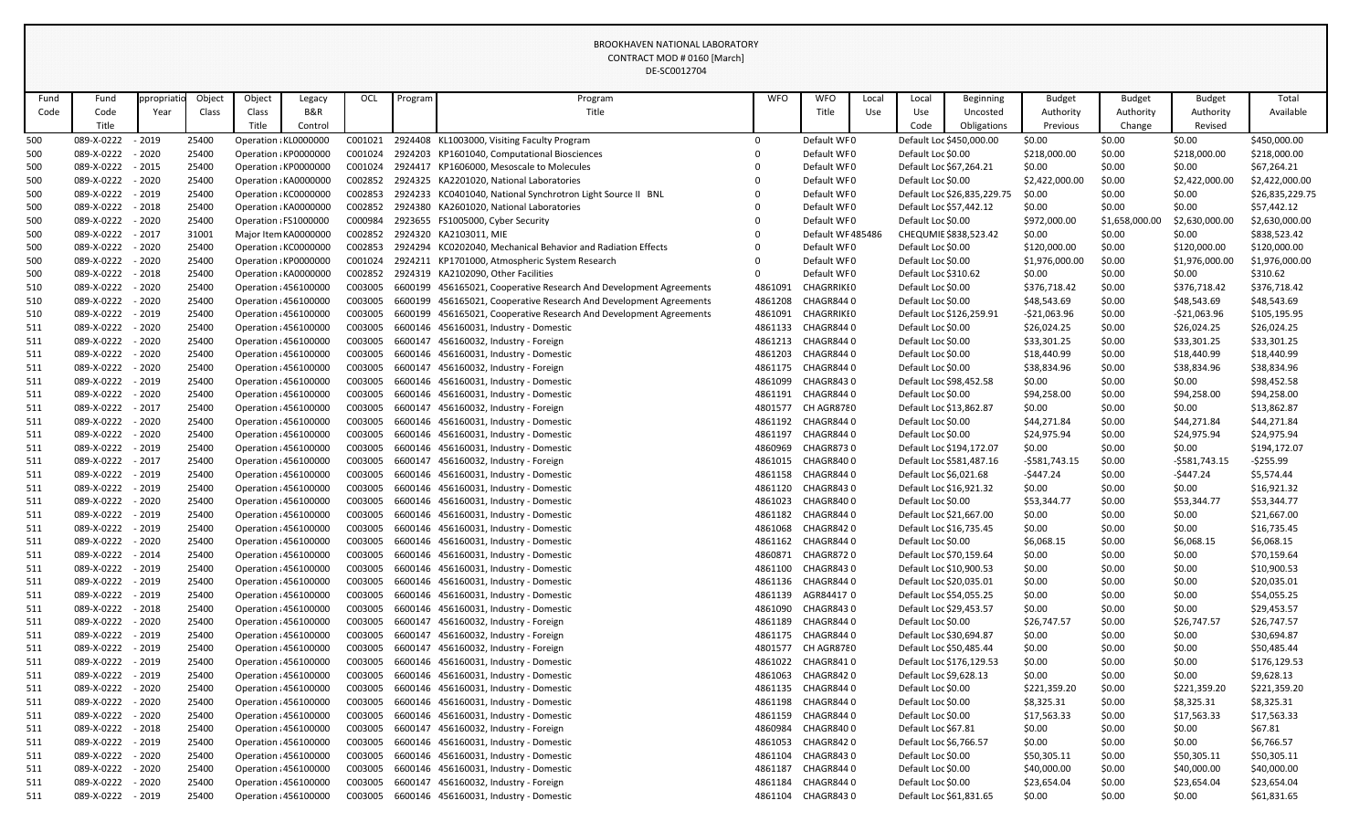BROOKHAVEN NATIONAL LABORATORY
CONTRACT MOD # 0160 [March]
DE-SC0012704

| Fund Code | Fund Code Title | ppropriatio Year | Object Class | Object Class Title | Legacy B&R Control | OCL | Program | Program Title | WFO | WFO Title | Local Use | Local Use Code | Beginning Uncosted Obligations | Budget Authority Previous | Budget Authority Change | Budget Authority Revised | Total Available |
|---|---|---|---|---|---|---|---|---|---|---|---|---|---|---|---|---|---|
| 500 | 089-X-0222 | - 2019 | 25400 | Operation : | KL0000000 | C001021 | 2924408 | KL1003000, Visiting Faculty Program | 0 | Default WF | 0 | Default Loc | $450,000.00 | $0.00 | $0.00 | $0.00 | $450,000.00 |
| 500 | 089-X-0222 | - 2020 | 25400 | Operation : | KP0000000 | C001024 | 2924203 | KP1601040, Computational Biosciences | 0 | Default WF | 0 | Default Loc | $0.00 | $218,000.00 | $0.00 | $218,000.00 | $218,000.00 |
| 500 | 089-X-0222 | - 2015 | 25400 | Operation : | KP0000000 | C001024 | 2924417 | KP1606000, Mesoscale to Molecules | 0 | Default WF | 0 | Default Loc | $67,264.21 | $0.00 | $0.00 | $0.00 | $67,264.21 |
| 500 | 089-X-0222 | - 2020 | 25400 | Operation : | KA0000000 | C002852 | 2924325 | KA2201020, National Laboratories | 0 | Default WF | 0 | Default Loc | $0.00 | $2,422,000.00 | $0.00 | $2,422,000.00 | $2,422,000.00 |
| 500 | 089-X-0222 | - 2019 | 25400 | Operation : | KC0000000 | C002853 | 2924233 | KC0401040, National Synchrotron Light Source II BNL | 0 | Default WF | 0 | Default Loc | $26,835,229.75 | $0.00 | $0.00 | $0.00 | $26,835,229.75 |
| 500 | 089-X-0222 | - 2018 | 25400 | Operation : | KA0000000 | C002852 | 2924380 | KA2601020, National Laboratories | 0 | Default WF | 0 | Default Loc | $57,442.12 | $0.00 | $0.00 | $0.00 | $57,442.12 |
| 500 | 089-X-0222 | - 2020 | 25400 | Operation : | FS1000000 | C000984 | 2923655 | FS1005000, Cyber Security | 0 | Default WF | 0 | Default Loc | $0.00 | $972,000.00 | $1,658,000.00 | $2,630,000.00 | $2,630,000.00 |
| 500 | 089-X-0222 | - 2017 | 31001 | Major Item | KA0000000 | C002852 | 2924320 | KA2103011, MIE | 0 | Default WF | 485486 | CHEQUMIE | $838,523.42 | $0.00 | $0.00 | $0.00 | $838,523.42 |
| 500 | 089-X-0222 | - 2020 | 25400 | Operation : | KC0000000 | C002853 | 2924294 | KC0202040, Mechanical Behavior and Radiation Effects | 0 | Default WF | 0 | Default Loc | $0.00 | $120,000.00 | $0.00 | $120,000.00 | $120,000.00 |
| 500 | 089-X-0222 | - 2020 | 25400 | Operation : | KP0000000 | C001024 | 2924211 | KP1701000, Atmospheric System Research | 0 | Default WF | 0 | Default Loc | $0.00 | $1,976,000.00 | $0.00 | $1,976,000.00 | $1,976,000.00 |
| 500 | 089-X-0222 | - 2018 | 25400 | Operation : | KA0000000 | C002852 | 2924319 | KA2102090, Other Facilities | 0 | Default WF | 0 | Default Loc | $310.62 | $0.00 | $0.00 | $0.00 | $310.62 |
| 510 | 089-X-0222 | - 2020 | 25400 | Operation : | 456100000 | C003005 | 6600199 | 456165021, Cooperative Research And Development Agreements | 4861091 | CHAGRRIKE | 0 | Default Loc | $0.00 | $376,718.42 | $0.00 | $376,718.42 | $376,718.42 |
| 510 | 089-X-0222 | - 2020 | 25400 | Operation : | 456100000 | C003005 | 6600199 | 456165021, Cooperative Research And Development Agreements | 4861208 | CHAGR844 | 0 | Default Loc | $0.00 | $48,543.69 | $0.00 | $48,543.69 | $48,543.69 |
| 510 | 089-X-0222 | - 2019 | 25400 | Operation : | 456100000 | C003005 | 6600199 | 456165021, Cooperative Research And Development Agreements | 4861091 | CHAGRRIKE | 0 | Default Loc | $126,259.91 | -$21,063.96 | $0.00 | -$21,063.96 | $105,195.95 |
| 511 | 089-X-0222 | - 2020 | 25400 | Operation : | 456100000 | C003005 | 6600146 | 456160031, Industry - Domestic | 4861133 | CHAGR844 | 0 | Default Loc | $0.00 | $26,024.25 | $0.00 | $26,024.25 | $26,024.25 |
| 511 | 089-X-0222 | - 2020 | 25400 | Operation : | 456100000 | C003005 | 6600147 | 456160032, Industry - Foreign | 4861213 | CHAGR844 | 0 | Default Loc | $0.00 | $33,301.25 | $0.00 | $33,301.25 | $33,301.25 |
| 511 | 089-X-0222 | - 2020 | 25400 | Operation : | 456100000 | C003005 | 6600146 | 456160031, Industry - Domestic | 4861203 | CHAGR844 | 0 | Default Loc | $0.00 | $18,440.99 | $0.00 | $18,440.99 | $18,440.99 |
| 511 | 089-X-0222 | - 2020 | 25400 | Operation : | 456100000 | C003005 | 6600147 | 456160032, Industry - Foreign | 4861175 | CHAGR844 | 0 | Default Loc | $0.00 | $38,834.96 | $0.00 | $38,834.96 | $38,834.96 |
| 511 | 089-X-0222 | - 2019 | 25400 | Operation : | 456100000 | C003005 | 6600146 | 456160031, Industry - Domestic | 4861099 | CHAGR843 | 0 | Default Loc | $98,452.58 | $0.00 | $0.00 | $0.00 | $98,452.58 |
| 511 | 089-X-0222 | - 2020 | 25400 | Operation : | 456100000 | C003005 | 6600146 | 456160031, Industry - Domestic | 4861191 | CHAGR844 | 0 | Default Loc | $0.00 | $94,258.00 | $0.00 | $94,258.00 | $94,258.00 |
| 511 | 089-X-0222 | - 2017 | 25400 | Operation : | 456100000 | C003005 | 6600147 | 456160032, Industry - Foreign | 4801577 | CH AGR878 | 0 | Default Loc | $13,862.87 | $0.00 | $0.00 | $0.00 | $13,862.87 |
| 511 | 089-X-0222 | - 2020 | 25400 | Operation : | 456100000 | C003005 | 6600146 | 456160031, Industry - Domestic | 4861192 | CHAGR844 | 0 | Default Loc | $0.00 | $44,271.84 | $0.00 | $44,271.84 | $44,271.84 |
| 511 | 089-X-0222 | - 2020 | 25400 | Operation : | 456100000 | C003005 | 6600146 | 456160031, Industry - Domestic | 4861197 | CHAGR844 | 0 | Default Loc | $0.00 | $24,975.94 | $0.00 | $24,975.94 | $24,975.94 |
| 511 | 089-X-0222 | - 2019 | 25400 | Operation : | 456100000 | C003005 | 6600146 | 456160031, Industry - Domestic | 4860969 | CHAGR873 | 0 | Default Loc | $194,172.07 | $0.00 | $0.00 | $0.00 | $194,172.07 |
| 511 | 089-X-0222 | - 2017 | 25400 | Operation : | 456100000 | C003005 | 6600147 | 456160032, Industry - Foreign | 4861015 | CHAGR840 | 0 | Default Loc | $581,487.16 | -$581,743.15 | $0.00 | -$581,743.15 | -$255.99 |
| 511 | 089-X-0222 | - 2019 | 25400 | Operation : | 456100000 | C003005 | 6600146 | 456160031, Industry - Domestic | 4861158 | CHAGR844 | 0 | Default Loc | $6,021.68 | -$447.24 | $0.00 | -$447.24 | $5,574.44 |
| 511 | 089-X-0222 | - 2019 | 25400 | Operation : | 456100000 | C003005 | 6600146 | 456160031, Industry - Domestic | 4861120 | CHAGR843 | 0 | Default Loc | $16,921.32 | $0.00 | $0.00 | $0.00 | $16,921.32 |
| 511 | 089-X-0222 | - 2020 | 25400 | Operation : | 456100000 | C003005 | 6600146 | 456160031, Industry - Domestic | 4861023 | CHAGR840 | 0 | Default Loc | $0.00 | $53,344.77 | $0.00 | $53,344.77 | $53,344.77 |
| 511 | 089-X-0222 | - 2019 | 25400 | Operation : | 456100000 | C003005 | 6600146 | 456160031, Industry - Domestic | 4861182 | CHAGR844 | 0 | Default Loc | $21,667.00 | $0.00 | $0.00 | $0.00 | $21,667.00 |
| 511 | 089-X-0222 | - 2019 | 25400 | Operation : | 456100000 | C003005 | 6600146 | 456160031, Industry - Domestic | 4861068 | CHAGR842 | 0 | Default Loc | $16,735.45 | $0.00 | $0.00 | $0.00 | $16,735.45 |
| 511 | 089-X-0222 | - 2020 | 25400 | Operation : | 456100000 | C003005 | 6600146 | 456160031, Industry - Domestic | 4861162 | CHAGR844 | 0 | Default Loc | $0.00 | $6,068.15 | $0.00 | $6,068.15 | $6,068.15 |
| 511 | 089-X-0222 | - 2014 | 25400 | Operation : | 456100000 | C003005 | 6600146 | 456160031, Industry - Domestic | 4860871 | CHAGR872 | 0 | Default Loc | $70,159.64 | $0.00 | $0.00 | $0.00 | $70,159.64 |
| 511 | 089-X-0222 | - 2019 | 25400 | Operation : | 456100000 | C003005 | 6600146 | 456160031, Industry - Domestic | 4861100 | CHAGR843 | 0 | Default Loc | $10,900.53 | $0.00 | $0.00 | $0.00 | $10,900.53 |
| 511 | 089-X-0222 | - 2019 | 25400 | Operation : | 456100000 | C003005 | 6600146 | 456160031, Industry - Domestic | 4861136 | CHAGR844 | 0 | Default Loc | $20,035.01 | $0.00 | $0.00 | $0.00 | $20,035.01 |
| 511 | 089-X-0222 | - 2019 | 25400 | Operation : | 456100000 | C003005 | 6600146 | 456160031, Industry - Domestic | 4861139 | AGR84417 | 0 | Default Loc | $54,055.25 | $0.00 | $0.00 | $0.00 | $54,055.25 |
| 511 | 089-X-0222 | - 2018 | 25400 | Operation : | 456100000 | C003005 | 6600146 | 456160031, Industry - Domestic | 4861090 | CHAGR843 | 0 | Default Loc | $29,453.57 | $0.00 | $0.00 | $0.00 | $29,453.57 |
| 511 | 089-X-0222 | - 2020 | 25400 | Operation : | 456100000 | C003005 | 6600147 | 456160032, Industry - Foreign | 4861189 | CHAGR844 | 0 | Default Loc | $0.00 | $26,747.57 | $0.00 | $26,747.57 | $26,747.57 |
| 511 | 089-X-0222 | - 2019 | 25400 | Operation : | 456100000 | C003005 | 6600147 | 456160032, Industry - Foreign | 4861175 | CHAGR844 | 0 | Default Loc | $30,694.87 | $0.00 | $0.00 | $0.00 | $30,694.87 |
| 511 | 089-X-0222 | - 2019 | 25400 | Operation : | 456100000 | C003005 | 6600147 | 456160032, Industry - Foreign | 4801577 | CH AGR878 | 0 | Default Loc | $50,485.44 | $0.00 | $0.00 | $0.00 | $50,485.44 |
| 511 | 089-X-0222 | - 2019 | 25400 | Operation : | 456100000 | C003005 | 6600146 | 456160031, Industry - Domestic | 4861022 | CHAGR841 | 0 | Default Loc | $176,129.53 | $0.00 | $0.00 | $0.00 | $176,129.53 |
| 511 | 089-X-0222 | - 2019 | 25400 | Operation : | 456100000 | C003005 | 6600146 | 456160031, Industry - Domestic | 4861063 | CHAGR842 | 0 | Default Loc | $9,628.13 | $0.00 | $0.00 | $0.00 | $9,628.13 |
| 511 | 089-X-0222 | - 2020 | 25400 | Operation : | 456100000 | C003005 | 6600146 | 456160031, Industry - Domestic | 4861135 | CHAGR844 | 0 | Default Loc | $0.00 | $221,359.20 | $0.00 | $221,359.20 | $221,359.20 |
| 511 | 089-X-0222 | - 2020 | 25400 | Operation : | 456100000 | C003005 | 6600146 | 456160031, Industry - Domestic | 4861198 | CHAGR844 | 0 | Default Loc | $0.00 | $8,325.31 | $0.00 | $8,325.31 | $8,325.31 |
| 511 | 089-X-0222 | - 2020 | 25400 | Operation : | 456100000 | C003005 | 6600146 | 456160031, Industry - Domestic | 4861159 | CHAGR844 | 0 | Default Loc | $0.00 | $17,563.33 | $0.00 | $17,563.33 | $17,563.33 |
| 511 | 089-X-0222 | - 2018 | 25400 | Operation : | 456100000 | C003005 | 6600147 | 456160032, Industry - Foreign | 4860984 | CHAGR840 | 0 | Default Loc | $67.81 | $0.00 | $0.00 | $0.00 | $67.81 |
| 511 | 089-X-0222 | - 2019 | 25400 | Operation : | 456100000 | C003005 | 6600146 | 456160031, Industry - Domestic | 4861053 | CHAGR842 | 0 | Default Loc | $6,766.57 | $0.00 | $0.00 | $0.00 | $6,766.57 |
| 511 | 089-X-0222 | - 2020 | 25400 | Operation : | 456100000 | C003005 | 6600146 | 456160031, Industry - Domestic | 4861104 | CHAGR843 | 0 | Default Loc | $0.00 | $50,305.11 | $0.00 | $50,305.11 | $50,305.11 |
| 511 | 089-X-0222 | - 2020 | 25400 | Operation : | 456100000 | C003005 | 6600146 | 456160031, Industry - Domestic | 4861187 | CHAGR844 | 0 | Default Loc | $0.00 | $40,000.00 | $0.00 | $40,000.00 | $40,000.00 |
| 511 | 089-X-0222 | - 2020 | 25400 | Operation : | 456100000 | C003005 | 6600147 | 456160032, Industry - Foreign | 4861184 | CHAGR844 | 0 | Default Loc | $0.00 | $23,654.04 | $0.00 | $23,654.04 | $23,654.04 |
| 511 | 089-X-0222 | - 2019 | 25400 | Operation : | 456100000 | C003005 | 6600146 | 456160031, Industry - Domestic | 4861104 | CHAGR843 | 0 | Default Loc | $61,831.65 | $0.00 | $0.00 | $0.00 | $61,831.65 |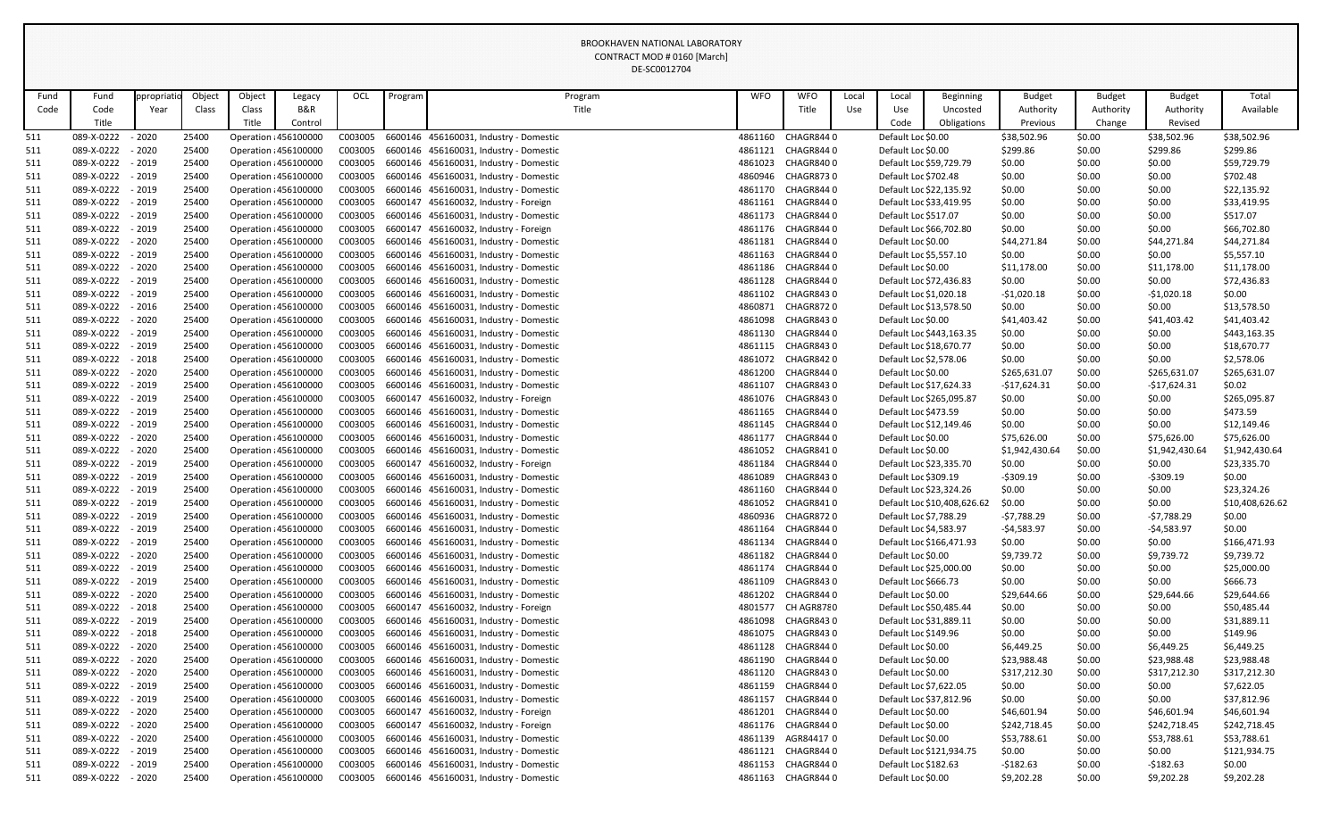BROOKHAVEN NATIONAL LABORATORY
CONTRACT MOD # 0160 [March]
DE-SC0012704

| Fund Code | Fund Code Title | ppropriatio Year | Object Class | Object Class Title | Legacy B&R Control | OCL | Program | Program Title | WFO | WFO Title | Local Use | Local Use Code | Beginning Uncosted Obligations | Budget Authority Previous | Budget Authority Change | Budget Authority Revised | Total Available |
|---|---|---|---|---|---|---|---|---|---|---|---|---|---|---|---|---|---|
| 511 | 089-X-0222 | - 2020 | 25400 | Operation : | 456100000 | C003005 | 6600146 | 456160031, Industry - Domestic | 4861160 | CHAGR844 | 0 | Default Loc | $0.00 | $38,502.96 | $0.00 | $38,502.96 | $38,502.96 |
| 511 | 089-X-0222 | - 2020 | 25400 | Operation : | 456100000 | C003005 | 6600146 | 456160031, Industry - Domestic | 4861121 | CHAGR844 | 0 | Default Loc | $0.00 | $299.86 | $0.00 | $299.86 | $299.86 |
| 511 | 089-X-0222 | - 2019 | 25400 | Operation : | 456100000 | C003005 | 6600146 | 456160031, Industry - Domestic | 4861023 | CHAGR840 | 0 | Default Loc | $59,729.79 | $0.00 | $0.00 | $0.00 | $59,729.79 |
| 511 | 089-X-0222 | - 2019 | 25400 | Operation : | 456100000 | C003005 | 6600146 | 456160031, Industry - Domestic | 4860946 | CHAGR873 | 0 | Default Loc | $702.48 | $0.00 | $0.00 | $0.00 | $702.48 |
| 511 | 089-X-0222 | - 2019 | 25400 | Operation : | 456100000 | C003005 | 6600146 | 456160031, Industry - Domestic | 4861170 | CHAGR844 | 0 | Default Loc | $22,135.92 | $0.00 | $0.00 | $0.00 | $22,135.92 |
| 511 | 089-X-0222 | - 2019 | 25400 | Operation : | 456100000 | C003005 | 6600147 | 456160032, Industry - Foreign | 4861161 | CHAGR844 | 0 | Default Loc | $33,419.95 | $0.00 | $0.00 | $0.00 | $33,419.95 |
| 511 | 089-X-0222 | - 2019 | 25400 | Operation : | 456100000 | C003005 | 6600146 | 456160031, Industry - Domestic | 4861173 | CHAGR844 | 0 | Default Loc | $517.07 | $0.00 | $0.00 | $0.00 | $517.07 |
| 511 | 089-X-0222 | - 2019 | 25400 | Operation : | 456100000 | C003005 | 6600147 | 456160032, Industry - Foreign | 4861176 | CHAGR844 | 0 | Default Loc | $66,702.80 | $0.00 | $0.00 | $0.00 | $66,702.80 |
| 511 | 089-X-0222 | - 2020 | 25400 | Operation : | 456100000 | C003005 | 6600146 | 456160031, Industry - Domestic | 4861181 | CHAGR844 | 0 | Default Loc | $0.00 | $44,271.84 | $0.00 | $44,271.84 | $44,271.84 |
| 511 | 089-X-0222 | - 2019 | 25400 | Operation : | 456100000 | C003005 | 6600146 | 456160031, Industry - Domestic | 4861163 | CHAGR844 | 0 | Default Loc | $5,557.10 | $0.00 | $0.00 | $0.00 | $5,557.10 |
| 511 | 089-X-0222 | - 2020 | 25400 | Operation : | 456100000 | C003005 | 6600146 | 456160031, Industry - Domestic | 4861186 | CHAGR844 | 0 | Default Loc | $0.00 | $11,178.00 | $0.00 | $11,178.00 | $11,178.00 |
| 511 | 089-X-0222 | - 2019 | 25400 | Operation : | 456100000 | C003005 | 6600146 | 456160031, Industry - Domestic | 4861128 | CHAGR844 | 0 | Default Loc | $72,436.83 | $0.00 | $0.00 | $0.00 | $72,436.83 |
| 511 | 089-X-0222 | - 2019 | 25400 | Operation : | 456100000 | C003005 | 6600146 | 456160031, Industry - Domestic | 4861102 | CHAGR843 | 0 | Default Loc | $1,020.18 | -$1,020.18 | $0.00 | -$1,020.18 | $0.00 |
| 511 | 089-X-0222 | - 2016 | 25400 | Operation : | 456100000 | C003005 | 6600146 | 456160031, Industry - Domestic | 4860871 | CHAGR872 | 0 | Default Loc | $13,578.50 | $0.00 | $0.00 | $0.00 | $13,578.50 |
| 511 | 089-X-0222 | - 2020 | 25400 | Operation : | 456100000 | C003005 | 6600146 | 456160031, Industry - Domestic | 4861098 | CHAGR843 | 0 | Default Loc | $0.00 | $41,403.42 | $0.00 | $41,403.42 | $41,403.42 |
| 511 | 089-X-0222 | - 2019 | 25400 | Operation : | 456100000 | C003005 | 6600146 | 456160031, Industry - Domestic | 4861130 | CHAGR844 | 0 | Default Loc | $443,163.35 | $0.00 | $0.00 | $0.00 | $443,163.35 |
| 511 | 089-X-0222 | - 2019 | 25400 | Operation : | 456100000 | C003005 | 6600146 | 456160031, Industry - Domestic | 4861115 | CHAGR843 | 0 | Default Loc | $18,670.77 | $0.00 | $0.00 | $0.00 | $18,670.77 |
| 511 | 089-X-0222 | - 2018 | 25400 | Operation : | 456100000 | C003005 | 6600146 | 456160031, Industry - Domestic | 4861072 | CHAGR842 | 0 | Default Loc | $2,578.06 | $0.00 | $0.00 | $0.00 | $2,578.06 |
| 511 | 089-X-0222 | - 2020 | 25400 | Operation : | 456100000 | C003005 | 6600146 | 456160031, Industry - Domestic | 4861200 | CHAGR844 | 0 | Default Loc | $0.00 | $265,631.07 | $0.00 | $265,631.07 | $265,631.07 |
| 511 | 089-X-0222 | - 2019 | 25400 | Operation : | 456100000 | C003005 | 6600146 | 456160031, Industry - Domestic | 4861107 | CHAGR843 | 0 | Default Loc | $17,624.33 | -$17,624.31 | $0.00 | -$17,624.31 | $0.02 |
| 511 | 089-X-0222 | - 2019 | 25400 | Operation : | 456100000 | C003005 | 6600147 | 456160032, Industry - Foreign | 4861076 | CHAGR843 | 0 | Default Loc | $265,095.87 | $0.00 | $0.00 | $0.00 | $265,095.87 |
| 511 | 089-X-0222 | - 2019 | 25400 | Operation : | 456100000 | C003005 | 6600146 | 456160031, Industry - Domestic | 4861165 | CHAGR844 | 0 | Default Loc | $473.59 | $0.00 | $0.00 | $0.00 | $473.59 |
| 511 | 089-X-0222 | - 2019 | 25400 | Operation : | 456100000 | C003005 | 6600146 | 456160031, Industry - Domestic | 4861145 | CHAGR844 | 0 | Default Loc | $12,149.46 | $0.00 | $0.00 | $0.00 | $12,149.46 |
| 511 | 089-X-0222 | - 2020 | 25400 | Operation : | 456100000 | C003005 | 6600146 | 456160031, Industry - Domestic | 4861177 | CHAGR844 | 0 | Default Loc | $0.00 | $75,626.00 | $0.00 | $75,626.00 | $75,626.00 |
| 511 | 089-X-0222 | - 2020 | 25400 | Operation : | 456100000 | C003005 | 6600146 | 456160031, Industry - Domestic | 4861052 | CHAGR841 | 0 | Default Loc | $0.00 | $1,942,430.64 | $0.00 | $1,942,430.64 | $1,942,430.64 |
| 511 | 089-X-0222 | - 2019 | 25400 | Operation : | 456100000 | C003005 | 6600147 | 456160032, Industry - Foreign | 4861184 | CHAGR844 | 0 | Default Loc | $23,335.70 | $0.00 | $0.00 | $0.00 | $23,335.70 |
| 511 | 089-X-0222 | - 2019 | 25400 | Operation : | 456100000 | C003005 | 6600146 | 456160031, Industry - Domestic | 4861089 | CHAGR843 | 0 | Default Loc | $309.19 | -$309.19 | $0.00 | -$309.19 | $0.00 |
| 511 | 089-X-0222 | - 2019 | 25400 | Operation : | 456100000 | C003005 | 6600146 | 456160031, Industry - Domestic | 4861160 | CHAGR844 | 0 | Default Loc | $23,324.26 | $0.00 | $0.00 | $0.00 | $23,324.26 |
| 511 | 089-X-0222 | - 2019 | 25400 | Operation : | 456100000 | C003005 | 6600146 | 456160031, Industry - Domestic | 4861052 | CHAGR841 | 0 | Default Loc | $10,408,626.62 | $0.00 | $0.00 | $0.00 | $10,408,626.62 |
| 511 | 089-X-0222 | - 2019 | 25400 | Operation : | 456100000 | C003005 | 6600146 | 456160031, Industry - Domestic | 4860936 | CHAGR872 | 0 | Default Loc | $7,788.29 | -$7,788.29 | $0.00 | -$7,788.29 | $0.00 |
| 511 | 089-X-0222 | - 2019 | 25400 | Operation : | 456100000 | C003005 | 6600146 | 456160031, Industry - Domestic | 4861164 | CHAGR844 | 0 | Default Loc | $4,583.97 | -$4,583.97 | $0.00 | -$4,583.97 | $0.00 |
| 511 | 089-X-0222 | - 2019 | 25400 | Operation : | 456100000 | C003005 | 6600146 | 456160031, Industry - Domestic | 4861134 | CHAGR844 | 0 | Default Loc | $166,471.93 | $0.00 | $0.00 | $0.00 | $166,471.93 |
| 511 | 089-X-0222 | - 2020 | 25400 | Operation : | 456100000 | C003005 | 6600146 | 456160031, Industry - Domestic | 4861182 | CHAGR844 | 0 | Default Loc | $0.00 | $9,739.72 | $0.00 | $9,739.72 | $9,739.72 |
| 511 | 089-X-0222 | - 2019 | 25400 | Operation : | 456100000 | C003005 | 6600146 | 456160031, Industry - Domestic | 4861174 | CHAGR844 | 0 | Default Loc | $25,000.00 | $0.00 | $0.00 | $0.00 | $25,000.00 |
| 511 | 089-X-0222 | - 2019 | 25400 | Operation : | 456100000 | C003005 | 6600146 | 456160031, Industry - Domestic | 4861109 | CHAGR843 | 0 | Default Loc | $666.73 | $0.00 | $0.00 | $0.00 | $666.73 |
| 511 | 089-X-0222 | - 2020 | 25400 | Operation : | 456100000 | C003005 | 6600146 | 456160031, Industry - Domestic | 4861202 | CHAGR844 | 0 | Default Loc | $0.00 | $29,644.66 | $0.00 | $29,644.66 | $29,644.66 |
| 511 | 089-X-0222 | - 2018 | 25400 | Operation : | 456100000 | C003005 | 6600147 | 456160032, Industry - Foreign | 4801577 | CH AGR878 | 0 | Default Loc | $50,485.44 | $0.00 | $0.00 | $0.00 | $50,485.44 |
| 511 | 089-X-0222 | - 2019 | 25400 | Operation : | 456100000 | C003005 | 6600146 | 456160031, Industry - Domestic | 4861098 | CHAGR843 | 0 | Default Loc | $31,889.11 | $0.00 | $0.00 | $0.00 | $31,889.11 |
| 511 | 089-X-0222 | - 2018 | 25400 | Operation : | 456100000 | C003005 | 6600146 | 456160031, Industry - Domestic | 4861075 | CHAGR843 | 0 | Default Loc | $149.96 | $0.00 | $0.00 | $0.00 | $149.96 |
| 511 | 089-X-0222 | - 2020 | 25400 | Operation : | 456100000 | C003005 | 6600146 | 456160031, Industry - Domestic | 4861128 | CHAGR844 | 0 | Default Loc | $0.00 | $6,449.25 | $0.00 | $6,449.25 | $6,449.25 |
| 511 | 089-X-0222 | - 2020 | 25400 | Operation : | 456100000 | C003005 | 6600146 | 456160031, Industry - Domestic | 4861190 | CHAGR844 | 0 | Default Loc | $0.00 | $23,988.48 | $0.00 | $23,988.48 | $23,988.48 |
| 511 | 089-X-0222 | - 2020 | 25400 | Operation : | 456100000 | C003005 | 6600146 | 456160031, Industry - Domestic | 4861120 | CHAGR843 | 0 | Default Loc | $0.00 | $317,212.30 | $0.00 | $317,212.30 | $317,212.30 |
| 511 | 089-X-0222 | - 2019 | 25400 | Operation : | 456100000 | C003005 | 6600146 | 456160031, Industry - Domestic | 4861159 | CHAGR844 | 0 | Default Loc | $7,622.05 | $0.00 | $0.00 | $0.00 | $7,622.05 |
| 511 | 089-X-0222 | - 2019 | 25400 | Operation : | 456100000 | C003005 | 6600146 | 456160031, Industry - Domestic | 4861157 | CHAGR844 | 0 | Default Loc | $37,812.96 | $0.00 | $0.00 | $0.00 | $37,812.96 |
| 511 | 089-X-0222 | - 2020 | 25400 | Operation : | 456100000 | C003005 | 6600147 | 456160032, Industry - Foreign | 4861201 | CHAGR844 | 0 | Default Loc | $0.00 | $46,601.94 | $0.00 | $46,601.94 | $46,601.94 |
| 511 | 089-X-0222 | - 2020 | 25400 | Operation : | 456100000 | C003005 | 6600147 | 456160032, Industry - Foreign | 4861176 | CHAGR844 | 0 | Default Loc | $0.00 | $242,718.45 | $0.00 | $242,718.45 | $242,718.45 |
| 511 | 089-X-0222 | - 2020 | 25400 | Operation : | 456100000 | C003005 | 6600146 | 456160031, Industry - Domestic | 4861139 | AGR84417 | 0 | Default Loc | $0.00 | $53,788.61 | $0.00 | $53,788.61 | $53,788.61 |
| 511 | 089-X-0222 | - 2019 | 25400 | Operation : | 456100000 | C003005 | 6600146 | 456160031, Industry - Domestic | 4861121 | CHAGR844 | 0 | Default Loc | $121,934.75 | $0.00 | $0.00 | $0.00 | $121,934.75 |
| 511 | 089-X-0222 | - 2019 | 25400 | Operation : | 456100000 | C003005 | 6600146 | 456160031, Industry - Domestic | 4861153 | CHAGR844 | 0 | Default Loc | $182.63 | -$182.63 | $0.00 | -$182.63 | $0.00 |
| 511 | 089-X-0222 | - 2020 | 25400 | Operation : | 456100000 | C003005 | 6600146 | 456160031, Industry - Domestic | 4861163 | CHAGR844 | 0 | Default Loc | $0.00 | $9,202.28 | $0.00 | $9,202.28 | $9,202.28 |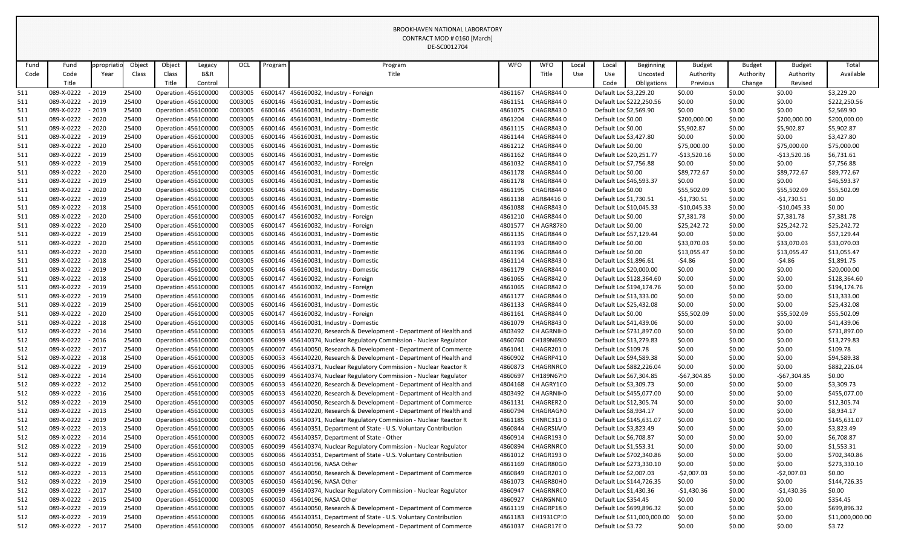BROOKHAVEN NATIONAL LABORATORY
CONTRACT MOD # 0160 [March]
DE-SC0012704

| Fund Code | Fund Title | ppropriatio Year | Object Class | Object Class Title | Legacy B&R Control | OCL | Program | Program Title | WFO | WFO Title | Local Use | Local Use Code | Beginning Uncosted Obligations | Budget Authority Previous | Budget Authority Change | Budget Authority Revised | Total Available |
|---|---|---|---|---|---|---|---|---|---|---|---|---|---|---|---|---|---|
| 511 | 089-X-0222 | - 2019 | 25400 | Operation : | 456100000 | C003005 | 6600147 | 456160032, Industry - Foreign | 4861167 | CHAGR844 | 0 | Default Loc | $3,229.20 | $0.00 | $0.00 | $0.00 | $3,229.20 |
| 511 | 089-X-0222 | - 2019 | 25400 | Operation : | 456100000 | C003005 | 6600146 | 456160031, Industry - Domestic | 4861151 | CHAGR844 | 0 | Default Loc | $222,250.56 | $0.00 | $0.00 | $0.00 | $222,250.56 |
| 511 | 089-X-0222 | - 2019 | 25400 | Operation : | 456100000 | C003005 | 6600146 | 456160031, Industry - Domestic | 4861075 | CHAGR843 | 0 | Default Loc | $2,569.90 | $0.00 | $0.00 | $0.00 | $2,569.90 |
| 511 | 089-X-0222 | - 2020 | 25400 | Operation : | 456100000 | C003005 | 6600146 | 456160031, Industry - Domestic | 4861204 | CHAGR844 | 0 | Default Loc | $0.00 | $200,000.00 | $0.00 | $200,000.00 | $200,000.00 |
| 511 | 089-X-0222 | - 2020 | 25400 | Operation : | 456100000 | C003005 | 6600146 | 456160031, Industry - Domestic | 4861115 | CHAGR843 | 0 | Default Loc | $0.00 | $5,902.87 | $0.00 | $5,902.87 | $5,902.87 |
| 511 | 089-X-0222 | - 2019 | 25400 | Operation : | 456100000 | C003005 | 6600146 | 456160031, Industry - Domestic | 4861144 | CHAGR844 | 0 | Default Loc | $3,427.80 | $0.00 | $0.00 | $0.00 | $3,427.80 |
| 511 | 089-X-0222 | - 2020 | 25400 | Operation : | 456100000 | C003005 | 6600146 | 456160031, Industry - Domestic | 4861212 | CHAGR844 | 0 | Default Loc | $0.00 | $75,000.00 | $0.00 | $75,000.00 | $75,000.00 |
| 511 | 089-X-0222 | - 2019 | 25400 | Operation : | 456100000 | C003005 | 6600146 | 456160031, Industry - Domestic | 4861162 | CHAGR844 | 0 | Default Loc | $20,251.77 | -$13,520.16 | $0.00 | -$13,520.16 | $6,731.61 |
| 511 | 089-X-0222 | - 2019 | 25400 | Operation : | 456100000 | C003005 | 6600147 | 456160032, Industry - Foreign | 4861032 | CHAGR841 | 0 | Default Loc | $7,756.88 | $0.00 | $0.00 | $0.00 | $7,756.88 |
| 511 | 089-X-0222 | - 2020 | 25400 | Operation : | 456100000 | C003005 | 6600146 | 456160031, Industry - Domestic | 4861178 | CHAGR844 | 0 | Default Loc | $0.00 | $89,772.67 | $0.00 | $89,772.67 | $89,772.67 |
| 511 | 089-X-0222 | - 2019 | 25400 | Operation : | 456100000 | C003005 | 6600146 | 456160031, Industry - Domestic | 4861178 | CHAGR844 | 0 | Default Loc | $46,593.37 | $0.00 | $0.00 | $0.00 | $46,593.37 |
| 511 | 089-X-0222 | - 2020 | 25400 | Operation : | 456100000 | C003005 | 6600146 | 456160031, Industry - Domestic | 4861195 | CHAGR844 | 0 | Default Loc | $0.00 | $55,502.09 | $0.00 | $55,502.09 | $55,502.09 |
| 511 | 089-X-0222 | - 2019 | 25400 | Operation : | 456100000 | C003005 | 6600146 | 456160031, Industry - Domestic | 4861138 | AGR84416 | 0 | Default Loc | $1,730.51 | -$1,730.51 | $0.00 | -$1,730.51 | $0.00 |
| 511 | 089-X-0222 | - 2018 | 25400 | Operation : | 456100000 | C003005 | 6600146 | 456160031, Industry - Domestic | 4861088 | CHAGR843 | 0 | Default Loc | $10,045.33 | -$10,045.33 | $0.00 | -$10,045.33 | $0.00 |
| 511 | 089-X-0222 | - 2020 | 25400 | Operation : | 456100000 | C003005 | 6600147 | 456160032, Industry - Foreign | 4861210 | CHAGR844 | 0 | Default Loc | $0.00 | $7,381.78 | $0.00 | $7,381.78 | $7,381.78 |
| 511 | 089-X-0222 | - 2020 | 25400 | Operation : | 456100000 | C003005 | 6600147 | 456160032, Industry - Foreign | 4801577 | CH AGR878 | 0 | Default Loc | $0.00 | $25,242.72 | $0.00 | $25,242.72 | $25,242.72 |
| 511 | 089-X-0222 | - 2019 | 25400 | Operation : | 456100000 | C003005 | 6600146 | 456160031, Industry - Domestic | 4861135 | CHAGR844 | 0 | Default Loc | $57,129.44 | $0.00 | $0.00 | $0.00 | $57,129.44 |
| 511 | 089-X-0222 | - 2020 | 25400 | Operation : | 456100000 | C003005 | 6600146 | 456160031, Industry - Domestic | 4861193 | CHAGR840 | 0 | Default Loc | $0.00 | $33,070.03 | $0.00 | $33,070.03 | $33,070.03 |
| 511 | 089-X-0222 | - 2020 | 25400 | Operation : | 456100000 | C003005 | 6600146 | 456160031, Industry - Domestic | 4861196 | CHAGR844 | 0 | Default Loc | $0.00 | $13,055.47 | $0.00 | $13,055.47 | $13,055.47 |
| 511 | 089-X-0222 | - 2018 | 25400 | Operation : | 456100000 | C003005 | 6600146 | 456160031, Industry - Domestic | 4861114 | CHAGR843 | 0 | Default Loc | $1,896.61 | -$4.86 | $0.00 | -$4.86 | $1,891.75 |
| 511 | 089-X-0222 | - 2019 | 25400 | Operation : | 456100000 | C003005 | 6600146 | 456160031, Industry - Domestic | 4861179 | CHAGR844 | 0 | Default Loc | $20,000.00 | $0.00 | $0.00 | $0.00 | $20,000.00 |
| 511 | 089-X-0222 | - 2018 | 25400 | Operation : | 456100000 | C003005 | 6600147 | 456160032, Industry - Foreign | 4861065 | CHAGR842 | 0 | Default Loc | $128,364.60 | $0.00 | $0.00 | $0.00 | $128,364.60 |
| 511 | 089-X-0222 | - 2019 | 25400 | Operation : | 456100000 | C003005 | 6600147 | 456160032, Industry - Foreign | 4861065 | CHAGR842 | 0 | Default Loc | $194,174.76 | $0.00 | $0.00 | $0.00 | $194,174.76 |
| 511 | 089-X-0222 | - 2019 | 25400 | Operation : | 456100000 | C003005 | 6600146 | 456160031, Industry - Domestic | 4861177 | CHAGR844 | 0 | Default Loc | $13,333.00 | $0.00 | $0.00 | $0.00 | $13,333.00 |
| 511 | 089-X-0222 | - 2019 | 25400 | Operation : | 456100000 | C003005 | 6600146 | 456160031, Industry - Domestic | 4861133 | CHAGR844 | 0 | Default Loc | $25,432.08 | $0.00 | $0.00 | $0.00 | $25,432.08 |
| 511 | 089-X-0222 | - 2020 | 25400 | Operation : | 456100000 | C003005 | 6600147 | 456160032, Industry - Foreign | 4861161 | CHAGR844 | 0 | Default Loc | $0.00 | $55,502.09 | $0.00 | $55,502.09 | $55,502.09 |
| 511 | 089-X-0222 | - 2018 | 25400 | Operation : | 456100000 | C003005 | 6600146 | 456160031, Industry - Domestic | 4861079 | CHAGR843 | 0 | Default Loc | $41,439.06 | $0.00 | $0.00 | $0.00 | $41,439.06 |
| 512 | 089-X-0222 | - 2014 | 25400 | Operation : | 456100000 | C003005 | 6600053 | 456140220, Research & Development - Department of Health and | 4803492 | CH AGRNIH | 0 | Default Loc | $731,897.00 | $0.00 | $0.00 | $0.00 | $731,897.00 |
| 512 | 089-X-0222 | - 2016 | 25400 | Operation : | 456100000 | C003005 | 6600099 | 456140374, Nuclear Regulatory Commission - Nuclear Regulator | 4860760 | CH189N69 | 0 | Default Loc | $13,279.83 | $0.00 | $0.00 | $0.00 | $13,279.83 |
| 512 | 089-X-0222 | - 2017 | 25400 | Operation : | 456100000 | C003005 | 6600007 | 456140050, Research & Development - Department of Commerce | 4861041 | CHAGR201 | 0 | Default Loc | $109.78 | $0.00 | $0.00 | $0.00 | $109.78 |
| 512 | 089-X-0222 | - 2018 | 25400 | Operation : | 456100000 | C003005 | 6600053 | 456140220, Research & Development - Department of Health and | 4860902 | CHAGRP41 | 0 | Default Loc | $94,589.38 | $0.00 | $0.00 | $0.00 | $94,589.38 |
| 512 | 089-X-0222 | - 2019 | 25400 | Operation : | 456100000 | C003005 | 6600096 | 456140371, Nuclear Regulatory Commission - Nuclear Reactor R | 4860873 | CHAGRNRC | 0 | Default Loc | $882,226.04 | $0.00 | $0.00 | $0.00 | $882,226.04 |
| 512 | 089-X-0222 | - 2014 | 25400 | Operation : | 456100000 | C003005 | 6600099 | 456140374, Nuclear Regulatory Commission - Nuclear Regulator | 4860697 | CH189N67 | 0 | Default Loc | $67,304.85 | -$67,304.85 | $0.00 | -$67,304.85 | $0.00 |
| 512 | 089-X-0222 | - 2012 | 25400 | Operation : | 456100000 | C003005 | 6600053 | 456140220, Research & Development - Department of Health and | 4804168 | CH AGRY1C | 0 | Default Loc | $3,309.73 | $0.00 | $0.00 | $0.00 | $3,309.73 |
| 512 | 089-X-0222 | - 2016 | 25400 | Operation : | 456100000 | C003005 | 6600053 | 456140220, Research & Development - Department of Health and | 4803492 | CH AGRNIH | 0 | Default Loc | $455,077.00 | $0.00 | $0.00 | $0.00 | $455,077.00 |
| 512 | 089-X-0222 | - 2019 | 25400 | Operation : | 456100000 | C003005 | 6600007 | 456140050, Research & Development - Department of Commerce | 4861131 | CHAGRER2 | 0 | Default Loc | $12,305.74 | $0.00 | $0.00 | $0.00 | $12,305.74 |
| 512 | 089-X-0222 | - 2013 | 25400 | Operation : | 456100000 | C003005 | 6600053 | 456140220, Research & Development - Department of Health and | 4860794 | CHAGRAGN | 0 | Default Loc | $8,934.17 | $0.00 | $0.00 | $0.00 | $8,934.17 |
| 512 | 089-X-0222 | - 2019 | 25400 | Operation : | 456100000 | C003005 | 6600096 | 456140371, Nuclear Regulatory Commission - Nuclear Reactor R | 4861185 | CHNRC313 | 0 | Default Loc | $145,631.07 | $0.00 | $0.00 | $0.00 | $145,631.07 |
| 512 | 089-X-0222 | - 2013 | 25400 | Operation : | 456100000 | C003005 | 6600066 | 456140351, Department of State - U.S. Voluntary Contribution | 4860844 | CHAGRSIA | 0 | Default Loc | $3,823.49 | $0.00 | $0.00 | $0.00 | $3,823.49 |
| 512 | 089-X-0222 | - 2014 | 25400 | Operation : | 456100000 | C003005 | 6600072 | 456140357, Department of State - Other | 4860914 | CHAGR193 | 0 | Default Loc | $6,708.87 | $0.00 | $0.00 | $0.00 | $6,708.87 |
| 512 | 089-X-0222 | - 2019 | 25400 | Operation : | 456100000 | C003005 | 6600099 | 456140374, Nuclear Regulatory Commission - Nuclear Regulator | 4860894 | CHAGRNRC | 0 | Default Loc | $1,553.31 | $0.00 | $0.00 | $0.00 | $1,553.31 |
| 512 | 089-X-0222 | - 2016 | 25400 | Operation : | 456100000 | C003005 | 6600066 | 456140351, Department of State - U.S. Voluntary Contribution | 4861012 | CHAGR193 | 0 | Default Loc | $702,340.86 | $0.00 | $0.00 | $0.00 | $702,340.86 |
| 512 | 089-X-0222 | - 2019 | 25400 | Operation : | 456100000 | C003005 | 6600050 | 456140196, NASA Other | 4861169 | CHAGR80G | 0 | Default Loc | $273,330.10 | $0.00 | $0.00 | $0.00 | $273,330.10 |
| 512 | 089-X-0222 | - 2013 | 25400 | Operation : | 456100000 | C003005 | 6600007 | 456140050, Research & Development - Department of Commerce | 4860849 | CHAGR201 | 0 | Default Loc | $2,007.03 | -$2,007.03 | $0.00 | -$2,007.03 | $0.00 |
| 512 | 089-X-0222 | - 2019 | 25400 | Operation : | 456100000 | C003005 | 6600050 | 456140196, NASA Other | 4861073 | CHAGR80H | 0 | Default Loc | $144,726.35 | $0.00 | $0.00 | $0.00 | $144,726.35 |
| 512 | 089-X-0222 | - 2017 | 25400 | Operation : | 456100000 | C003005 | 6600099 | 456140374, Nuclear Regulatory Commission - Nuclear Regulator | 4860947 | CHAGRNRC | 0 | Default Loc | $1,430.36 | -$1,430.36 | $0.00 | -$1,430.36 | $0.00 |
| 512 | 089-X-0222 | - 2015 | 25400 | Operation : | 456100000 | C003005 | 6600050 | 456140196, NASA Other | 4860927 | CHARGNNL | 0 | Default Loc | $354.45 | $0.00 | $0.00 | $0.00 | $354.45 |
| 512 | 089-X-0222 | - 2019 | 25400 | Operation : | 456100000 | C003005 | 6600007 | 456140050, Research & Development - Department of Commerce | 4861119 | CHAGRP18 | 0 | Default Loc | $699,896.32 | $0.00 | $0.00 | $0.00 | $699,896.32 |
| 512 | 089-X-0222 | - 2019 | 25400 | Operation : | 456100000 | C003005 | 6600066 | 456140351, Department of State - U.S. Voluntary Contribution | 4861183 | CH1931CP | 0 | Default Loc | $11,000,000.00 | $0.00 | $0.00 | $0.00 | $11,000,000.00 |
| 512 | 089-X-0222 | - 2017 | 25400 | Operation : | 456100000 | C003005 | 6600007 | 456140050, Research & Development - Department of Commerce | 4861037 | CHAGR17E | 0 | Default Loc | $3.72 | $0.00 | $0.00 | $0.00 | $3.72 |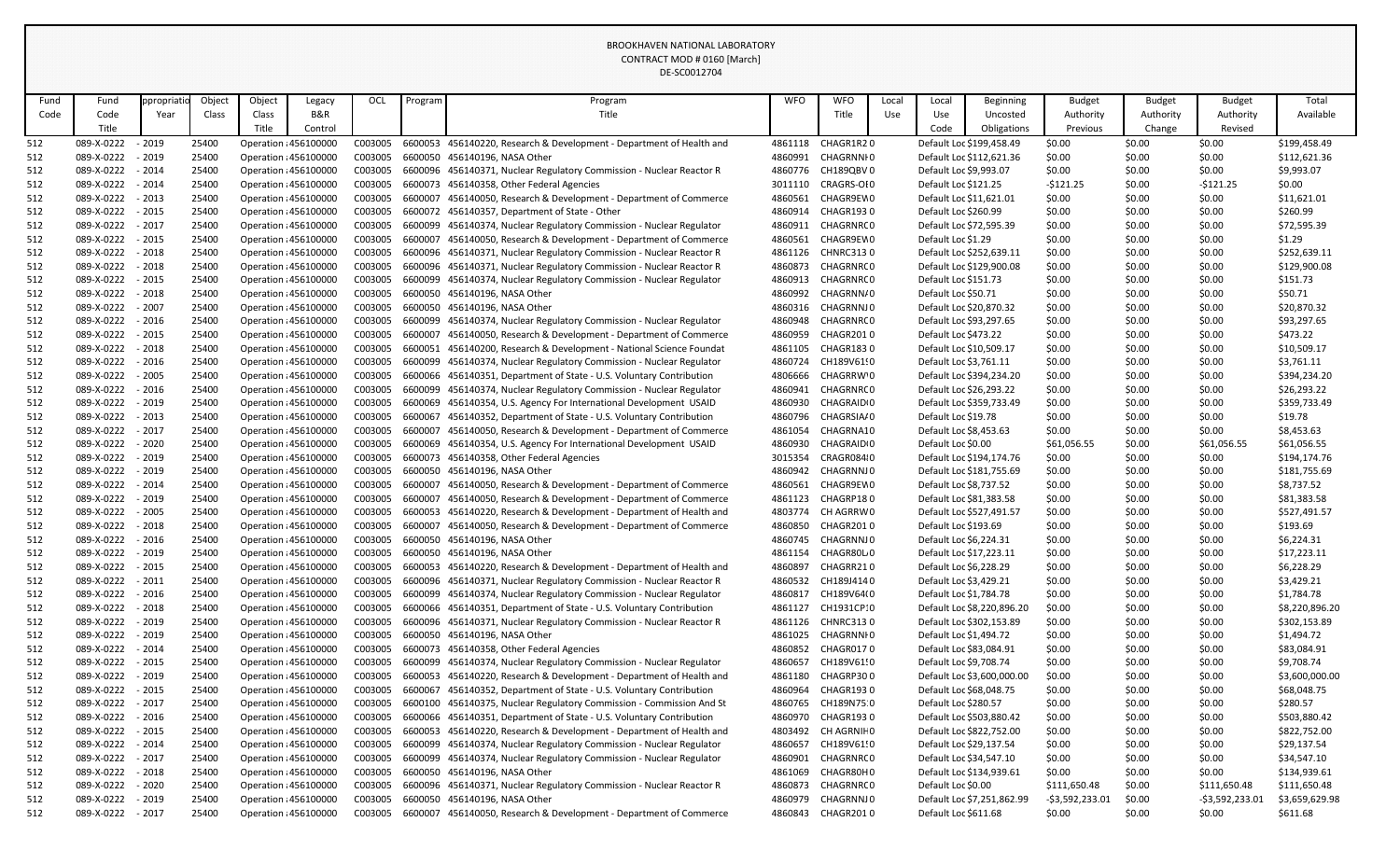BROOKHAVEN NATIONAL LABORATORY
CONTRACT MOD # 0160 [March]
DE-SC0012704

| Fund Code | Fund Title | ppropriatio Year | Object Class | Object Class Title | Legacy B&R Control | OCL | Program | Program Title | WFO | WFO Title | Local Use | Local Use Code | Beginning Uncosted Obligations | Budget Authority Previous | Budget Authority Change | Budget Authority Revised | Total Available |
|---|---|---|---|---|---|---|---|---|---|---|---|---|---|---|---|---|---|
| 512 | 089-X-0222 | - 2019 | 25400 | Operation : | 456100000 | C003005 | 6600053 | 456140220, Research & Development - Department of Health and | 4861118 | CHAGR1R2 | 0 | Default Loc | $199,458.49 | $0.00 | $0.00 | $0.00 | $199,458.49 |
| 512 | 089-X-0222 | - 2019 | 25400 | Operation : | 456100000 | C003005 | 6600050 | 456140196, NASA Other | 4860991 | CHAGRNNI | 0 | Default Loc | $112,621.36 | $0.00 | $0.00 | $0.00 | $112,621.36 |
| 512 | 089-X-0222 | - 2014 | 25400 | Operation : | 456100000 | C003005 | 6600096 | 456140371, Nuclear Regulatory Commission - Nuclear Reactor R | 4860776 | CH189QBV | 0 | Default Loc | $9,993.07 | $0.00 | $0.00 | $0.00 | $9,993.07 |
| 512 | 089-X-0222 | - 2014 | 25400 | Operation : | 456100000 | C003005 | 6600073 | 456140358, Other Federal Agencies | 3011110 | CRAGRS-OI | 0 | Default Loc | $121.25 | -$121.25 | $0.00 | -$121.25 | $0.00 |
| 512 | 089-X-0222 | - 2013 | 25400 | Operation : | 456100000 | C003005 | 6600007 | 456140050, Research & Development - Department of Commerce | 4860561 | CHAGR9EW | 0 | Default Loc | $11,621.01 | $0.00 | $0.00 | $0.00 | $11,621.01 |
| 512 | 089-X-0222 | - 2015 | 25400 | Operation : | 456100000 | C003005 | 6600072 | 456140357, Department of State - Other | 4860914 | CHAGR193 | 0 | Default Loc | $260.99 | $0.00 | $0.00 | $0.00 | $260.99 |
| 512 | 089-X-0222 | - 2017 | 25400 | Operation : | 456100000 | C003005 | 6600099 | 456140374, Nuclear Regulatory Commission - Nuclear Regulator | 4860911 | CHAGRNRC | 0 | Default Loc | $72,595.39 | $0.00 | $0.00 | $0.00 | $72,595.39 |
| 512 | 089-X-0222 | - 2015 | 25400 | Operation : | 456100000 | C003005 | 6600007 | 456140050, Research & Development - Department of Commerce | 4860561 | CHAGR9EW | 0 | Default Loc | $1.29 | $0.00 | $0.00 | $0.00 | $1.29 |
| 512 | 089-X-0222 | - 2018 | 25400 | Operation : | 456100000 | C003005 | 6600096 | 456140371, Nuclear Regulatory Commission - Nuclear Reactor R | 4861126 | CHNRC313 | 0 | Default Loc | $252,639.11 | $0.00 | $0.00 | $0.00 | $252,639.11 |
| 512 | 089-X-0222 | - 2018 | 25400 | Operation : | 456100000 | C003005 | 6600096 | 456140371, Nuclear Regulatory Commission - Nuclear Reactor R | 4860873 | CHAGRNRC | 0 | Default Loc | $129,900.08 | $0.00 | $0.00 | $0.00 | $129,900.08 |
| 512 | 089-X-0222 | - 2015 | 25400 | Operation : | 456100000 | C003005 | 6600099 | 456140374, Nuclear Regulatory Commission - Nuclear Regulator | 4860913 | CHAGRNRC | 0 | Default Loc | $151.73 | $0.00 | $0.00 | $0.00 | $151.73 |
| 512 | 089-X-0222 | - 2018 | 25400 | Operation : | 456100000 | C003005 | 6600050 | 456140196, NASA Other | 4860992 | CHAGRNN/ | 0 | Default Loc | $50.71 | $0.00 | $0.00 | $0.00 | $50.71 |
| 512 | 089-X-0222 | - 2007 | 25400 | Operation : | 456100000 | C003005 | 6600050 | 456140196, NASA Other | 4860316 | CHAGRNNI | 0 | Default Loc | $20,870.32 | $0.00 | $0.00 | $0.00 | $20,870.32 |
| 512 | 089-X-0222 | - 2016 | 25400 | Operation : | 456100000 | C003005 | 6600099 | 456140374, Nuclear Regulatory Commission - Nuclear Regulator | 4860948 | CHAGRNRC | 0 | Default Loc | $93,297.65 | $0.00 | $0.00 | $0.00 | $93,297.65 |
| 512 | 089-X-0222 | - 2015 | 25400 | Operation : | 456100000 | C003005 | 6600007 | 456140050, Research & Development - Department of Commerce | 4860959 | CHAGR201 | 0 | Default Loc | $473.22 | $0.00 | $0.00 | $0.00 | $473.22 |
| 512 | 089-X-0222 | - 2018 | 25400 | Operation : | 456100000 | C003005 | 6600051 | 456140200, Research & Development - National Science Foundat | 4861105 | CHAGR183 | 0 | Default Loc | $10,509.17 | $0.00 | $0.00 | $0.00 | $10,509.17 |
| 512 | 089-X-0222 | - 2016 | 25400 | Operation : | 456100000 | C003005 | 6600099 | 456140374, Nuclear Regulatory Commission - Nuclear Regulator | 4860724 | CH189V61! | 0 | Default Loc | $3,761.11 | $0.00 | $0.00 | $0.00 | $3,761.11 |
| 512 | 089-X-0222 | - 2005 | 25400 | Operation : | 456100000 | C003005 | 6600066 | 456140351, Department of State - U.S. Voluntary Contribution | 4806666 | CHAGRRW | 0 | Default Loc | $394,234.20 | $0.00 | $0.00 | $0.00 | $394,234.20 |
| 512 | 089-X-0222 | - 2016 | 25400 | Operation : | 456100000 | C003005 | 6600099 | 456140374, Nuclear Regulatory Commission - Nuclear Regulator | 4860941 | CHAGRNRC | 0 | Default Loc | $26,293.22 | $0.00 | $0.00 | $0.00 | $26,293.22 |
| 512 | 089-X-0222 | - 2019 | 25400 | Operation : | 456100000 | C003005 | 6600069 | 456140354, U.S. Agency For International Development USAID | 4860930 | CHAGRAID | 0 | Default Loc | $359,733.49 | $0.00 | $0.00 | $0.00 | $359,733.49 |
| 512 | 089-X-0222 | - 2013 | 25400 | Operation : | 456100000 | C003005 | 6600067 | 456140352, Department of State - U.S. Voluntary Contribution | 4860796 | CHAGRSIA/ | 0 | Default Loc | $19.78 | $0.00 | $0.00 | $0.00 | $19.78 |
| 512 | 089-X-0222 | - 2017 | 25400 | Operation : | 456100000 | C003005 | 6600007 | 456140050, Research & Development - Department of Commerce | 4861054 | CHAGRNA1 | 0 | Default Loc | $8,453.63 | $0.00 | $0.00 | $0.00 | $8,453.63 |
| 512 | 089-X-0222 | - 2020 | 25400 | Operation : | 456100000 | C003005 | 6600069 | 456140354, U.S. Agency For International Development USAID | 4860930 | CHAGRAID | 0 | Default Loc | $0.00 | $61,056.55 | $0.00 | $61,056.55 | $61,056.55 |
| 512 | 089-X-0222 | - 2019 | 25400 | Operation : | 456100000 | C003005 | 6600073 | 456140358, Other Federal Agencies | 3015354 | CRAGR084 | 0 | Default Loc | $194,174.76 | $0.00 | $0.00 | $0.00 | $194,174.76 |
| 512 | 089-X-0222 | - 2019 | 25400 | Operation : | 456100000 | C003005 | 6600050 | 456140196, NASA Other | 4860942 | CHAGRNNI | 0 | Default Loc | $181,755.69 | $0.00 | $0.00 | $0.00 | $181,755.69 |
| 512 | 089-X-0222 | - 2014 | 25400 | Operation : | 456100000 | C003005 | 6600007 | 456140050, Research & Development - Department of Commerce | 4860561 | CHAGR9EW | 0 | Default Loc | $8,737.52 | $0.00 | $0.00 | $0.00 | $8,737.52 |
| 512 | 089-X-0222 | - 2019 | 25400 | Operation : | 456100000 | C003005 | 6600007 | 456140050, Research & Development - Department of Commerce | 4861123 | CHAGRP18 | 0 | Default Loc | $81,383.58 | $0.00 | $0.00 | $0.00 | $81,383.58 |
| 512 | 089-X-0222 | - 2005 | 25400 | Operation : | 456100000 | C003005 | 6600053 | 456140220, Research & Development - Department of Health and | 4803774 | CH AGRRW | 0 | Default Loc | $527,491.57 | $0.00 | $0.00 | $0.00 | $527,491.57 |
| 512 | 089-X-0222 | - 2018 | 25400 | Operation : | 456100000 | C003005 | 6600007 | 456140050, Research & Development - Department of Commerce | 4860850 | CHAGR201 | 0 | Default Loc | $193.69 | $0.00 | $0.00 | $0.00 | $193.69 |
| 512 | 089-X-0222 | - 2016 | 25400 | Operation : | 456100000 | C003005 | 6600050 | 456140196, NASA Other | 4860745 | CHAGRNNI | 0 | Default Loc | $6,224.31 | $0.00 | $0.00 | $0.00 | $6,224.31 |
| 512 | 089-X-0222 | - 2019 | 25400 | Operation : | 456100000 | C003005 | 6600050 | 456140196, NASA Other | 4861154 | CHAGR80L | 0 | Default Loc | $17,223.11 | $0.00 | $0.00 | $0.00 | $17,223.11 |
| 512 | 089-X-0222 | - 2015 | 25400 | Operation : | 456100000 | C003005 | 6600053 | 456140220, Research & Development - Department of Health and | 4860897 | CHAGRR21 | 0 | Default Loc | $6,228.29 | $0.00 | $0.00 | $0.00 | $6,228.29 |
| 512 | 089-X-0222 | - 2011 | 25400 | Operation : | 456100000 | C003005 | 6600096 | 456140371, Nuclear Regulatory Commission - Nuclear Reactor R | 4860532 | CH189J414 | 0 | Default Loc | $3,429.21 | $0.00 | $0.00 | $0.00 | $3,429.21 |
| 512 | 089-X-0222 | - 2016 | 25400 | Operation : | 456100000 | C003005 | 6600099 | 456140374, Nuclear Regulatory Commission - Nuclear Regulator | 4860817 | CH189V64( | 0 | Default Loc | $1,784.78 | $0.00 | $0.00 | $0.00 | $1,784.78 |
| 512 | 089-X-0222 | - 2018 | 25400 | Operation : | 456100000 | C003005 | 6600066 | 456140351, Department of State - U.S. Voluntary Contribution | 4861127 | CH1931CP | 0 | Default Loc | $8,220,896.20 | $0.00 | $0.00 | $0.00 | $8,220,896.20 |
| 512 | 089-X-0222 | - 2019 | 25400 | Operation : | 456100000 | C003005 | 6600096 | 456140371, Nuclear Regulatory Commission - Nuclear Reactor R | 4861126 | CHNRC313 | 0 | Default Loc | $302,153.89 | $0.00 | $0.00 | $0.00 | $302,153.89 |
| 512 | 089-X-0222 | - 2019 | 25400 | Operation : | 456100000 | C003005 | 6600050 | 456140196, NASA Other | 4861025 | CHAGRNNI | 0 | Default Loc | $1,494.72 | $0.00 | $0.00 | $0.00 | $1,494.72 |
| 512 | 089-X-0222 | - 2014 | 25400 | Operation : | 456100000 | C003005 | 6600073 | 456140358, Other Federal Agencies | 4860852 | CHAGR017 | 0 | Default Loc | $83,084.91 | $0.00 | $0.00 | $0.00 | $83,084.91 |
| 512 | 089-X-0222 | - 2015 | 25400 | Operation : | 456100000 | C003005 | 6600099 | 456140374, Nuclear Regulatory Commission - Nuclear Regulator | 4860657 | CH189V61! | 0 | Default Loc | $9,708.74 | $0.00 | $0.00 | $0.00 | $9,708.74 |
| 512 | 089-X-0222 | - 2019 | 25400 | Operation : | 456100000 | C003005 | 6600053 | 456140220, Research & Development - Department of Health and | 4861180 | CHAGRP30 | 0 | Default Loc | $3,600,000.00 | $0.00 | $0.00 | $0.00 | $3,600,000.00 |
| 512 | 089-X-0222 | - 2015 | 25400 | Operation : | 456100000 | C003005 | 6600067 | 456140352, Department of State - U.S. Voluntary Contribution | 4860964 | CHAGR193 | 0 | Default Loc | $68,048.75 | $0.00 | $0.00 | $0.00 | $68,048.75 |
| 512 | 089-X-0222 | - 2017 | 25400 | Operation : | 456100000 | C003005 | 6600100 | 456140375, Nuclear Regulatory Commission - Commission And St | 4860765 | CH189N75 | 0 | Default Loc | $280.57 | $0.00 | $0.00 | $0.00 | $280.57 |
| 512 | 089-X-0222 | - 2016 | 25400 | Operation : | 456100000 | C003005 | 6600066 | 456140351, Department of State - U.S. Voluntary Contribution | 4860970 | CHAGR193 | 0 | Default Loc | $503,880.42 | $0.00 | $0.00 | $0.00 | $503,880.42 |
| 512 | 089-X-0222 | - 2015 | 25400 | Operation : | 456100000 | C003005 | 6600053 | 456140220, Research & Development - Department of Health and | 4803492 | CH AGRNIH | 0 | Default Loc | $822,752.00 | $0.00 | $0.00 | $0.00 | $822,752.00 |
| 512 | 089-X-0222 | - 2014 | 25400 | Operation : | 456100000 | C003005 | 6600099 | 456140374, Nuclear Regulatory Commission - Nuclear Regulator | 4860657 | CH189V61! | 0 | Default Loc | $29,137.54 | $0.00 | $0.00 | $0.00 | $29,137.54 |
| 512 | 089-X-0222 | - 2017 | 25400 | Operation : | 456100000 | C003005 | 6600099 | 456140374, Nuclear Regulatory Commission - Nuclear Regulator | 4860901 | CHAGRNRC | 0 | Default Loc | $34,547.10 | $0.00 | $0.00 | $0.00 | $34,547.10 |
| 512 | 089-X-0222 | - 2018 | 25400 | Operation : | 456100000 | C003005 | 6600050 | 456140196, NASA Other | 4861069 | CHAGR80H | 0 | Default Loc | $134,939.61 | $0.00 | $0.00 | $0.00 | $134,939.61 |
| 512 | 089-X-0222 | - 2020 | 25400 | Operation : | 456100000 | C003005 | 6600096 | 456140371, Nuclear Regulatory Commission - Nuclear Reactor R | 4860873 | CHAGRNRC | 0 | Default Loc | $0.00 | $111,650.48 | $0.00 | $111,650.48 | $111,650.48 |
| 512 | 089-X-0222 | - 2019 | 25400 | Operation : | 456100000 | C003005 | 6600050 | 456140196, NASA Other | 4860979 | CHAGRNNI | 0 | Default Loc | $7,251,862.99 | -$3,592,233.01 | $0.00 | -$3,592,233.01 | $3,659,629.98 |
| 512 | 089-X-0222 | - 2017 | 25400 | Operation : | 456100000 | C003005 | 6600007 | 456140050, Research & Development - Department of Commerce | 4860843 | CHAGR201 | 0 | Default Loc | $611.68 | $0.00 | $0.00 | $0.00 | $611.68 |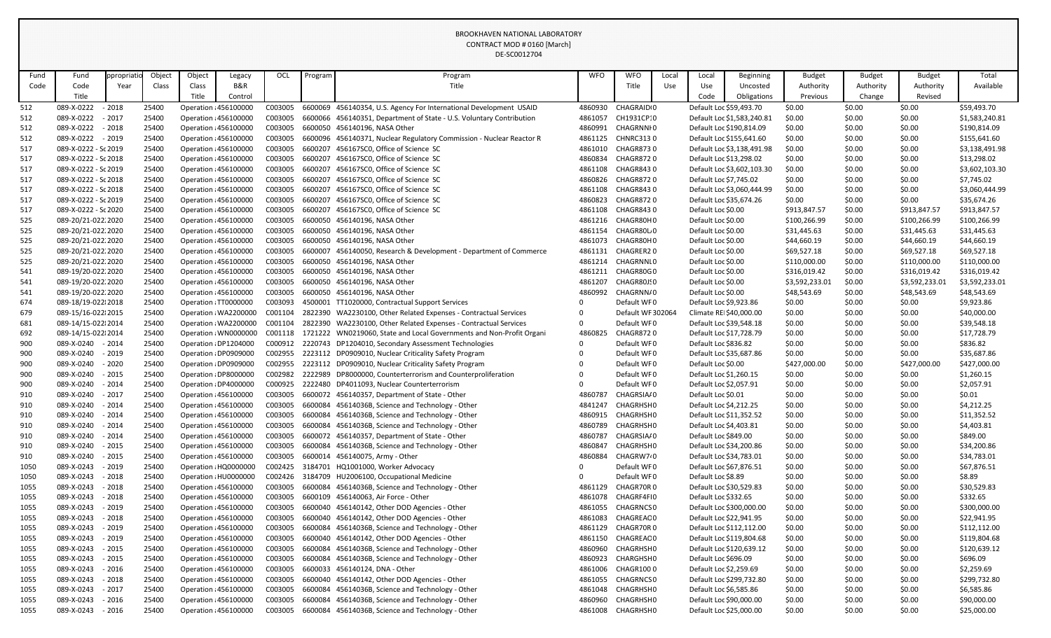BROOKHAVEN NATIONAL LABORATORY
CONTRACT MOD # 0160 [March]
DE-SC0012704

| Fund Code | Fund Code Title | ppropriatio Year | Object Class | Object Class Title | Legacy B&R Control | OCL | Program | Program Title | WFO | WFO Title | Local Use | Local Use Code | Beginning Uncosted Obligations | Budget Authority Previous | Budget Authority Change | Budget Authority Revised | Total Available |
|---|---|---|---|---|---|---|---|---|---|---|---|---|---|---|---|---|---|
| 512 | 089-X-0222 | - 2018 | 25400 | Operation : | 456100000 | C003005 | 6600069 | 456140354, U.S. Agency For International Development USAID | 4860930 | CHAGRAID | 0 | Default Loc | $59,493.70 | $0.00 | $0.00 | $0.00 | $59,493.70 |
| 512 | 089-X-0222 | - 2017 | 25400 | Operation : | 456100000 | C003005 | 6600066 | 456140351, Department of State - U.S. Voluntary Contribution | 4861057 | CH1931CP | 0 | Default Loc | $1,583,240.81 | $0.00 | $0.00 | $0.00 | $1,583,240.81 |
| 512 | 089-X-0222 | - 2018 | 25400 | Operation : | 456100000 | C003005 | 6600050 | 456140196, NASA Other | 4860991 | CHAGRNN | 0 | Default Loc | $190,814.09 | $0.00 | $0.00 | $0.00 | $190,814.09 |
| 512 | 089-X-0222 | - 2019 | 25400 | Operation : | 456100000 | C003005 | 6600096 | 456140371, Nuclear Regulatory Commission - Nuclear Reactor R | 4861125 | CHNRC313 | 0 | Default Loc | $155,641.60 | $0.00 | $0.00 | $0.00 | $155,641.60 |
| 517 | 089-X-0222 - Sc | 2019 | 25400 | Operation : | 456100000 | C003005 | 6600207 | 456167SC0, Office of Science SC | 4861010 | CHAGR873 | 0 | Default Loc | $3,138,491.98 | $0.00 | $0.00 | $0.00 | $3,138,491.98 |
| 517 | 089-X-0222 - Sc | 2018 | 25400 | Operation : | 456100000 | C003005 | 6600207 | 456167SC0, Office of Science SC | 4860834 | CHAGR872 | 0 | Default Loc | $13,298.02 | $0.00 | $0.00 | $0.00 | $13,298.02 |
| 517 | 089-X-0222 - Sc | 2019 | 25400 | Operation : | 456100000 | C003005 | 6600207 | 456167SC0, Office of Science SC | 4861108 | CHAGR843 | 0 | Default Loc | $3,602,103.30 | $0.00 | $0.00 | $0.00 | $3,602,103.30 |
| 517 | 089-X-0222 - Sc | 2018 | 25400 | Operation : | 456100000 | C003005 | 6600207 | 456167SC0, Office of Science SC | 4860826 | CHAGR872 | 0 | Default Loc | $7,745.02 | $0.00 | $0.00 | $0.00 | $7,745.02 |
| 517 | 089-X-0222 - Sc | 2018 | 25400 | Operation : | 456100000 | C003005 | 6600207 | 456167SC0, Office of Science SC | 4861108 | CHAGR843 | 0 | Default Loc | $3,060,444.99 | $0.00 | $0.00 | $0.00 | $3,060,444.99 |
| 517 | 089-X-0222 - Sc | 2019 | 25400 | Operation : | 456100000 | C003005 | 6600207 | 456167SC0, Office of Science SC | 4860823 | CHAGR872 | 0 | Default Loc | $35,674.26 | $0.00 | $0.00 | $0.00 | $35,674.26 |
| 517 | 089-X-0222 - Sc | 2020 | 25400 | Operation : | 456100000 | C003005 | 6600207 | 456167SC0, Office of Science SC | 4861108 | CHAGR843 | 0 | Default Loc | $0.00 | $913,847.57 | $0.00 | $913,847.57 | $913,847.57 |
| 525 | 089-20/21-022 | 2020 | 25400 | Operation : | 456100000 | C003005 | 6600050 | 456140196, NASA Other | 4861216 | CHAGR80H | 0 | Default Loc | $0.00 | $100,266.99 | $0.00 | $100,266.99 | $100,266.99 |
| 525 | 089-20/21-022 | 2020 | 25400 | Operation : | 456100000 | C003005 | 6600050 | 456140196, NASA Other | 4861154 | CHAGR80L | 0 | Default Loc | $0.00 | $31,445.63 | $0.00 | $31,445.63 | $31,445.63 |
| 525 | 089-20/21-022 | 2020 | 25400 | Operation : | 456100000 | C003005 | 6600050 | 456140196, NASA Other | 4861073 | CHAGR80H | 0 | Default Loc | $0.00 | $44,660.19 | $0.00 | $44,660.19 | $44,660.19 |
| 525 | 089-20/21-022 | 2020 | 25400 | Operation : | 456100000 | C003005 | 6600007 | 456140050, Research & Development - Department of Commerce | 4861131 | CHAGRER2 | 0 | Default Loc | $0.00 | $69,527.18 | $0.00 | $69,527.18 | $69,527.18 |
| 525 | 089-20/21-022 | 2020 | 25400 | Operation : | 456100000 | C003005 | 6600050 | 456140196, NASA Other | 4861214 | CHAGRNNL | 0 | Default Loc | $0.00 | $110,000.00 | $0.00 | $110,000.00 | $110,000.00 |
| 541 | 089-19/20-022 | 2020 | 25400 | Operation : | 456100000 | C003005 | 6600050 | 456140196, NASA Other | 4861211 | CHAGR80G | 0 | Default Loc | $0.00 | $316,019.42 | $0.00 | $316,019.42 | $316,019.42 |
| 541 | 089-19/20-022 | 2020 | 25400 | Operation : | 456100000 | C003005 | 6600050 | 456140196, NASA Other | 4861207 | CHAGR80J | 0 | Default Loc | $0.00 | $3,592,233.01 | $0.00 | $3,592,233.01 | $3,592,233.01 |
| 541 | 089-19/20-022 | 2020 | 25400 | Operation : | 456100000 | C003005 | 6600050 | 456140196, NASA Other | 4860992 | CHAGRNN/ | 0 | Default Loc | $0.00 | $48,543.69 | $0.00 | $48,543.69 | $48,543.69 |
| 674 | 089-18/19-022 | 2018 | 25400 | Operation : | TT0000000 | C003093 | 4500001 | TT1020000, Contractual Support Services | 0 | Default WF | 0 | Default Loc | $9,923.86 | $0.00 | $0.00 | $0.00 | $9,923.86 |
| 679 | 089-15/16-022 | 2015 | 25400 | Operation : | WA2200000 | C001104 | 2822390 | WA2230100, Other Related Expenses - Contractual Services | 0 | Default WF | 302064 | Climate RE | $40,000.00 | $0.00 | $0.00 | $0.00 | $40,000.00 |
| 681 | 089-14/15-022 | 2014 | 25400 | Operation : | WA2200000 | C001104 | 2822390 | WA2230100, Other Related Expenses - Contractual Services | 0 | Default WF | 0 | Default Loc | $39,548.18 | $0.00 | $0.00 | $0.00 | $39,548.18 |
| 692 | 089-14/15-022 | 2014 | 25400 | Operation : | WN0000000 | C001118 | 1721222 | WN0219060, State and Local Governments and Non-Profit Organi | 4860825 | CHAGR872 | 0 | Default Loc | $17,728.79 | $0.00 | $0.00 | $0.00 | $17,728.79 |
| 900 | 089-X-0240 | - 2014 | 25400 | Operation : | DP1204000 | C000912 | 2220743 | DP1204010, Secondary Assessment Technologies | 0 | Default WF | 0 | Default Loc | $836.82 | $0.00 | $0.00 | $0.00 | $836.82 |
| 900 | 089-X-0240 | - 2019 | 25400 | Operation : | DP0909000 | C002955 | 2223112 | DP0909010, Nuclear Criticality Safety Program | 0 | Default WF | 0 | Default Loc | $35,687.86 | $0.00 | $0.00 | $0.00 | $35,687.86 |
| 900 | 089-X-0240 | - 2020 | 25400 | Operation : | DP0909000 | C002955 | 2223112 | DP0909010, Nuclear Criticality Safety Program | 0 | Default WF | 0 | Default Loc | $0.00 | $427,000.00 | $0.00 | $427,000.00 | $427,000.00 |
| 900 | 089-X-0240 | - 2015 | 25400 | Operation : | DP8000000 | C002982 | 2222989 | DP8000000, Counterterrorism and Counterproliferation | 0 | Default WF | 0 | Default Loc | $1,260.15 | $0.00 | $0.00 | $0.00 | $1,260.15 |
| 900 | 089-X-0240 | - 2014 | 25400 | Operation : | DP4000000 | C000925 | 2222480 | DP4011093, Nuclear Counterterrorism | 0 | Default WF | 0 | Default Loc | $2,057.91 | $0.00 | $0.00 | $0.00 | $2,057.91 |
| 910 | 089-X-0240 | - 2017 | 25400 | Operation : | 456100000 | C003005 | 6600072 | 456140357, Department of State - Other | 4860787 | CHAGRSIA | 0 | Default Loc | $0.01 | $0.00 | $0.00 | $0.00 | $0.01 |
| 910 | 089-X-0240 | - 2014 | 25400 | Operation : | 456100000 | C003005 | 6600084 | 45614036B, Science and Technology - Other | 4841247 | CHAGRHSH | 0 | Default Loc | $4,212.25 | $0.00 | $0.00 | $0.00 | $4,212.25 |
| 910 | 089-X-0240 | - 2014 | 25400 | Operation : | 456100000 | C003005 | 6600084 | 45614036B, Science and Technology - Other | 4860915 | CHAGRHSH | 0 | Default Loc | $11,352.52 | $0.00 | $0.00 | $0.00 | $11,352.52 |
| 910 | 089-X-0240 | - 2014 | 25400 | Operation : | 456100000 | C003005 | 6600084 | 45614036B, Science and Technology - Other | 4860789 | CHAGRHSH | 0 | Default Loc | $4,403.81 | $0.00 | $0.00 | $0.00 | $4,403.81 |
| 910 | 089-X-0240 | - 2014 | 25400 | Operation : | 456100000 | C003005 | 6600072 | 456140357, Department of State - Other | 4860787 | CHAGRSIA | 0 | Default Loc | $849.00 | $0.00 | $0.00 | $0.00 | $849.00 |
| 910 | 089-X-0240 | - 2015 | 25400 | Operation : | 456100000 | C003005 | 6600084 | 45614036B, Science and Technology - Other | 4860847 | CHAGRHSH | 0 | Default Loc | $34,200.86 | $0.00 | $0.00 | $0.00 | $34,200.86 |
| 910 | 089-X-0240 | - 2015 | 25400 | Operation : | 456100000 | C003005 | 6600014 | 456140075, Army - Other | 4860884 | CHAGRW7 | 0 | Default Loc | $34,783.01 | $0.00 | $0.00 | $0.00 | $34,783.01 |
| 1050 | 089-X-0243 | - 2019 | 25400 | Operation : | HQ0000000 | C002425 | 3184701 | HQ1001000, Worker Advocacy | 0 | Default WF | 0 | Default Loc | $67,876.51 | $0.00 | $0.00 | $0.00 | $67,876.51 |
| 1050 | 089-X-0243 | - 2018 | 25400 | Operation : | HU0000000 | C002426 | 3184709 | HU2006100, Occupational Medicine | 0 | Default WF | 0 | Default Loc | $8.89 | $0.00 | $0.00 | $0.00 | $8.89 |
| 1055 | 089-X-0243 | - 2018 | 25400 | Operation : | 456100000 | C003005 | 6600084 | 45614036B, Science and Technology - Other | 4861129 | CHAGR70R | 0 | Default Loc | $30,529.83 | $0.00 | $0.00 | $0.00 | $30,529.83 |
| 1055 | 089-X-0243 | - 2018 | 25400 | Operation : | 456100000 | C003005 | 6600109 | 456140063, Air Force - Other | 4861078 | CHAGRF4FI | 0 | Default Loc | $332.65 | $0.00 | $0.00 | $0.00 | $332.65 |
| 1055 | 089-X-0243 | - 2019 | 25400 | Operation : | 456100000 | C003005 | 6600040 | 456140142, Other DOD Agencies - Other | 4861055 | CHAGRNCS | 0 | Default Loc | $300,000.00 | $0.00 | $0.00 | $0.00 | $300,000.00 |
| 1055 | 089-X-0243 | - 2018 | 25400 | Operation : | 456100000 | C003005 | 6600040 | 456140142, Other DOD Agencies - Other | 4861083 | CHAGREAC | 0 | Default Loc | $22,941.95 | $0.00 | $0.00 | $0.00 | $22,941.95 |
| 1055 | 089-X-0243 | - 2019 | 25400 | Operation : | 456100000 | C003005 | 6600084 | 45614036B, Science and Technology - Other | 4861129 | CHAGR70R | 0 | Default Loc | $112,112.00 | $0.00 | $0.00 | $0.00 | $112,112.00 |
| 1055 | 089-X-0243 | - 2019 | 25400 | Operation : | 456100000 | C003005 | 6600040 | 456140142, Other DOD Agencies - Other | 4861150 | CHAGREAC | 0 | Default Loc | $119,804.68 | $0.00 | $0.00 | $0.00 | $119,804.68 |
| 1055 | 089-X-0243 | - 2015 | 25400 | Operation : | 456100000 | C003005 | 6600084 | 45614036B, Science and Technology - Other | 4860960 | CHAGRHSH | 0 | Default Loc | $120,639.12 | $0.00 | $0.00 | $0.00 | $120,639.12 |
| 1055 | 089-X-0243 | - 2015 | 25400 | Operation : | 456100000 | C003005 | 6600084 | 45614036B, Science and Technology - Other | 4860923 | CHARGHSH | 0 | Default Loc | $696.09 | $0.00 | $0.00 | $0.00 | $696.09 |
| 1055 | 089-X-0243 | - 2016 | 25400 | Operation : | 456100000 | C003005 | 6600033 | 456140124, DNA - Other | 4861006 | CHAGR100 | 0 | Default Loc | $2,259.69 | $0.00 | $0.00 | $0.00 | $2,259.69 |
| 1055 | 089-X-0243 | - 2018 | 25400 | Operation : | 456100000 | C003005 | 6600040 | 456140142, Other DOD Agencies - Other | 4861055 | CHAGRNCS | 0 | Default Loc | $299,732.80 | $0.00 | $0.00 | $0.00 | $299,732.80 |
| 1055 | 089-X-0243 | - 2017 | 25400 | Operation : | 456100000 | C003005 | 6600084 | 45614036B, Science and Technology - Other | 4861048 | CHAGRHSH | 0 | Default Loc | $6,585.86 | $0.00 | $0.00 | $0.00 | $6,585.86 |
| 1055 | 089-X-0243 | - 2016 | 25400 | Operation : | 456100000 | C003005 | 6600084 | 45614036B, Science and Technology - Other | 4860960 | CHAGRHSH | 0 | Default Loc | $90,000.00 | $0.00 | $0.00 | $0.00 | $90,000.00 |
| 1055 | 089-X-0243 | - 2016 | 25400 | Operation : | 456100000 | C003005 | 6600084 | 45614036B, Science and Technology - Other | 4861008 | CHAGRHSH | 0 | Default Loc | $25,000.00 | $0.00 | $0.00 | $0.00 | $25,000.00 |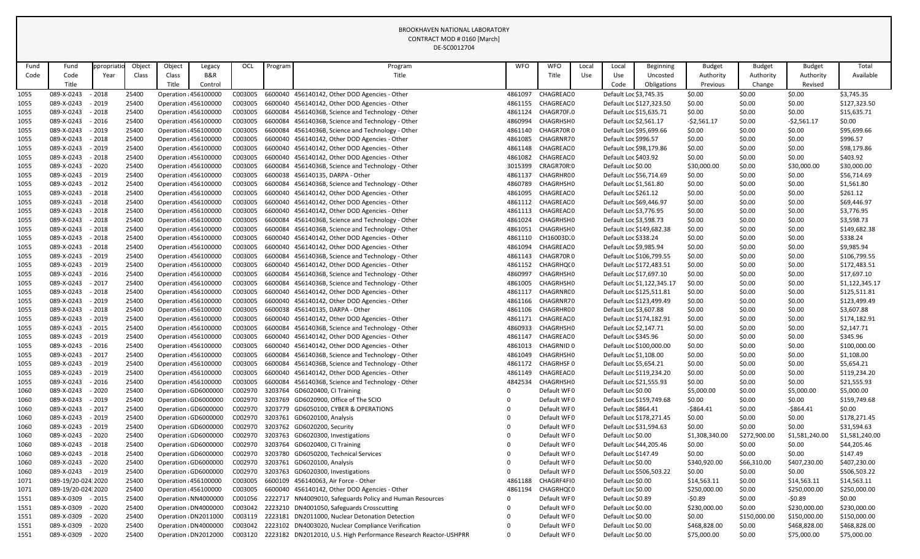BROOKHAVEN NATIONAL LABORATORY
CONTRACT MOD # 0160 [March]
DE-SC0012704

| Fund Code | Fund Title | ppropriatio Year | Object Class | Object Class Title | Legacy B&R Control | OCL | Program | Program Title | WFO | WFO Title | Local Use | Local Use Code | Beginning Uncosted Obligations | Budget Authority Previous | Budget Authority Change | Budget Authority Revised | Total Available |
|---|---|---|---|---|---|---|---|---|---|---|---|---|---|---|---|---|---|
| 1055 | 089-X-0243 | - 2018 | 25400 | Operation : | 456100000 | C003005 | 6600040 | 456140142, Other DOD Agencies - Other | 4861097 | CHAGREAC | 0 | Default Loc | $3,745.35 | $0.00 | $0.00 | $0.00 | $3,745.35 |
| 1055 | 089-X-0243 | - 2019 | 25400 | Operation : | 456100000 | C003005 | 6600040 | 456140142, Other DOD Agencies - Other | 4861155 | CHAGREAC | 0 | Default Loc | $127,323.50 | $0.00 | $0.00 | $0.00 | $127,323.50 |
| 1055 | 089-X-0243 | - 2018 | 25400 | Operation : | 456100000 | C003005 | 6600084 | 45614036B, Science and Technology - Other | 4861124 | CHAGR70F | 0 | Default Loc | $15,635.71 | $0.00 | $0.00 | $0.00 | $15,635.71 |
| 1055 | 089-X-0243 | - 2016 | 25400 | Operation : | 456100000 | C003005 | 6600084 | 45614036B, Science and Technology - Other | 4860994 | CHAGRHSH | 0 | Default Loc | $2,561.17 | -$2,561.17 | $0.00 | -$2,561.17 | $0.00 |
| 1055 | 089-X-0243 | - 2019 | 25400 | Operation : | 456100000 | C003005 | 6600084 | 45614036B, Science and Technology - Other | 4861140 | CHAGR70R | 0 | Default Loc | $95,699.66 | $0.00 | $0.00 | $0.00 | $95,699.66 |
| 1055 | 089-X-0243 | - 2018 | 25400 | Operation : | 456100000 | C003005 | 6600040 | 456140142, Other DOD Agencies - Other | 4861085 | CHAGRNR70 | | Default Loc | $996.57 | $0.00 | $0.00 | $0.00 | $996.57 |
| 1055 | 089-X-0243 | - 2019 | 25400 | Operation : | 456100000 | C003005 | 6600040 | 456140142, Other DOD Agencies - Other | 4861148 | CHAGREAC | 0 | Default Loc | $98,179.86 | $0.00 | $0.00 | $0.00 | $98,179.86 |
| 1055 | 089-X-0243 | - 2018 | 25400 | Operation : | 456100000 | C003005 | 6600040 | 456140142, Other DOD Agencies - Other | 4861082 | CHAGREAC | 0 | Default Loc | $403.92 | $0.00 | $0.00 | $0.00 | $403.92 |
| 1055 | 089-X-0243 | - 2020 | 25400 | Operation : | 456100000 | C003005 | 6600084 | 45614036B, Science and Technology - Other | 3015399 | CRAGR70R | 0 | Default Loc | $0.00 | $30,000.00 | $0.00 | $30,000.00 | $30,000.00 |
| 1055 | 089-X-0243 | - 2019 | 25400 | Operation : | 456100000 | C003005 | 6600038 | 456140135, DARPA - Other | 4861137 | CHAGRHR0 | 0 | Default Loc | $56,714.69 | $0.00 | $0.00 | $0.00 | $56,714.69 |
| 1055 | 089-X-0243 | - 2012 | 25400 | Operation : | 456100000 | C003005 | 6600084 | 45614036B, Science and Technology - Other | 4860789 | CHAGRHSH | 0 | Default Loc | $1,561.80 | $0.00 | $0.00 | $0.00 | $1,561.80 |
| 1055 | 089-X-0243 | - 2018 | 25400 | Operation : | 456100000 | C003005 | 6600040 | 456140142, Other DOD Agencies - Other | 4861095 | CHAGREAC | 0 | Default Loc | $261.12 | $0.00 | $0.00 | $0.00 | $261.12 |
| 1055 | 089-X-0243 | - 2018 | 25400 | Operation : | 456100000 | C003005 | 6600040 | 456140142, Other DOD Agencies - Other | 4861112 | CHAGREAC | 0 | Default Loc | $69,446.97 | $0.00 | $0.00 | $0.00 | $69,446.97 |
| 1055 | 089-X-0243 | - 2018 | 25400 | Operation : | 456100000 | C003005 | 6600040 | 456140142, Other DOD Agencies - Other | 4861113 | CHAGREAC | 0 | Default Loc | $3,776.95 | $0.00 | $0.00 | $0.00 | $3,776.95 |
| 1055 | 089-X-0243 | - 2018 | 25400 | Operation : | 456100000 | C003005 | 6600084 | 45614036B, Science and Technology - Other | 4861024 | CHAGRHSH | 0 | Default Loc | $3,598.73 | $0.00 | $0.00 | $0.00 | $3,598.73 |
| 1055 | 089-X-0243 | - 2018 | 25400 | Operation : | 456100000 | C003005 | 6600084 | 45614036B, Science and Technology - Other | 4861051 | CHAGRHSH | 0 | Default Loc | $149,682.38 | $0.00 | $0.00 | $0.00 | $149,682.38 |
| 1055 | 089-X-0243 | - 2018 | 25400 | Operation : | 456100000 | C003005 | 6600040 | 456140142, Other DOD Agencies - Other | 4861110 | CH16003D | 0 | Default Loc | $338.24 | $0.00 | $0.00 | $0.00 | $338.24 |
| 1055 | 089-X-0243 | - 2018 | 25400 | Operation : | 456100000 | C003005 | 6600040 | 456140142, Other DOD Agencies - Other | 4861094 | CHAGREAC | 0 | Default Loc | $9,985.94 | $0.00 | $0.00 | $0.00 | $9,985.94 |
| 1055 | 089-X-0243 | - 2019 | 25400 | Operation : | 456100000 | C003005 | 6600084 | 45614036B, Science and Technology - Other | 4861143 | CHAGR70R | 0 | Default Loc | $106,799.55 | $0.00 | $0.00 | $0.00 | $106,799.55 |
| 1055 | 089-X-0243 | - 2019 | 25400 | Operation : | 456100000 | C003005 | 6600040 | 456140142, Other DOD Agencies - Other | 4861152 | CHAGRHQC | 0 | Default Loc | $172,483.51 | $0.00 | $0.00 | $0.00 | $172,483.51 |
| 1055 | 089-X-0243 | - 2016 | 25400 | Operation : | 456100000 | C003005 | 6600084 | 45614036B, Science and Technology - Other | 4860997 | CHAGRHSH | 0 | Default Loc | $17,697.10 | $0.00 | $0.00 | $0.00 | $17,697.10 |
| 1055 | 089-X-0243 | - 2017 | 25400 | Operation : | 456100000 | C003005 | 6600084 | 45614036B, Science and Technology - Other | 4861005 | CHAGRHSH | 0 | Default Loc | $1,122,345.17 | $0.00 | $0.00 | $0.00 | $1,122,345.17 |
| 1055 | 089-X-0243 | - 2018 | 25400 | Operation : | 456100000 | C003005 | 6600040 | 456140142, Other DOD Agencies - Other | 4861117 | CHAGRNR0 | 0 | Default Loc | $125,511.81 | $0.00 | $0.00 | $0.00 | $125,511.81 |
| 1055 | 089-X-0243 | - 2019 | 25400 | Operation : | 456100000 | C003005 | 6600040 | 456140142, Other DOD Agencies - Other | 4861166 | CHAGRNR70 | | Default Loc | $123,499.49 | $0.00 | $0.00 | $0.00 | $123,499.49 |
| 1055 | 089-X-0243 | - 2018 | 25400 | Operation : | 456100000 | C003005 | 6600038 | 456140135, DARPA - Other | 4861106 | CHAGRHR0 | 0 | Default Loc | $3,607.88 | $0.00 | $0.00 | $0.00 | $3,607.88 |
| 1055 | 089-X-0243 | - 2019 | 25400 | Operation : | 456100000 | C003005 | 6600040 | 456140142, Other DOD Agencies - Other | 4861171 | CHAGREAC | 0 | Default Loc | $174,182.91 | $0.00 | $0.00 | $0.00 | $174,182.91 |
| 1055 | 089-X-0243 | - 2015 | 25400 | Operation : | 456100000 | C003005 | 6600084 | 45614036B, Science and Technology - Other | 4860933 | CHAGRHSH | 0 | Default Loc | $2,147.71 | $0.00 | $0.00 | $0.00 | $2,147.71 |
| 1055 | 089-X-0243 | - 2019 | 25400 | Operation : | 456100000 | C003005 | 6600040 | 456140142, Other DOD Agencies - Other | 4861147 | CHAGREAC | 0 | Default Loc | $345.96 | $0.00 | $0.00 | $0.00 | $345.96 |
| 1055 | 089-X-0243 | - 2016 | 25400 | Operation : | 456100000 | C003005 | 6600040 | 456140142, Other DOD Agencies - Other | 4861013 | CHAGRNID | 0 | Default Loc | $100,000.00 | $0.00 | $0.00 | $0.00 | $100,000.00 |
| 1055 | 089-X-0243 | - 2017 | 25400 | Operation : | 456100000 | C003005 | 6600084 | 45614036B, Science and Technology - Other | 4861049 | CHAGRHSH | 0 | Default Loc | $1,108.00 | $0.00 | $0.00 | $0.00 | $1,108.00 |
| 1055 | 089-X-0243 | - 2019 | 25400 | Operation : | 456100000 | C003005 | 6600084 | 45614036B, Science and Technology - Other | 4861172 | CHAGRHSF | 0 | Default Loc | $5,654.21 | $0.00 | $0.00 | $0.00 | $5,654.21 |
| 1055 | 089-X-0243 | - 2019 | 25400 | Operation : | 456100000 | C003005 | 6600040 | 456140142, Other DOD Agencies - Other | 4861149 | CHAGREAC | 0 | Default Loc | $119,234.20 | $0.00 | $0.00 | $0.00 | $119,234.20 |
| 1055 | 089-X-0243 | - 2016 | 25400 | Operation : | 456100000 | C003005 | 6600084 | 45614036B, Science and Technology - Other | 4842534 | CHAGRHSH | 0 | Default Loc | $21,555.93 | $0.00 | $0.00 | $0.00 | $21,555.93 |
| 1060 | 089-X-0243 | - 2020 | 25400 | Operation : | GD6000000 | C002970 | 3203764 | GD6020400, CI Training | 0 | Default WF | 0 | Default Loc | $0.00 | $5,000.00 | $0.00 | $5,000.00 | $5,000.00 |
| 1060 | 089-X-0243 | - 2019 | 25400 | Operation : | GD6000000 | C002970 | 3203769 | GD6020900, Office of The SCIO | 0 | Default WF | 0 | Default Loc | $159,749.68 | $0.00 | $0.00 | $0.00 | $159,749.68 |
| 1060 | 089-X-0243 | - 2017 | 25400 | Operation : | GD6000000 | C002970 | 3203779 | GD6050100, CYBER & OPERATIONS | 0 | Default WF | 0 | Default Loc | $864.41 | -$864.41 | $0.00 | -$864.41 | $0.00 |
| 1060 | 089-X-0243 | - 2019 | 25400 | Operation : | GD6000000 | C002970 | 3203761 | GD6020100, Analysis | 0 | Default WF | 0 | Default Loc | $178,271.45 | $0.00 | $0.00 | $0.00 | $178,271.45 |
| 1060 | 089-X-0243 | - 2019 | 25400 | Operation : | GD6000000 | C002970 | 3203762 | GD6020200, Security | 0 | Default WF | 0 | Default Loc | $31,594.63 | $0.00 | $0.00 | $0.00 | $31,594.63 |
| 1060 | 089-X-0243 | - 2020 | 25400 | Operation : | GD6000000 | C002970 | 3203763 | GD6020300, Investigations | 0 | Default WF | 0 | Default Loc | $0.00 | $1,308,340.00 | $272,900.00 | $1,581,240.00 | $1,581,240.00 |
| 1060 | 089-X-0243 | - 2018 | 25400 | Operation : | GD6000000 | C002970 | 3203764 | GD6020400, CI Training | 0 | Default WF | 0 | Default Loc | $44,205.46 | $0.00 | $0.00 | $0.00 | $44,205.46 |
| 1060 | 089-X-0243 | - 2018 | 25400 | Operation : | GD6000000 | C002970 | 3203780 | GD6050200, Technical Services | 0 | Default WF | 0 | Default Loc | $147.49 | $0.00 | $0.00 | $0.00 | $147.49 |
| 1060 | 089-X-0243 | - 2020 | 25400 | Operation : | GD6000000 | C002970 | 3203761 | GD6020100, Analysis | 0 | Default WF | 0 | Default Loc | $0.00 | $340,920.00 | $66,310.00 | $407,230.00 | $407,230.00 |
| 1060 | 089-X-0243 | - 2019 | 25400 | Operation : | GD6000000 | C002970 | 3203763 | GD6020300, Investigations | 0 | Default WF | 0 | Default Loc | $506,503.22 | $0.00 | $0.00 | $0.00 | $506,503.22 |
| 1071 | 089-19/20-024 | 2020 | 25400 | Operation : | 456100000 | C003005 | 6600109 | 456140063, Air Force - Other | 4861188 | CHAGRF4FI | 0 | Default Loc | $0.00 | $14,563.11 | $0.00 | $14,563.11 | $14,563.11 |
| 1071 | 089-19/20-024 | 2020 | 25400 | Operation : | 456100000 | C003005 | 6600040 | 456140142, Other DOD Agencies - Other | 4861194 | CHAGRHQC | 0 | Default Loc | $0.00 | $250,000.00 | $0.00 | $250,000.00 | $250,000.00 |
| 1551 | 089-X-0309 | - 2015 | 25400 | Operation : | NN4000000 | C001056 | 2222717 | NN4009010, Safeguards Policy and Human Resources | 0 | Default WF | 0 | Default Loc | $0.89 | -$0.89 | $0.00 | -$0.89 | $0.00 |
| 1551 | 089-X-0309 | - 2020 | 25400 | Operation : | DN4000000 | C003042 | 2223210 | DN4001050, Safeguards Crosscutting | 0 | Default WF | 0 | Default Loc | $0.00 | $230,000.00 | $0.00 | $230,000.00 | $230,000.00 |
| 1551 | 089-X-0309 | - 2020 | 25400 | Operation : | DN2011000 | C003119 | 2223181 | DN2011000, Nuclear Detonation Detection | 0 | Default WF | 0 | Default Loc | $0.00 | $0.00 | $150,000.00 | $150,000.00 | $150,000.00 |
| 1551 | 089-X-0309 | - 2020 | 25400 | Operation : | DN4000000 | C003042 | 2223102 | DN4003020, Nuclear Compliance Verification | 0 | Default WF | 0 | Default Loc | $0.00 | $468,828.00 | $0.00 | $468,828.00 | $468,828.00 |
| 1551 | 089-X-0309 | - 2020 | 25400 | Operation : | DN2012000 | C003120 | 2223182 | DN2012010, U.S. High Performance Research Reactor-USHPRR | 0 | Default WF | 0 | Default Loc | $0.00 | $75,000.00 | $0.00 | $75,000.00 | $75,000.00 |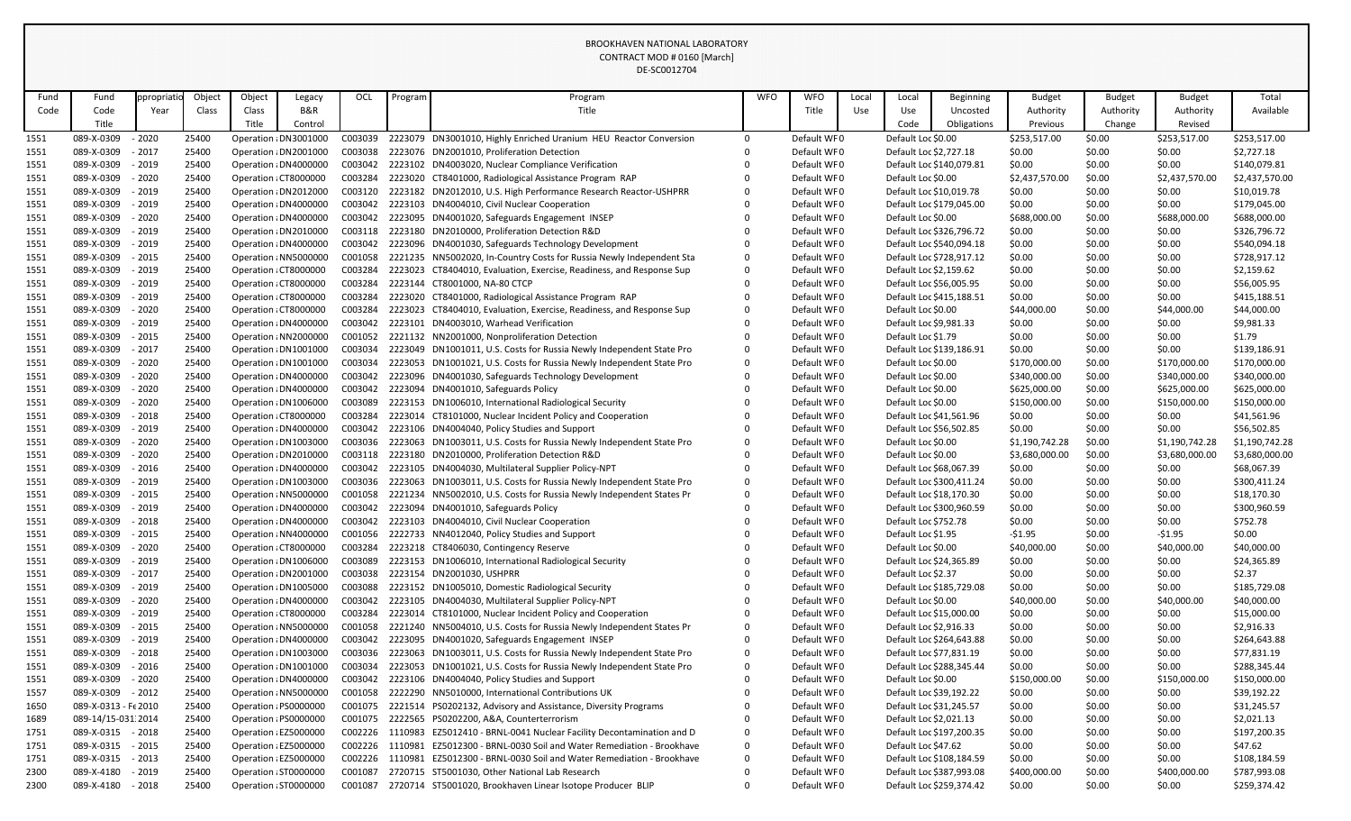BROOKHAVEN NATIONAL LABORATORY
CONTRACT MOD # 0160 [March]
DE-SC0012704

| Fund Code | Fund Code Title | Appropriation Year | Object Class | Object Class Title | Legacy B&R Control | OCL | Program | Program Title | WFO | WFO Title | Local Use | Local Use Code | Beginning Uncosted Obligations | Budget Authority Previous | Budget Authority Change | Budget Authority Revised | Total Available |
|---|---|---|---|---|---|---|---|---|---|---|---|---|---|---|---|---|---|
| 1551 | 089-X-0309 | - 2020 | 25400 | Operation : | DN3001000 | C003039 | 2223079 | DN3001010, Highly Enriched Uranium HEU Reactor Conversion | 0 | Default WF0 | | Default Loc | $0.00 | $253,517.00 | $0.00 | $253,517.00 | $253,517.00 |
| 1551 | 089-X-0309 | - 2017 | 25400 | Operation : | DN2001000 | C003038 | 2223076 | DN2001010, Proliferation Detection | 0 | Default WF0 | | Default Loc | $2,727.18 | $0.00 | $0.00 | $0.00 | $2,727.18 |
| 1551 | 089-X-0309 | - 2019 | 25400 | Operation : | DN4000000 | C003042 | 2223102 | DN4003020, Nuclear Compliance Verification | 0 | Default WF0 | | Default Loc | $140,079.81 | $0.00 | $0.00 | $0.00 | $140,079.81 |
| 1551 | 089-X-0309 | - 2020 | 25400 | Operation : | CT8000000 | C003284 | 2223020 | CT8401000, Radiological Assistance Program RAP | 0 | Default WF0 | | Default Loc | $0.00 | $2,437,570.00 | $0.00 | $2,437,570.00 | $2,437,570.00 |
| 1551 | 089-X-0309 | - 2019 | 25400 | Operation : | DN2012000 | C003120 | 2223182 | DN2012010, U.S. High Performance Research Reactor-USHPRR | 0 | Default WF0 | | Default Loc | $10,019.78 | $0.00 | $0.00 | $0.00 | $10,019.78 |
| 1551 | 089-X-0309 | - 2019 | 25400 | Operation : | DN4000000 | C003042 | 2223103 | DN4004010, Civil Nuclear Cooperation | 0 | Default WF0 | | Default Loc | $179,045.00 | $0.00 | $0.00 | $0.00 | $179,045.00 |
| 1551 | 089-X-0309 | - 2020 | 25400 | Operation : | DN4000000 | C003042 | 2223095 | DN4001020, Safeguards Engagement INSEP | 0 | Default WF0 | | Default Loc | $0.00 | $688,000.00 | $0.00 | $688,000.00 | $688,000.00 |
| 1551 | 089-X-0309 | - 2019 | 25400 | Operation : | DN2010000 | C003118 | 2223180 | DN2010000, Proliferation Detection R&D | 0 | Default WF0 | | Default Loc | $326,796.72 | $0.00 | $0.00 | $0.00 | $326,796.72 |
| 1551 | 089-X-0309 | - 2019 | 25400 | Operation : | DN4000000 | C003042 | 2223096 | DN4001030, Safeguards Technology Development | 0 | Default WF0 | | Default Loc | $540,094.18 | $0.00 | $0.00 | $0.00 | $540,094.18 |
| 1551 | 089-X-0309 | - 2015 | 25400 | Operation : | NN5000000 | C001058 | 2221235 | NN5002020, In-Country Costs for Russia Newly Independent Sta | 0 | Default WF0 | | Default Loc | $728,917.12 | $0.00 | $0.00 | $0.00 | $728,917.12 |
| 1551 | 089-X-0309 | - 2019 | 25400 | Operation : | CT8000000 | C003284 | 2223023 | CT8404010, Evaluation, Exercise, Readiness, and Response Sup | 0 | Default WF0 | | Default Loc | $2,159.62 | $0.00 | $0.00 | $0.00 | $2,159.62 |
| 1551 | 089-X-0309 | - 2019 | 25400 | Operation : | CT8000000 | C003284 | 2223144 | CT8001000, NA-80 CTCP | 0 | Default WF0 | | Default Loc | $56,005.95 | $0.00 | $0.00 | $0.00 | $56,005.95 |
| 1551 | 089-X-0309 | - 2019 | 25400 | Operation : | CT8000000 | C003284 | 2223020 | CT8401000, Radiological Assistance Program RAP | 0 | Default WF0 | | Default Loc | $415,188.51 | $0.00 | $0.00 | $0.00 | $415,188.51 |
| 1551 | 089-X-0309 | - 2020 | 25400 | Operation : | CT8000000 | C003284 | 2223023 | CT8404010, Evaluation, Exercise, Readiness, and Response Sup | 0 | Default WF0 | | Default Loc | $0.00 | $44,000.00 | $0.00 | $44,000.00 | $44,000.00 |
| 1551 | 089-X-0309 | - 2019 | 25400 | Operation : | DN4000000 | C003042 | 2223101 | DN4003010, Warhead Verification | 0 | Default WF0 | | Default Loc | $9,981.33 | $0.00 | $0.00 | $0.00 | $9,981.33 |
| 1551 | 089-X-0309 | - 2015 | 25400 | Operation : | NN2000000 | C001052 | 2221132 | NN2001000, Nonproliferation Detection | 0 | Default WF0 | | Default Loc | $1.79 | $0.00 | $0.00 | $0.00 | $1.79 |
| 1551 | 089-X-0309 | - 2017 | 25400 | Operation : | DN1001000 | C003034 | 2223049 | DN1001011, U.S. Costs for Russia Newly Independent State Pro | 0 | Default WF0 | | Default Loc | $139,186.91 | $0.00 | $0.00 | $0.00 | $139,186.91 |
| 1551 | 089-X-0309 | - 2020 | 25400 | Operation : | DN1001000 | C003034 | 2223053 | DN1001021, U.S. Costs for Russia Newly Independent State Pro | 0 | Default WF0 | | Default Loc | $0.00 | $170,000.00 | $0.00 | $170,000.00 | $170,000.00 |
| 1551 | 089-X-0309 | - 2020 | 25400 | Operation : | DN4000000 | C003042 | 2223096 | DN4001030, Safeguards Technology Development | 0 | Default WF0 | | Default Loc | $0.00 | $340,000.00 | $0.00 | $340,000.00 | $340,000.00 |
| 1551 | 089-X-0309 | - 2020 | 25400 | Operation : | DN4000000 | C003042 | 2223094 | DN4001010, Safeguards Policy | 0 | Default WF0 | | Default Loc | $0.00 | $625,000.00 | $0.00 | $625,000.00 | $625,000.00 |
| 1551 | 089-X-0309 | - 2020 | 25400 | Operation : | DN1006000 | C003089 | 2223153 | DN1006010, International Radiological Security | 0 | Default WF0 | | Default Loc | $0.00 | $150,000.00 | $0.00 | $150,000.00 | $150,000.00 |
| 1551 | 089-X-0309 | - 2018 | 25400 | Operation : | CT8000000 | C003284 | 2223014 | CT8101000, Nuclear Incident Policy and Cooperation | 0 | Default WF0 | | Default Loc | $41,561.96 | $0.00 | $0.00 | $0.00 | $41,561.96 |
| 1551 | 089-X-0309 | - 2019 | 25400 | Operation : | DN4000000 | C003042 | 2223106 | DN4004040, Policy Studies and Support | 0 | Default WF0 | | Default Loc | $56,502.85 | $0.00 | $0.00 | $0.00 | $56,502.85 |
| 1551 | 089-X-0309 | - 2020 | 25400 | Operation : | DN1003000 | C003036 | 2223063 | DN1003011, U.S. Costs for Russia Newly Independent State Pro | 0 | Default WF0 | | Default Loc | $0.00 | $1,190,742.28 | $0.00 | $1,190,742.28 | $1,190,742.28 |
| 1551 | 089-X-0309 | - 2020 | 25400 | Operation : | DN2010000 | C003118 | 2223180 | DN2010000, Proliferation Detection R&D | 0 | Default WF0 | | Default Loc | $0.00 | $3,680,000.00 | $0.00 | $3,680,000.00 | $3,680,000.00 |
| 1551 | 089-X-0309 | - 2016 | 25400 | Operation : | DN4000000 | C003042 | 2223105 | DN4004030, Multilateral Supplier Policy-NPT | 0 | Default WF0 | | Default Loc | $68,067.39 | $0.00 | $0.00 | $0.00 | $68,067.39 |
| 1551 | 089-X-0309 | - 2019 | 25400 | Operation : | DN1003000 | C003036 | 2223063 | DN1003011, U.S. Costs for Russia Newly Independent State Pro | 0 | Default WF0 | | Default Loc | $300,411.24 | $0.00 | $0.00 | $0.00 | $300,411.24 |
| 1551 | 089-X-0309 | - 2015 | 25400 | Operation : | NN5000000 | C001058 | 2221234 | NN5002010, U.S. Costs for Russia Newly Independent States Pr | 0 | Default WF0 | | Default Loc | $18,170.30 | $0.00 | $0.00 | $0.00 | $18,170.30 |
| 1551 | 089-X-0309 | - 2019 | 25400 | Operation : | DN4000000 | C003042 | 2223094 | DN4001010, Safeguards Policy | 0 | Default WF0 | | Default Loc | $300,960.59 | $0.00 | $0.00 | $0.00 | $300,960.59 |
| 1551 | 089-X-0309 | - 2018 | 25400 | Operation : | DN4000000 | C003042 | 2223103 | DN4004010, Civil Nuclear Cooperation | 0 | Default WF0 | | Default Loc | $752.78 | $0.00 | $0.00 | $0.00 | $752.78 |
| 1551 | 089-X-0309 | - 2015 | 25400 | Operation : | NN4000000 | C001056 | 2222733 | NN4012040, Policy Studies and Support | 0 | Default WF0 | | Default Loc | $1.95 | -$1.95 | $0.00 | -$1.95 | $0.00 |
| 1551 | 089-X-0309 | - 2020 | 25400 | Operation : | CT8000000 | C003284 | 2223218 | CT8406030, Contingency Reserve | 0 | Default WF0 | | Default Loc | $0.00 | $40,000.00 | $0.00 | $40,000.00 | $40,000.00 |
| 1551 | 089-X-0309 | - 2019 | 25400 | Operation : | DN1006000 | C003089 | 2223153 | DN1006010, International Radiological Security | 0 | Default WF0 | | Default Loc | $24,365.89 | $0.00 | $0.00 | $0.00 | $24,365.89 |
| 1551 | 089-X-0309 | - 2017 | 25400 | Operation : | DN2001000 | C003038 | 2223154 | DN2001030, USHPRR | 0 | Default WF0 | | Default Loc | $2.37 | $0.00 | $0.00 | $0.00 | $2.37 |
| 1551 | 089-X-0309 | - 2019 | 25400 | Operation : | DN1005000 | C003088 | 2223152 | DN1005010, Domestic Radiological Security | 0 | Default WF0 | | Default Loc | $185,729.08 | $0.00 | $0.00 | $0.00 | $185,729.08 |
| 1551 | 089-X-0309 | - 2020 | 25400 | Operation : | DN4000000 | C003042 | 2223105 | DN4004030, Multilateral Supplier Policy-NPT | 0 | Default WF0 | | Default Loc | $0.00 | $40,000.00 | $0.00 | $40,000.00 | $40,000.00 |
| 1551 | 089-X-0309 | - 2019 | 25400 | Operation : | CT8000000 | C003284 | 2223014 | CT8101000, Nuclear Incident Policy and Cooperation | 0 | Default WF0 | | Default Loc | $15,000.00 | $0.00 | $0.00 | $0.00 | $15,000.00 |
| 1551 | 089-X-0309 | - 2015 | 25400 | Operation : | NN5000000 | C001058 | 2221240 | NN5004010, U.S. Costs for Russia Newly Independent States Pr | 0 | Default WF0 | | Default Loc | $2,916.33 | $0.00 | $0.00 | $0.00 | $2,916.33 |
| 1551 | 089-X-0309 | - 2019 | 25400 | Operation : | DN4000000 | C003042 | 2223095 | DN4001020, Safeguards Engagement INSEP | 0 | Default WF0 | | Default Loc | $264,643.88 | $0.00 | $0.00 | $0.00 | $264,643.88 |
| 1551 | 089-X-0309 | - 2018 | 25400 | Operation : | DN1003000 | C003036 | 2223063 | DN1003011, U.S. Costs for Russia Newly Independent State Pro | 0 | Default WF0 | | Default Loc | $77,831.19 | $0.00 | $0.00 | $0.00 | $77,831.19 |
| 1551 | 089-X-0309 | - 2016 | 25400 | Operation : | DN1001000 | C003034 | 2223053 | DN1001021, U.S. Costs for Russia Newly Independent State Pro | 0 | Default WF0 | | Default Loc | $288,345.44 | $0.00 | $0.00 | $0.00 | $288,345.44 |
| 1551 | 089-X-0309 | - 2020 | 25400 | Operation : | DN4000000 | C003042 | 2223106 | DN4004040, Policy Studies and Support | 0 | Default WF0 | | Default Loc | $0.00 | $150,000.00 | $0.00 | $150,000.00 | $150,000.00 |
| 1557 | 089-X-0309 | - 2012 | 25400 | Operation : | NN5000000 | C001058 | 2222290 | NN5010000, International Contributions UK | 0 | Default WF0 | | Default Loc | $39,192.22 | $0.00 | $0.00 | $0.00 | $39,192.22 |
| 1650 | 089-X-0313 - Fe | 2010 | 25400 | Operation : | PS0000000 | C001075 | 2221514 | PS0202132, Advisory and Assistance, Diversity Programs | 0 | Default WF0 | | Default Loc | $31,245.57 | $0.00 | $0.00 | $0.00 | $31,245.57 |
| 1689 | 089-14/15-031 | 2014 | 25400 | Operation : | PS0000000 | C001075 | 2222565 | PS0202200, A&A, Counterterrorism | 0 | Default WF0 | | Default Loc | $2,021.13 | $0.00 | $0.00 | $0.00 | $2,021.13 |
| 1751 | 089-X-0315 | - 2018 | 25400 | Operation : | EZ5000000 | C002226 | 1110983 | EZ5012410 - BRNL-0041 Nuclear Facility Decontamination and D | 0 | Default WF0 | | Default Loc | $197,200.35 | $0.00 | $0.00 | $0.00 | $197,200.35 |
| 1751 | 089-X-0315 | - 2015 | 25400 | Operation : | EZ5000000 | C002226 | 1110981 | EZ5012300 - BRNL-0030 Soil and Water Remediation - Brookhave | 0 | Default WF0 | | Default Loc | $47.62 | $0.00 | $0.00 | $0.00 | $47.62 |
| 1751 | 089-X-0315 | - 2013 | 25400 | Operation : | EZ5000000 | C002226 | 1110981 | EZ5012300 - BRNL-0030 Soil and Water Remediation - Brookhave | 0 | Default WF0 | | Default Loc | $108,184.59 | $0.00 | $0.00 | $0.00 | $108,184.59 |
| 2300 | 089-X-4180 | - 2019 | 25400 | Operation : | ST0000000 | C001087 | 2720715 | ST5001030, Other National Lab Research | 0 | Default WF0 | | Default Loc | $387,993.08 | $400,000.00 | $0.00 | $400,000.00 | $787,993.08 |
| 2300 | 089-X-4180 | - 2018 | 25400 | Operation : | ST0000000 | C001087 | 2720714 | ST5001020, Brookhaven Linear Isotope Producer BLIP | 0 | Default WF0 | | Default Loc | $259,374.42 | $0.00 | $0.00 | $0.00 | $259,374.42 |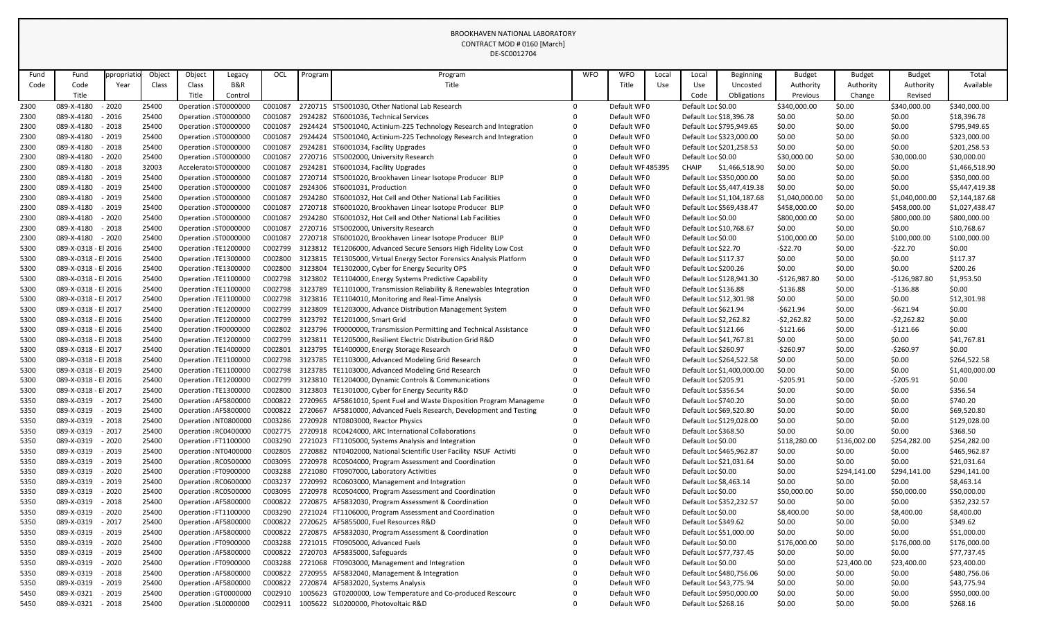BROOKHAVEN NATIONAL LABORATORY
CONTRACT MOD # 0160 [March]
DE-SC0012704

| Fund Code | Fund Code Title | Appropriation Year | Object Class | Object Class Title | Legacy B&R Control | OCL | Program | Program Title | WFO | WFO Title | Local Use | Local Use Code | Beginning Uncosted Obligations | Budget Authority Previous | Budget Authority Change | Budget Authority Revised | Total Available |
|---|---|---|---|---|---|---|---|---|---|---|---|---|---|---|---|---|---|
| 2300 | 089-X-4180 | - 2020 | 25400 | Operation : | ST0000000 | C001087 | 2720715 | ST5001030, Other National Lab Research | 0 | Default WF | 0 | Default Loc | $0.00 | $340,000.00 | $0.00 | $340,000.00 | $340,000.00 |
| 2300 | 089-X-4180 | - 2016 | 25400 | Operation : | ST0000000 | C001087 | 2924282 | ST6001036, Technical Services | 0 | Default WF | 0 | Default Loc | $18,396.78 | $0.00 | $0.00 | $0.00 | $18,396.78 |
| 2300 | 089-X-4180 | - 2018 | 25400 | Operation : | ST0000000 | C001087 | 2924424 | ST5001040, Actinium-225 Technology Research and Integration | 0 | Default WF | 0 | Default Loc | $795,949.65 | $0.00 | $0.00 | $0.00 | $795,949.65 |
| 2300 | 089-X-4180 | - 2019 | 25400 | Operation : | ST0000000 | C001087 | 2924424 | ST5001040, Actinium-225 Technology Research and Integration | 0 | Default WF | 0 | Default Loc | $323,000.00 | $0.00 | $0.00 | $0.00 | $323,000.00 |
| 2300 | 089-X-4180 | - 2018 | 25400 | Operation : | ST0000000 | C001087 | 2924281 | ST6001034, Facility Upgrades | 0 | Default WF | 0 | Default Loc | $201,258.53 | $0.00 | $0.00 | $0.00 | $201,258.53 |
| 2300 | 089-X-4180 | - 2020 | 25400 | Operation : | ST0000000 | C001087 | 2720716 | ST5002000, University Research | 0 | Default WF | 0 | Default Loc | $0.00 | $30,000.00 | $0.00 | $30,000.00 | $30,000.00 |
| 2300 | 089-X-4180 | - 2018 | 32003 | Accelerator | ST0000000 | C001087 | 2924281 | ST6001034, Facility Upgrades | 0 | Default WF | 485395 | CHAIP | $1,466,518.90 | $0.00 | $0.00 | $0.00 | $1,466,518.90 |
| 2300 | 089-X-4180 | - 2019 | 25400 | Operation : | ST0000000 | C001087 | 2720714 | ST5001020, Brookhaven Linear Isotope Producer BLIP | 0 | Default WF | 0 | Default Loc | $350,000.00 | $0.00 | $0.00 | $0.00 | $350,000.00 |
| 2300 | 089-X-4180 | - 2019 | 25400 | Operation : | ST0000000 | C001087 | 2924306 | ST6001031, Production | 0 | Default WF | 0 | Default Loc | $5,447,419.38 | $0.00 | $0.00 | $0.00 | $5,447,419.38 |
| 2300 | 089-X-4180 | - 2019 | 25400 | Operation : | ST0000000 | C001087 | 2924280 | ST6001032, Hot Cell and Other National Lab Facilities | 0 | Default WF | 0 | Default Loc | $1,104,187.68 | $1,040,000.00 | $0.00 | $1,040,000.00 | $2,144,187.68 |
| 2300 | 089-X-4180 | - 2019 | 25400 | Operation : | ST0000000 | C001087 | 2720718 | ST6001020, Brookhaven Linear Isotope Producer BLIP | 0 | Default WF | 0 | Default Loc | $569,438.47 | $458,000.00 | $0.00 | $458,000.00 | $1,027,438.47 |
| 2300 | 089-X-4180 | - 2020 | 25400 | Operation : | ST0000000 | C001087 | 2924280 | ST6001032, Hot Cell and Other National Lab Facilities | 0 | Default WF | 0 | Default Loc | $0.00 | $800,000.00 | $0.00 | $800,000.00 | $800,000.00 |
| 2300 | 089-X-4180 | - 2018 | 25400 | Operation : | ST0000000 | C001087 | 2720716 | ST5002000, University Research | 0 | Default WF | 0 | Default Loc | $10,768.67 | $0.00 | $0.00 | $0.00 | $10,768.67 |
| 2300 | 089-X-4180 | - 2020 | 25400 | Operation : | ST0000000 | C001087 | 2720718 | ST6001020, Brookhaven Linear Isotope Producer BLIP | 0 | Default WF | 0 | Default Loc | $0.00 | $100,000.00 | $0.00 | $100,000.00 | $100,000.00 |
| 5300 | 089-X-0318 - El 2016 | | 25400 | Operation : | TE1200000 | C002799 | 3123812 | TE1206000, Advanced Secure Sensors High Fidelity Low Cost | 0 | Default WF | 0 | Default Loc | $22.70 | -$22.70 | $0.00 | -$22.70 | $0.00 |
| 5300 | 089-X-0318 - El 2016 | | 25400 | Operation : | TE1300000 | C002800 | 3123815 | TE1305000, Virtual Energy Sector Forensics Analysis Platform | 0 | Default WF | 0 | Default Loc | $117.37 | $0.00 | $0.00 | $0.00 | $117.37 |
| 5300 | 089-X-0318 - El 2016 | | 25400 | Operation : | TE1300000 | C002800 | 3123804 | TE1302000, Cyber for Energy Security OPS | 0 | Default WF | 0 | Default Loc | $200.26 | $0.00 | $0.00 | $0.00 | $200.26 |
| 5300 | 089-X-0318 - El 2016 | | 25400 | Operation : | TE1100000 | C002798 | 3123802 | TE1104000, Energy Systems Predictive Capability | 0 | Default WF | 0 | Default Loc | $128,941.30 | -$126,987.80 | $0.00 | -$126,987.80 | $1,953.50 |
| 5300 | 089-X-0318 - El 2016 | | 25400 | Operation : | TE1100000 | C002798 | 3123789 | TE1101000, Transmission Reliability & Renewables Integration | 0 | Default WF | 0 | Default Loc | $136.88 | -$136.88 | $0.00 | -$136.88 | $0.00 |
| 5300 | 089-X-0318 - El 2017 | | 25400 | Operation : | TE1100000 | C002798 | 3123816 | TE1104010, Monitoring and Real-Time Analysis | 0 | Default WF | 0 | Default Loc | $12,301.98 | $0.00 | $0.00 | $0.00 | $12,301.98 |
| 5300 | 089-X-0318 - El 2017 | | 25400 | Operation : | TE1200000 | C002799 | 3123809 | TE1203000, Advance Distribution Management System | 0 | Default WF | 0 | Default Loc | $621.94 | -$621.94 | $0.00 | -$621.94 | $0.00 |
| 5300 | 089-X-0318 - El 2016 | | 25400 | Operation : | TE1200000 | C002799 | 3123792 | TE1201000, Smart Grid | 0 | Default WF | 0 | Default Loc | $2,262.82 | -$2,262.82 | $0.00 | -$2,262.82 | $0.00 |
| 5300 | 089-X-0318 - El 2016 | | 25400 | Operation : | TF0000000 | C002802 | 3123796 | TF0000000, Transmission Permitting and Technical Assistance | 0 | Default WF | 0 | Default Loc | $121.66 | -$121.66 | $0.00 | -$121.66 | $0.00 |
| 5300 | 089-X-0318 - El 2018 | | 25400 | Operation : | TE1200000 | C002799 | 3123811 | TE1205000, Resilient Electric Distribution Grid R&D | 0 | Default WF | 0 | Default Loc | $41,767.81 | $0.00 | $0.00 | $0.00 | $41,767.81 |
| 5300 | 089-X-0318 - El 2017 | | 25400 | Operation : | TE1400000 | C002801 | 3123795 | TE1400000, Energy Storage Research | 0 | Default WF | 0 | Default Loc | $260.97 | -$260.97 | $0.00 | -$260.97 | $0.00 |
| 5300 | 089-X-0318 - El 2018 | | 25400 | Operation : | TE1100000 | C002798 | 3123785 | TE1103000, Advanced Modeling Grid Research | 0 | Default WF | 0 | Default Loc | $264,522.58 | $0.00 | $0.00 | $0.00 | $264,522.58 |
| 5300 | 089-X-0318 - El 2019 | | 25400 | Operation : | TE1100000 | C002798 | 3123785 | TE1103000, Advanced Modeling Grid Research | 0 | Default WF | 0 | Default Loc | $1,400,000.00 | $0.00 | $0.00 | $0.00 | $1,400,000.00 |
| 5300 | 089-X-0318 - El 2016 | | 25400 | Operation : | TE1200000 | C002799 | 3123810 | TE1204000, Dynamic Controls & Communications | 0 | Default WF | 0 | Default Loc | $205.91 | -$205.91 | $0.00 | -$205.91 | $0.00 |
| 5300 | 089-X-0318 - El 2017 | | 25400 | Operation : | TE1300000 | C002800 | 3123803 | TE1301000, Cyber for Energy Security R&D | 0 | Default WF | 0 | Default Loc | $356.54 | $0.00 | $0.00 | $0.00 | $356.54 |
| 5350 | 089-X-0319 | - 2017 | 25400 | Operation : | AF5800000 | C000822 | 2720965 | AF5861010, Spent Fuel and Waste Disposition Program Manageme | 0 | Default WF | 0 | Default Loc | $740.20 | $0.00 | $0.00 | $0.00 | $740.20 |
| 5350 | 089-X-0319 | - 2019 | 25400 | Operation : | AF5800000 | C000822 | 2720667 | AF5810000, Advanced Fuels Research, Development and Testing | 0 | Default WF | 0 | Default Loc | $69,520.80 | $0.00 | $0.00 | $0.00 | $69,520.80 |
| 5350 | 089-X-0319 | - 2018 | 25400 | Operation : | NT0800000 | C003286 | 2720928 | NT0803000, Reactor Physics | 0 | Default WF | 0 | Default Loc | $129,028.00 | $0.00 | $0.00 | $0.00 | $129,028.00 |
| 5350 | 089-X-0319 | - 2017 | 25400 | Operation : | RC0400000 | C002775 | 2720918 | RC0424000, ARC International Collaborations | 0 | Default WF | 0 | Default Loc | $368.50 | $0.00 | $0.00 | $0.00 | $368.50 |
| 5350 | 089-X-0319 | - 2020 | 25400 | Operation : | FT1100000 | C003290 | 2721023 | FT1105000, Systems Analysis and Integration | 0 | Default WF | 0 | Default Loc | $0.00 | $118,280.00 | $136,002.00 | $254,282.00 | $254,282.00 |
| 5350 | 089-X-0319 | - 2019 | 25400 | Operation : | NT0400000 | C002805 | 2720882 | NT0402000, National Scientific User Facility NSUF Activiti | 0 | Default WF | 0 | Default Loc | $465,962.87 | $0.00 | $0.00 | $0.00 | $465,962.87 |
| 5350 | 089-X-0319 | - 2019 | 25400 | Operation : | RC0500000 | C003095 | 2720978 | RC0504000, Program Assessment and Coordination | 0 | Default WF | 0 | Default Loc | $21,031.64 | $0.00 | $0.00 | $0.00 | $21,031.64 |
| 5350 | 089-X-0319 | - 2020 | 25400 | Operation : | FT0900000 | C003288 | 2721080 | FT0907000, Laboratory Activities | 0 | Default WF | 0 | Default Loc | $0.00 | $0.00 | $294,141.00 | $294,141.00 | $294,141.00 |
| 5350 | 089-X-0319 | - 2019 | 25400 | Operation : | RC0600000 | C003237 | 2720992 | RC0603000, Management and Integration | 0 | Default WF | 0 | Default Loc | $8,463.14 | $0.00 | $0.00 | $0.00 | $8,463.14 |
| 5350 | 089-X-0319 | - 2020 | 25400 | Operation : | RC0500000 | C003095 | 2720978 | RC0504000, Program Assessment and Coordination | 0 | Default WF | 0 | Default Loc | $0.00 | $50,000.00 | $0.00 | $50,000.00 | $50,000.00 |
| 5350 | 089-X-0319 | - 2018 | 25400 | Operation : | AF5800000 | C000822 | 2720875 | AF5832030, Program Assessment & Coordination | 0 | Default WF | 0 | Default Loc | $352,232.57 | $0.00 | $0.00 | $0.00 | $352,232.57 |
| 5350 | 089-X-0319 | - 2020 | 25400 | Operation : | FT1100000 | C003290 | 2721024 | FT1106000, Program Assessment and Coordination | 0 | Default WF | 0 | Default Loc | $0.00 | $8,400.00 | $0.00 | $8,400.00 | $8,400.00 |
| 5350 | 089-X-0319 | - 2017 | 25400 | Operation : | AF5800000 | C000822 | 2720625 | AF5855000, Fuel Resources R&D | 0 | Default WF | 0 | Default Loc | $349.62 | $0.00 | $0.00 | $0.00 | $349.62 |
| 5350 | 089-X-0319 | - 2019 | 25400 | Operation : | AF5800000 | C000822 | 2720875 | AF5832030, Program Assessment & Coordination | 0 | Default WF | 0 | Default Loc | $51,000.00 | $0.00 | $0.00 | $0.00 | $51,000.00 |
| 5350 | 089-X-0319 | - 2020 | 25400 | Operation : | FT0900000 | C003288 | 2721015 | FT0905000, Advanced Fuels | 0 | Default WF | 0 | Default Loc | $0.00 | $176,000.00 | $0.00 | $176,000.00 | $176,000.00 |
| 5350 | 089-X-0319 | - 2019 | 25400 | Operation : | AF5800000 | C000822 | 2720703 | AF5835000, Safeguards | 0 | Default WF | 0 | Default Loc | $77,737.45 | $0.00 | $0.00 | $0.00 | $77,737.45 |
| 5350 | 089-X-0319 | - 2020 | 25400 | Operation : | FT0900000 | C003288 | 2721068 | FT0903000, Management and Integration | 0 | Default WF | 0 | Default Loc | $0.00 | $0.00 | $23,400.00 | $23,400.00 | $23,400.00 |
| 5350 | 089-X-0319 | - 2018 | 25400 | Operation : | AF5800000 | C000822 | 2720955 | AF5832040, Management & Integration | 0 | Default WF | 0 | Default Loc | $480,756.06 | $0.00 | $0.00 | $0.00 | $480,756.06 |
| 5350 | 089-X-0319 | - 2019 | 25400 | Operation : | AF5800000 | C000822 | 2720874 | AF5832020, Systems Analysis | 0 | Default WF | 0 | Default Loc | $43,775.94 | $0.00 | $0.00 | $0.00 | $43,775.94 |
| 5450 | 089-X-0321 | - 2019 | 25400 | Operation : | GT0000000 | C002910 | 1005623 | GT0200000, Low Temperature and Co-produced Rescourc | 0 | Default WF | 0 | Default Loc | $950,000.00 | $0.00 | $0.00 | $0.00 | $950,000.00 |
| 5450 | 089-X-0321 | - 2018 | 25400 | Operation : | SL0000000 | C002911 | 1005622 | SL0200000, Photovoltaic R&D | 0 | Default WF | 0 | Default Loc | $268.16 | $0.00 | $0.00 | $0.00 | $268.16 |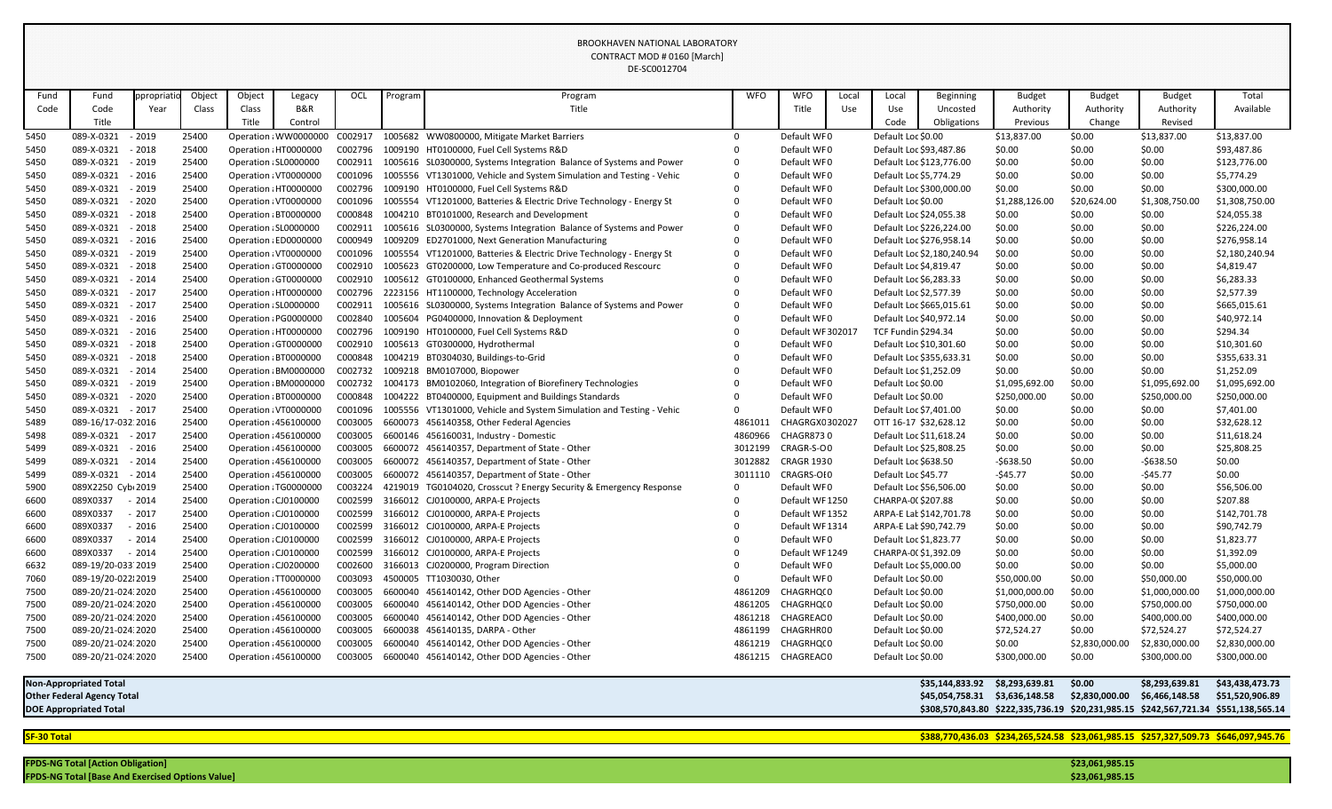BROOKHAVEN NATIONAL LABORATORY
CONTRACT MOD # 0160 [March]
DE-SC0012704

| Fund Code | Fund Code Title | Appropriation Year | Object Class | Object Class Title | Legacy B&R Control | OCL | Program | Program Title | WFO | WFO Title | Local Use | Local Use Code | Beginning Uncosted Obligations | Budget Authority Previous | Budget Authority Change | Budget Authority Revised | Total Available |
|---|---|---|---|---|---|---|---|---|---|---|---|---|---|---|---|---|---|
| 5450 | 089-X-0321 | - 2019 | 25400 | Operation | WW0000000 | C002917 | 1005682 | WW0800000, Mitigate Market Barriers | 0 | Default WF | 0 | Default Loc | $0.00 | $13,837.00 | $0.00 | $13,837.00 | $13,837.00 |
| 5450 | 089-X-0321 | - 2018 | 25400 | Operation | HT0000000 | C002796 | 1009190 | HT0100000, Fuel Cell Systems R&D | 0 | Default WF | 0 | Default Loc | $93,487.86 | $0.00 | $0.00 | $0.00 | $93,487.86 |
| 5450 | 089-X-0321 | - 2019 | 25400 | Operation | SL0000000 | C002911 | 1005616 | SL0300000, Systems Integration Balance of Systems and Power | 0 | Default WF | 0 | Default Loc | $123,776.00 | $0.00 | $0.00 | $0.00 | $123,776.00 |
| 5450 | 089-X-0321 | - 2016 | 25400 | Operation | VT0000000 | C001096 | 1005556 | VT1301000, Vehicle and System Simulation and Testing - Vehic | 0 | Default WF | 0 | Default Loc | $5,774.29 | $0.00 | $0.00 | $0.00 | $5,774.29 |
| 5450 | 089-X-0321 | - 2019 | 25400 | Operation | HT0000000 | C002796 | 1009190 | HT0100000, Fuel Cell Systems R&D | 0 | Default WF | 0 | Default Loc | $300,000.00 | $0.00 | $0.00 | $0.00 | $300,000.00 |
| 5450 | 089-X-0321 | - 2020 | 25400 | Operation | VT0000000 | C001096 | 1005554 | VT1201000, Batteries & Electric Drive Technology - Energy St | 0 | Default WF | 0 | Default Loc | $0.00 | $1,288,126.00 | $20,624.00 | $1,308,750.00 | $1,308,750.00 |
| 5450 | 089-X-0321 | - 2018 | 25400 | Operation | BT0000000 | C000848 | 1004210 | BT0101000, Research and Development | 0 | Default WF | 0 | Default Loc | $24,055.38 | $0.00 | $0.00 | $0.00 | $24,055.38 |
| 5450 | 089-X-0321 | - 2018 | 25400 | Operation | SL0000000 | C002911 | 1005616 | SL0300000, Systems Integration Balance of Systems and Power | 0 | Default WF | 0 | Default Loc | $226,224.00 | $0.00 | $0.00 | $0.00 | $226,224.00 |
| 5450 | 089-X-0321 | - 2016 | 25400 | Operation | ED0000000 | C000949 | 1009209 | ED2701000, Next Generation Manufacturing | 0 | Default WF | 0 | Default Loc | $276,958.14 | $0.00 | $0.00 | $0.00 | $276,958.14 |
| 5450 | 089-X-0321 | - 2019 | 25400 | Operation | VT0000000 | C001096 | 1005554 | VT1201000, Batteries & Electric Drive Technology - Energy St | 0 | Default WF | 0 | Default Loc | $2,180,240.94 | $0.00 | $0.00 | $0.00 | $2,180,240.94 |
| 5450 | 089-X-0321 | - 2018 | 25400 | Operation | GT0000000 | C002910 | 1005623 | GT0200000, Low Temperature and Co-produced Rescourc | 0 | Default WF | 0 | Default Loc | $4,819.47 | $0.00 | $0.00 | $0.00 | $4,819.47 |
| 5450 | 089-X-0321 | - 2014 | 25400 | Operation | GT0000000 | C002910 | 1005612 | GT0100000, Enhanced Geothermal Systems | 0 | Default WF | 0 | Default Loc | $6,283.33 | $0.00 | $0.00 | $0.00 | $6,283.33 |
| 5450 | 089-X-0321 | - 2017 | 25400 | Operation | HT0000000 | C002796 | 2223156 | HT1100000, Technology Acceleration | 0 | Default WF | 0 | Default Loc | $2,577.39 | $0.00 | $0.00 | $0.00 | $2,577.39 |
| 5450 | 089-X-0321 | - 2017 | 25400 | Operation | SL0000000 | C002911 | 1005616 | SL0300000, Systems Integration Balance of Systems and Power | 0 | Default WF | 0 | Default Loc | $665,015.61 | $0.00 | $0.00 | $0.00 | $665,015.61 |
| 5450 | 089-X-0321 | - 2016 | 25400 | Operation | PG0000000 | C002840 | 1005604 | PG0400000, Innovation & Deployment | 0 | Default WF | 0 | Default Loc | $40,972.14 | $0.00 | $0.00 | $0.00 | $40,972.14 |
| 5450 | 089-X-0321 | - 2016 | 25400 | Operation | HT0000000 | C002796 | 1009190 | HT0100000, Fuel Cell Systems R&D | 0 | Default WF | 302017 | TCF Fundin | $294.34 | $0.00 | $0.00 | $0.00 | $294.34 |
| 5450 | 089-X-0321 | - 2018 | 25400 | Operation | GT0000000 | C002910 | 1005613 | GT0300000, Hydrothermal | 0 | Default WF | 0 | Default Loc | $10,301.60 | $0.00 | $0.00 | $0.00 | $10,301.60 |
| 5450 | 089-X-0321 | - 2018 | 25400 | Operation | BT0000000 | C000848 | 1004219 | BT0304030, Buildings-to-Grid | 0 | Default WF | 0 | Default Loc | $355,633.31 | $0.00 | $0.00 | $0.00 | $355,633.31 |
| 5450 | 089-X-0321 | - 2014 | 25400 | Operation | BM0000000 | C002732 | 1009218 | BM0107000, Biopower | 0 | Default WF | 0 | Default Loc | $1,252.09 | $0.00 | $0.00 | $0.00 | $1,252.09 |
| 5450 | 089-X-0321 | - 2019 | 25400 | Operation | BM0000000 | C002732 | 1004173 | BM0102060, Integration of Biorefinery Technologies | 0 | Default WF | 0 | Default Loc | $0.00 | $1,095,692.00 | $0.00 | $1,095,692.00 | $1,095,692.00 |
| 5450 | 089-X-0321 | - 2020 | 25400 | Operation | BT0000000 | C000848 | 1004222 | BT0400000, Equipment and Buildings Standards | 0 | Default WF | 0 | Default Loc | $0.00 | $250,000.00 | $0.00 | $250,000.00 | $250,000.00 |
| 5450 | 089-X-0321 | - 2017 | 25400 | Operation | VT0000000 | C001096 | 1005556 | VT1301000, Vehicle and System Simulation and Testing - Vehic | 0 | Default WF | 0 | Default Loc | $7,401.00 | $0.00 | $0.00 | $0.00 | $7,401.00 |
| 5489 | 089-16/17-032 | 2016 | 25400 | Operation | 456100000 | C003005 | 6600073 | 456140358, Other Federal Agencies | 4861011 | CHAGRGX0 | 302027 | OTT 16-17 | $32,628.12 | $0.00 | $0.00 | $0.00 | $32,628.12 |
| 5498 | 089-X-0321 | - 2017 | 25400 | Operation | 456100000 | C003005 | 6600146 | 456160031, Industry - Domestic | 4860966 | CHAGR873 | 0 | Default Loc | $11,618.24 | $0.00 | $0.00 | $0.00 | $11,618.24 |
| 5499 | 089-X-0321 | - 2016 | 25400 | Operation | 456100000 | C003005 | 6600072 | 456140357, Department of State - Other | 3012199 | CRAGR-S-O | 0 | Default Loc | $25,808.25 | $0.00 | $0.00 | $0.00 | $25,808.25 |
| 5499 | 089-X-0321 | - 2014 | 25400 | Operation | 456100000 | C003005 | 6600072 | 456140357, Department of State - Other | 3012882 | CRAGR 193 | 0 | Default Loc | $638.50 | -$638.50 | $0.00 | -$638.50 | $0.00 |
| 5499 | 089-X-0321 | - 2014 | 25400 | Operation | 456100000 | C003005 | 6600072 | 456140357, Department of State - Other | 3011110 | CRAGRS-OI | 0 | Default Loc | $45.77 | -$45.77 | $0.00 | -$45.77 | $0.00 |
| 5900 | 089X2250 | Cyb 2019 | 25400 | Operation | TG0000000 | C003224 | 4219019 | TG0104020, Crosscut ? Energy Security & Emergency Response | 0 | Default WF | 0 | Default Loc | $56,506.00 | $0.00 | $0.00 | $0.00 | $56,506.00 |
| 6600 | 089X0337 | - 2014 | 25400 | Operation | CJ0100000 | C002599 | 3166012 | CJ0100000, ARPA-E Projects | 0 | Default WF | 1250 | CHARPA-0 | $207.88 | $0.00 | $0.00 | $0.00 | $207.88 |
| 6600 | 089X0337 | - 2017 | 25400 | Operation | CJ0100000 | C002599 | 3166012 | CJ0100000, ARPA-E Projects | 0 | Default WF | 1352 | ARPA-E Lab | $142,701.78 | $0.00 | $0.00 | $0.00 | $142,701.78 |
| 6600 | 089X0337 | - 2016 | 25400 | Operation | CJ0100000 | C002599 | 3166012 | CJ0100000, ARPA-E Projects | 0 | Default WF | 1314 | ARPA-E Lab | $90,742.79 | $0.00 | $0.00 | $0.00 | $90,742.79 |
| 6600 | 089X0337 | - 2014 | 25400 | Operation | CJ0100000 | C002599 | 3166012 | CJ0100000, ARPA-E Projects | 0 | Default WF | 0 | Default Loc | $1,823.77 | $0.00 | $0.00 | $0.00 | $1,823.77 |
| 6600 | 089X0337 | - 2014 | 25400 | Operation | CJ0100000 | C002599 | 3166012 | CJ0100000, ARPA-E Projects | 0 | Default WF | 1249 | CHARPA-0 | $1,392.09 | $0.00 | $0.00 | $0.00 | $1,392.09 |
| 6632 | 089-19/20-033 | 2019 | 25400 | Operation | CJ0200000 | C002600 | 3166013 | CJ0200000, Program Direction | 0 | Default WF | 0 | Default Loc | $5,000.00 | $0.00 | $0.00 | $0.00 | $5,000.00 |
| 7060 | 089-19/20-022 | 2019 | 25400 | Operation | TT0000000 | C003093 | 4500005 | TT1030030, Other | 0 | Default WF | 0 | Default Loc | $0.00 | $50,000.00 | $0.00 | $50,000.00 | $50,000.00 |
| 7500 | 089-20/21-024 | 2020 | 25400 | Operation | 456100000 | C003005 | 6600040 | 456140142, Other DOD Agencies - Other | 4861209 | CHAGRHQ | 0 | Default Loc | $0.00 | $1,000,000.00 | $0.00 | $1,000,000.00 | $1,000,000.00 |
| 7500 | 089-20/21-024 | 2020 | 25400 | Operation | 456100000 | C003005 | 6600040 | 456140142, Other DOD Agencies - Other | 4861205 | CHAGRHQ | 0 | Default Loc | $0.00 | $750,000.00 | $0.00 | $750,000.00 | $750,000.00 |
| 7500 | 089-20/21-024 | 2020 | 25400 | Operation | 456100000 | C003005 | 6600040 | 456140142, Other DOD Agencies - Other | 4861218 | CHAGREAC | 0 | Default Loc | $0.00 | $400,000.00 | $0.00 | $400,000.00 | $400,000.00 |
| 7500 | 089-20/21-024 | 2020 | 25400 | Operation | 456100000 | C003005 | 6600038 | 456140135, DARPA - Other | 4861199 | CHAGRHR | 0 | Default Loc | $0.00 | $72,524.27 | $0.00 | $72,524.27 | $72,524.27 |
| 7500 | 089-20/21-024 | 2020 | 25400 | Operation | 456100000 | C003005 | 6600040 | 456140142, Other DOD Agencies - Other | 4861219 | CHAGRHQ | 0 | Default Loc | $0.00 | $0.00 | $2,830,000.00 | $2,830,000.00 | $2,830,000.00 |
| 7500 | 089-20/21-024 | 2020 | 25400 | Operation | 456100000 | C003005 | 6600040 | 456140142, Other DOD Agencies - Other | 4861215 | CHAGREAC | 0 | Default Loc | $0.00 | $300,000.00 | $0.00 | $300,000.00 | $300,000.00 |
| **Non-Appropriated Total** | | | | | | | | | | | | | $35,144,833.92 | $8,293,639.81 | $0.00 | $8,293,639.81 | $43,438,473.73 |
| **Other Federal Agency Total** | | | | | | | | | | | | | $45,054,758.31 | $3,636,148.58 | $2,830,000.00 | $6,466,148.58 | $51,520,906.89 |
| **DOE Appropriated Total** | | | | | | | | | | | | | $308,570,843.80 | $222,335,736.19 | $20,231,985.15 | $242,567,721.34 | $551,138,565.14 |
| **SF-30 Total** | | | | | | | | | | | | | $388,770,436.03 | $234,265,524.58 | $23,061,985.15 | $257,327,509.73 | $646,097,945.76 |

| | |
|---|---|
| **FPDS-NG Total [Action Obligation]** | $23,061,985.15 |
| **FPDS-NG Total [Base And Exercised Options Value]** | $23,061,985.15 |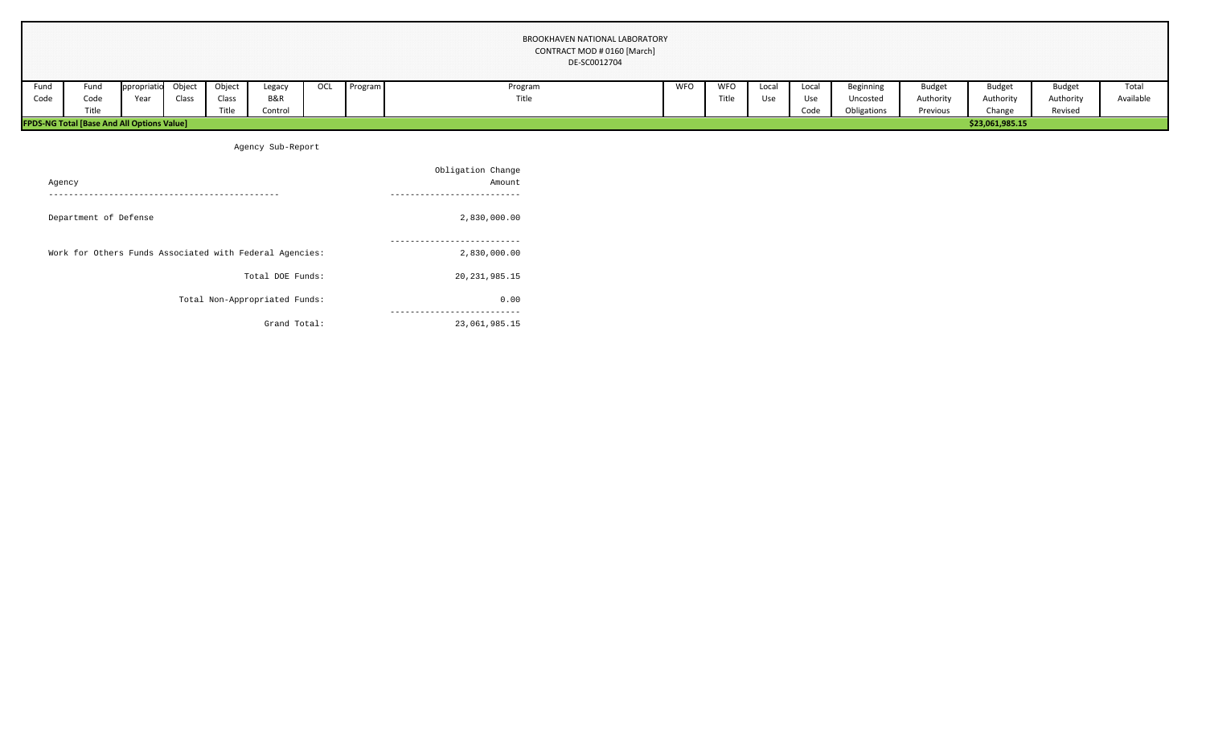BROOKHAVEN NATIONAL LABORATORY
CONTRACT MOD # 0160 [March]
DE-SC0012704

| Fund Code | Fund Code Title | ppropriatio Year | Object Class | Object Class Title | Legacy B&R Control | OCL | Program | Program Title | WFO | WFO Title | Local Use | Local Use Code | Beginning Uncosted Obligations | Budget Authority Previous | Budget Authority Change | Budget Authority Revised | Total Available |
|---|---|---|---|---|---|---|---|---|---|---|---|---|---|---|---|---|---|
| **FPDS-NG Total [Base And All Options Value]** | | | | | | | | | | | | | | | **$23,061,985.15** | | |

Agency Sub-Report

| Agency | Obligation Change Amount |
|---|---|
| Department of Defense | 2,830,000.00 |
| Work for Others Funds Associated with Federal Agencies: | 2,830,000.00 |
| Total DOE Funds: | 20,231,985.15 |
| Total Non-Appropriated Funds: | 0.00 |
| Grand Total: | 23,061,985.15 |